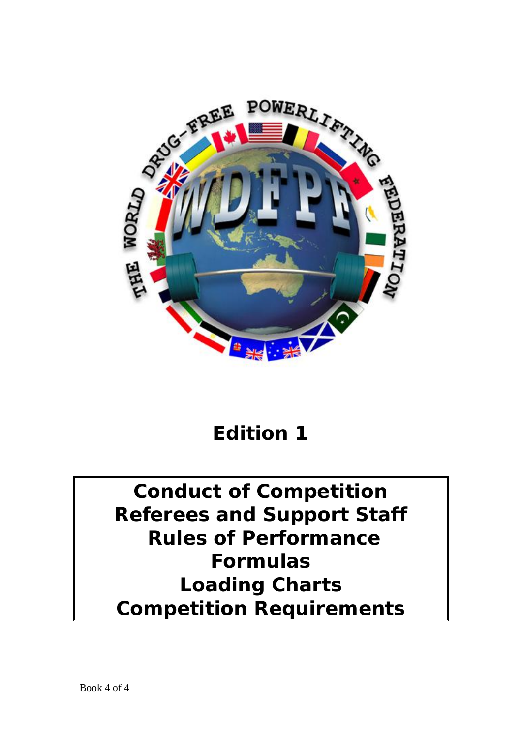# Edition 1

**Conduct of Competition**
**Referees and Support Staff**
**Rules of Performance**
**Formulas**
**Loading Charts**
**Competition Requirements**

Book 4 of 4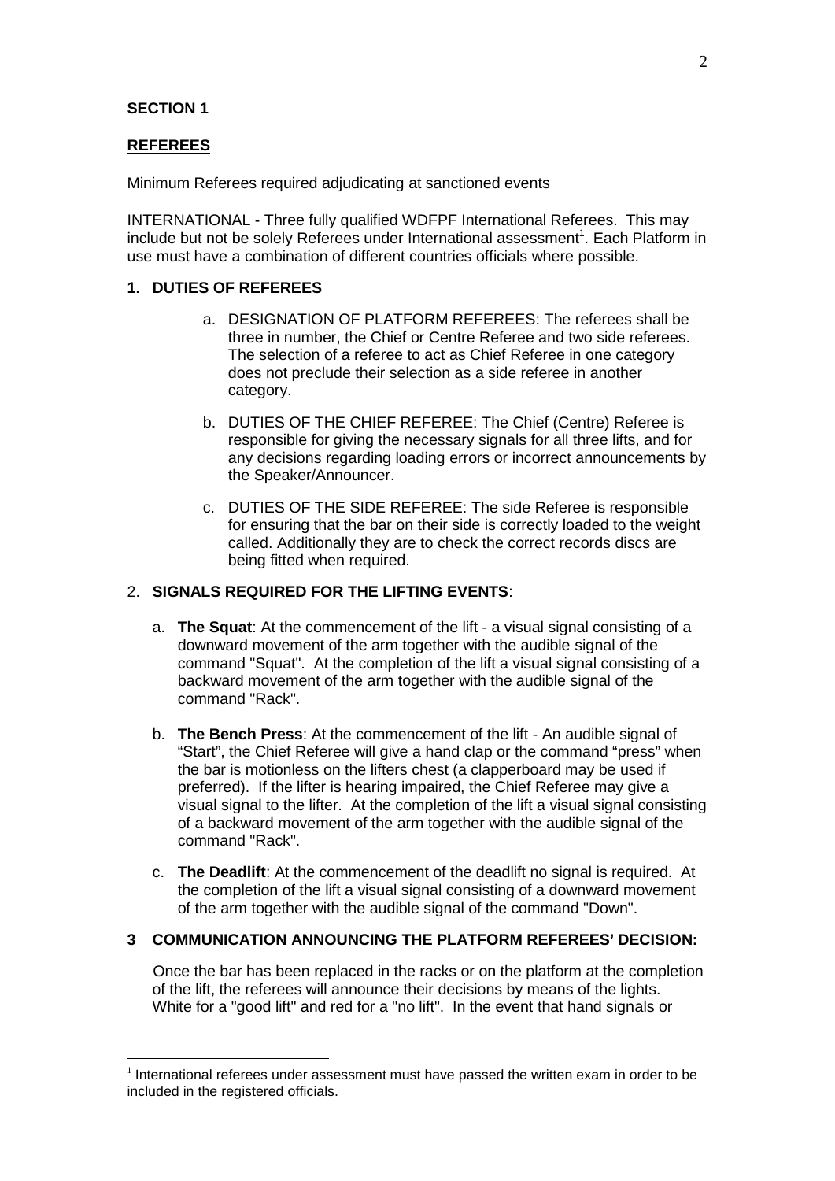**SECTION 1**

**REFEREES**

Minimum Referees required adjudicating at sanctioned events

INTERNATIONAL - Three fully qualified WDFPF International Referees. This may include but not be solely Referees under International assessment[1]. Each Platform in use must have a combination of different countries officials where possible.

**1. DUTIES OF REFEREES**

a. DESIGNATION OF PLATFORM REFEREES: The referees shall be three in number, the Chief or Centre Referee and two side referees. The selection of a referee to act as Chief Referee in one category does not preclude their selection as a side referee in another category.

b. DUTIES OF THE CHIEF REFEREE: The Chief (Centre) Referee is responsible for giving the necessary signals for all three lifts, and for any decisions regarding loading errors or incorrect announcements by the Speaker/Announcer.

c. DUTIES OF THE SIDE REFEREE: The side Referee is responsible for ensuring that the bar on their side is correctly loaded to the weight called. Additionally they are to check the correct records discs are being fitted when required.

2. **SIGNALS REQUIRED FOR THE LIFTING EVENTS**:

a. **The Squat**: At the commencement of the lift - a visual signal consisting of a downward movement of the arm together with the audible signal of the command "Squat". At the completion of the lift a visual signal consisting of a backward movement of the arm together with the audible signal of the command "Rack".

b. **The Bench Press**: At the commencement of the lift - An audible signal of "Start", the Chief Referee will give a hand clap or the command "press" when the bar is motionless on the lifters chest (a clapperboard may be used if preferred). If the lifter is hearing impaired, the Chief Referee may give a visual signal to the lifter. At the completion of the lift a visual signal consisting of a backward movement of the arm together with the audible signal of the command "Rack".

c. **The Deadlift**: At the commencement of the deadlift no signal is required. At the completion of the lift a visual signal consisting of a downward movement of the arm together with the audible signal of the command "Down".

**3 COMMUNICATION ANNOUNCING THE PLATFORM REFEREES' DECISION:**

Once the bar has been replaced in the racks or on the platform at the completion of the lift, the referees will announce their decisions by means of the lights. White for a "good lift" and red for a "no lift". In the event that hand signals or

[1] International referees under assessment must have passed the written exam in order to be included in the registered officials.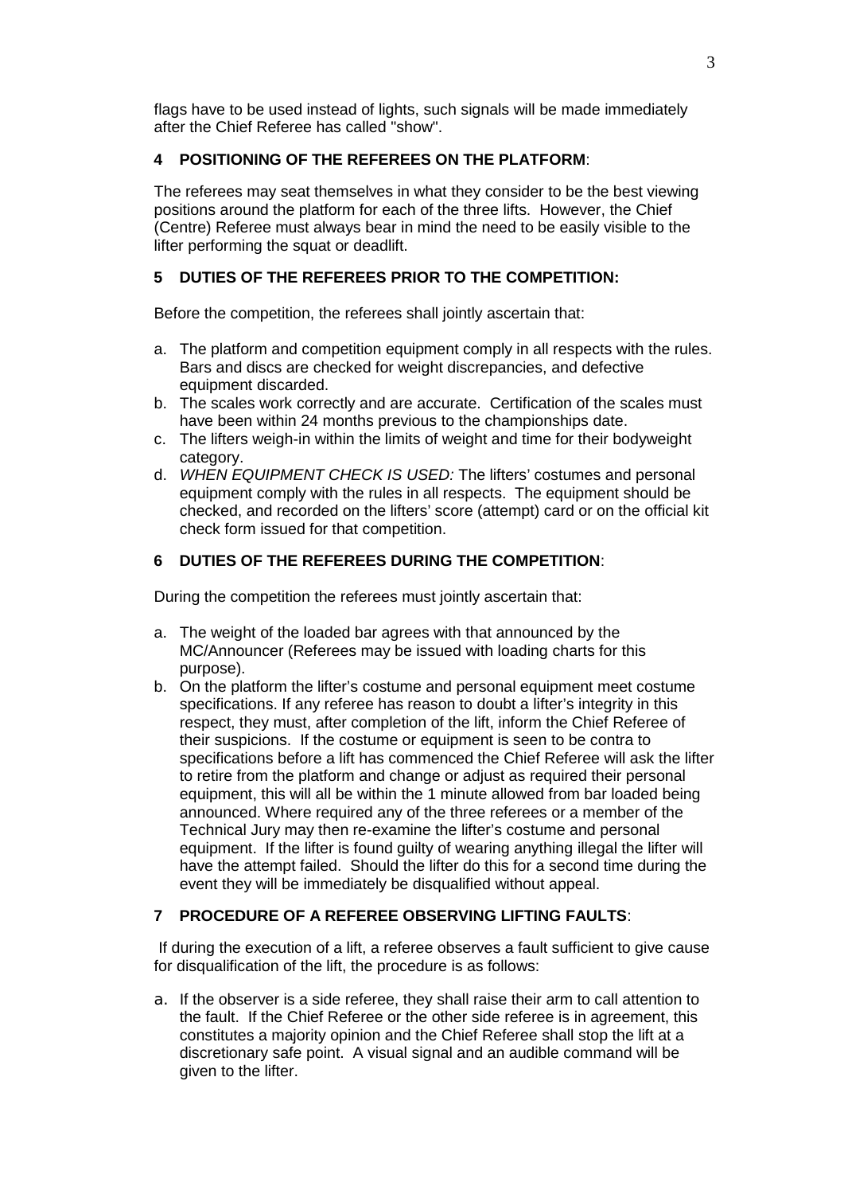flags have to be used instead of lights, such signals will be made immediately after the Chief Referee has called "show".

## 4 POSITIONING OF THE REFEREES ON THE PLATFORM:

The referees may seat themselves in what they consider to be the best viewing positions around the platform for each of the three lifts. However, the Chief (Centre) Referee must always bear in mind the need to be easily visible to the lifter performing the squat or deadlift.

## 5 DUTIES OF THE REFEREES PRIOR TO THE COMPETITION:

Before the competition, the referees shall jointly ascertain that:

a. The platform and competition equipment comply in all respects with the rules. Bars and discs are checked for weight discrepancies, and defective equipment discarded.
b. The scales work correctly and are accurate. Certification of the scales must have been within 24 months previous to the championships date.
c. The lifters weigh-in within the limits of weight and time for their bodyweight category.
d. *WHEN EQUIPMENT CHECK IS USED:* The lifters' costumes and personal equipment comply with the rules in all respects. The equipment should be checked, and recorded on the lifters' score (attempt) card or on the official kit check form issued for that competition.

## 6 DUTIES OF THE REFEREES DURING THE COMPETITION:

During the competition the referees must jointly ascertain that:

a. The weight of the loaded bar agrees with that announced by the MC/Announcer (Referees may be issued with loading charts for this purpose).
b. On the platform the lifter's costume and personal equipment meet costume specifications. If any referee has reason to doubt a lifter's integrity in this respect, they must, after completion of the lift, inform the Chief Referee of their suspicions. If the costume or equipment is seen to be contra to specifications before a lift has commenced the Chief Referee will ask the lifter to retire from the platform and change or adjust as required their personal equipment, this will all be within the 1 minute allowed from bar loaded being announced. Where required any of the three referees or a member of the Technical Jury may then re-examine the lifter's costume and personal equipment. If the lifter is found guilty of wearing anything illegal the lifter will have the attempt failed. Should the lifter do this for a second time during the event they will be immediately be disqualified without appeal.

## 7 PROCEDURE OF A REFEREE OBSERVING LIFTING FAULTS:

If during the execution of a lift, a referee observes a fault sufficient to give cause for disqualification of the lift, the procedure is as follows:

a. If the observer is a side referee, they shall raise their arm to call attention to the fault. If the Chief Referee or the other side referee is in agreement, this constitutes a majority opinion and the Chief Referee shall stop the lift at a discretionary safe point. A visual signal and an audible command will be given to the lifter.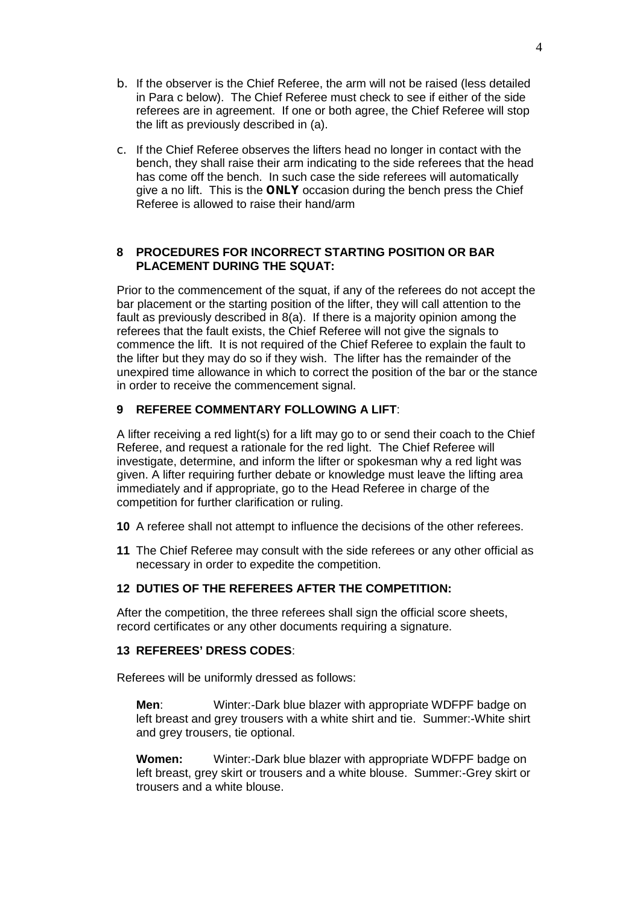b. If the observer is the Chief Referee, the arm will not be raised (less detailed in Para c below). The Chief Referee must check to see if either of the side referees are in agreement. If one or both agree, the Chief Referee will stop the lift as previously described in (a).

c. If the Chief Referee observes the lifters head no longer in contact with the bench, they shall raise their arm indicating to the side referees that the head has come off the bench. In such case the side referees will automatically give a no lift. This is the **ONLY** occasion during the bench press the Chief Referee is allowed to raise their hand/arm

**8 PROCEDURES FOR INCORRECT STARTING POSITION OR BAR PLACEMENT DURING THE SQUAT:**

Prior to the commencement of the squat, if any of the referees do not accept the bar placement or the starting position of the lifter, they will call attention to the fault as previously described in 8(a). If there is a majority opinion among the referees that the fault exists, the Chief Referee will not give the signals to commence the lift. It is not required of the Chief Referee to explain the fault to the lifter but they may do so if they wish. The lifter has the remainder of the unexpired time allowance in which to correct the position of the bar or the stance in order to receive the commencement signal.

**9 REFEREE COMMENTARY FOLLOWING A LIFT**:

A lifter receiving a red light(s) for a lift may go to or send their coach to the Chief Referee, and request a rationale for the red light. The Chief Referee will investigate, determine, and inform the lifter or spokesman why a red light was given. A lifter requiring further debate or knowledge must leave the lifting area immediately and if appropriate, go to the Head Referee in charge of the competition for further clarification or ruling.

**10** A referee shall not attempt to influence the decisions of the other referees.

**11** The Chief Referee may consult with the side referees or any other official as necessary in order to expedite the competition.

**12 DUTIES OF THE REFEREES AFTER THE COMPETITION:**

After the competition, the three referees shall sign the official score sheets, record certificates or any other documents requiring a signature.

**13 REFEREES' DRESS CODES**:

Referees will be uniformly dressed as follows:

**Men**: Winter:-Dark blue blazer with appropriate WDFPF badge on left breast and grey trousers with a white shirt and tie. Summer:-White shirt and grey trousers, tie optional.

**Women:** Winter:-Dark blue blazer with appropriate WDFPF badge on left breast, grey skirt or trousers and a white blouse. Summer:-Grey skirt or trousers and a white blouse.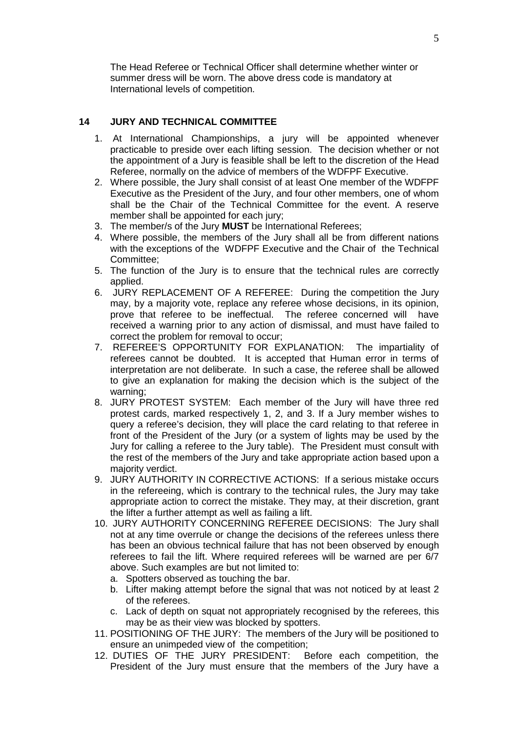The Head Referee or Technical Officer shall determine whether winter or summer dress will be worn. The above dress code is mandatory at International levels of competition.

## 14 JURY AND TECHNICAL COMMITTEE

1. At International Championships, a jury will be appointed whenever practicable to preside over each lifting session. The decision whether or not the appointment of a Jury is feasible shall be left to the discretion of the Head Referee, normally on the advice of members of the WDFPF Executive.
2. Where possible, the Jury shall consist of at least One member of the WDFPF Executive as the President of the Jury, and four other members, one of whom shall be the Chair of the Technical Committee for the event. A reserve member shall be appointed for each jury;
3. The member/s of the Jury **MUST** be International Referees;
4. Where possible, the members of the Jury shall all be from different nations with the exceptions of the WDFPF Executive and the Chair of the Technical Committee;
5. The function of the Jury is to ensure that the technical rules are correctly applied.
6. JURY REPLACEMENT OF A REFEREE: During the competition the Jury may, by a majority vote, replace any referee whose decisions, in its opinion, prove that referee to be ineffectual. The referee concerned will have received a warning prior to any action of dismissal, and must have failed to correct the problem for removal to occur;
7. REFEREE'S OPPORTUNITY FOR EXPLANATION: The impartiality of referees cannot be doubted. It is accepted that Human error in terms of interpretation are not deliberate. In such a case, the referee shall be allowed to give an explanation for making the decision which is the subject of the warning;
8. JURY PROTEST SYSTEM: Each member of the Jury will have three red protest cards, marked respectively 1, 2, and 3. If a Jury member wishes to query a referee's decision, they will place the card relating to that referee in front of the President of the Jury (or a system of lights may be used by the Jury for calling a referee to the Jury table). The President must consult with the rest of the members of the Jury and take appropriate action based upon a majority verdict.
9. JURY AUTHORITY IN CORRECTIVE ACTIONS: If a serious mistake occurs in the refereeing, which is contrary to the technical rules, the Jury may take appropriate action to correct the mistake. They may, at their discretion, grant the lifter a further attempt as well as failing a lift.
10. JURY AUTHORITY CONCERNING REFEREE DECISIONS: The Jury shall not at any time overrule or change the decisions of the referees unless there has been an obvious technical failure that has not been observed by enough referees to fail the lift. Where required referees will be warned are per 6/7 above. Such examples are but not limited to:
    a. Spotters observed as touching the bar.
    b. Lifter making attempt before the signal that was not noticed by at least 2 of the referees.
    c. Lack of depth on squat not appropriately recognised by the referees, this may be as their view was blocked by spotters.
11. POSITIONING OF THE JURY: The members of the Jury will be positioned to ensure an unimpeded view of the competition;
12. DUTIES OF THE JURY PRESIDENT: Before each competition, the President of the Jury must ensure that the members of the Jury have a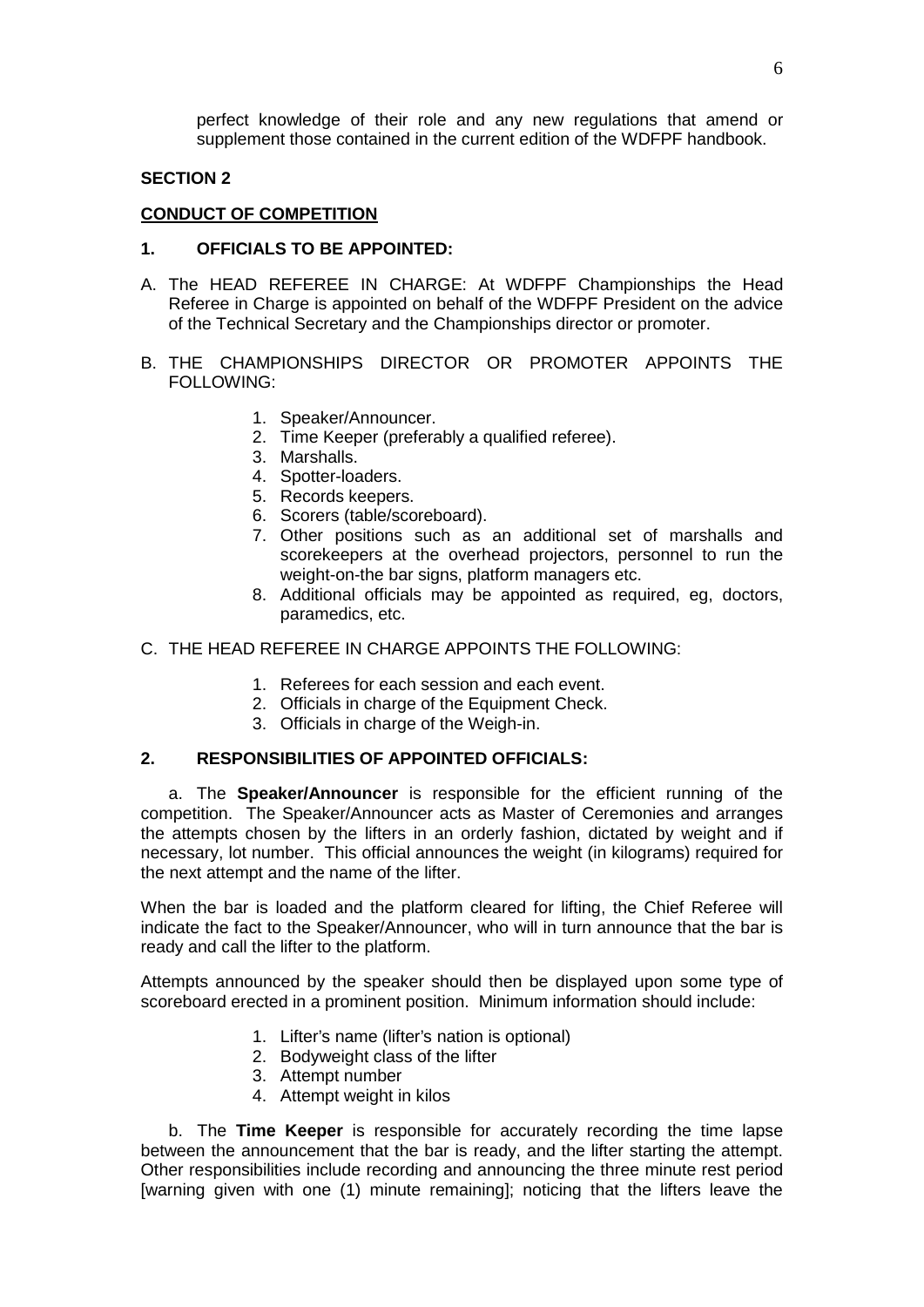perfect knowledge of their role and any new regulations that amend or supplement those contained in the current edition of the WDFPF handbook.

**SECTION 2**

**CONDUCT OF COMPETITION**

**1. OFFICIALS TO BE APPOINTED:**

A. The HEAD REFEREE IN CHARGE: At WDFPF Championships the Head Referee in Charge is appointed on behalf of the WDFPF President on the advice of the Technical Secretary and the Championships director or promoter.

B. THE CHAMPIONSHIPS DIRECTOR OR PROMOTER APPOINTS THE FOLLOWING:

1. Speaker/Announcer.
2. Time Keeper (preferably a qualified referee).
3. Marshalls.
4. Spotter-loaders.
5. Records keepers.
6. Scorers (table/scoreboard).
7. Other positions such as an additional set of marshalls and scorekeepers at the overhead projectors, personnel to run the weight-on-the bar signs, platform managers etc.
8. Additional officials may be appointed as required, eg, doctors, paramedics, etc.

C. THE HEAD REFEREE IN CHARGE APPOINTS THE FOLLOWING:

1. Referees for each session and each event.
2. Officials in charge of the Equipment Check.
3. Officials in charge of the Weigh-in.

**2. RESPONSIBILITIES OF APPOINTED OFFICIALS:**

a. The **Speaker/Announcer** is responsible for the efficient running of the competition. The Speaker/Announcer acts as Master of Ceremonies and arranges the attempts chosen by the lifters in an orderly fashion, dictated by weight and if necessary, lot number. This official announces the weight (in kilograms) required for the next attempt and the name of the lifter.

When the bar is loaded and the platform cleared for lifting, the Chief Referee will indicate the fact to the Speaker/Announcer, who will in turn announce that the bar is ready and call the lifter to the platform.

Attempts announced by the speaker should then be displayed upon some type of scoreboard erected in a prominent position. Minimum information should include:

1. Lifter's name (lifter's nation is optional)
2. Bodyweight class of the lifter
3. Attempt number
4. Attempt weight in kilos

b. The **Time Keeper** is responsible for accurately recording the time lapse between the announcement that the bar is ready, and the lifter starting the attempt. Other responsibilities include recording and announcing the three minute rest period [warning given with one (1) minute remaining]; noticing that the lifters leave the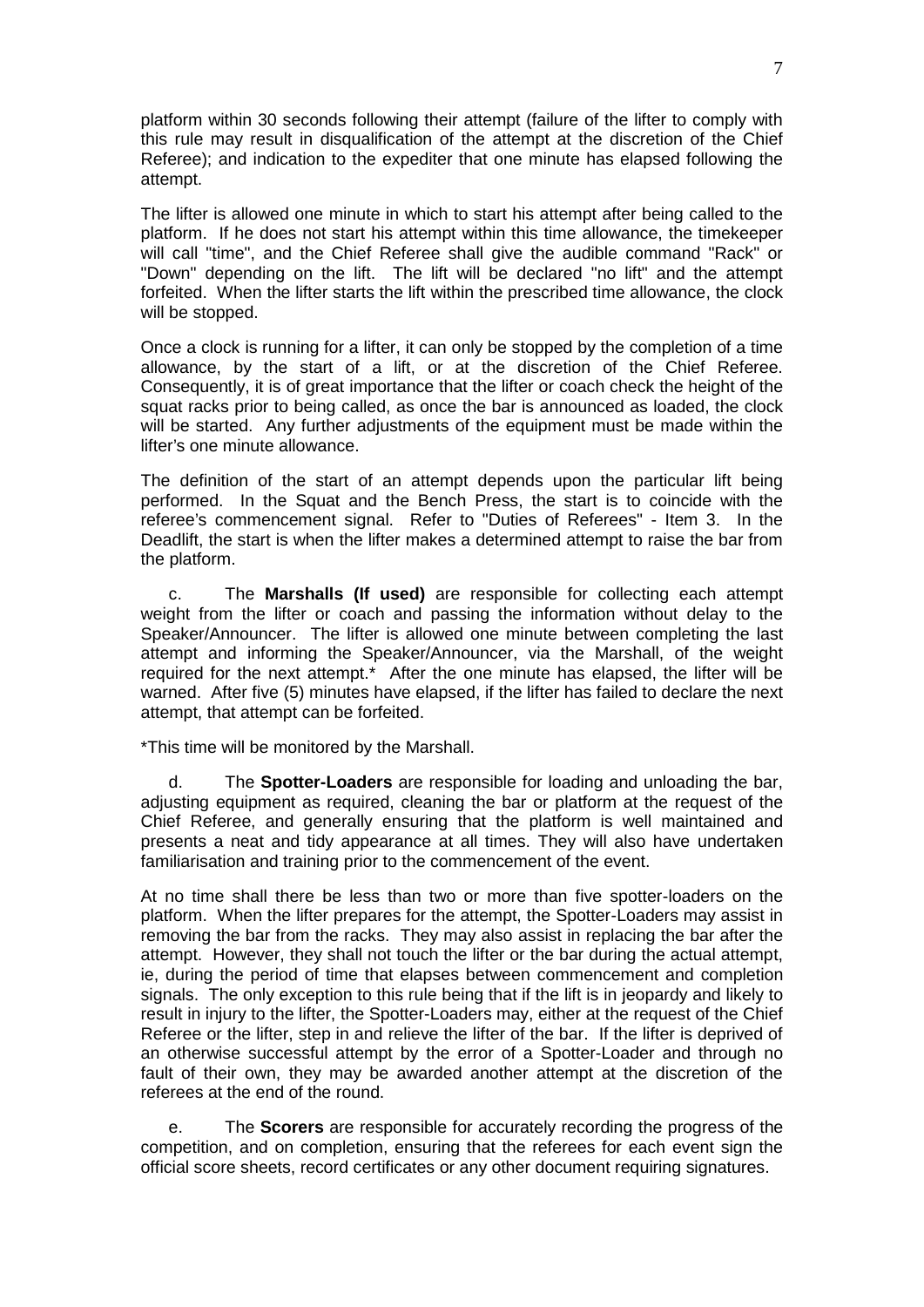platform within 30 seconds following their attempt (failure of the lifter to comply with this rule may result in disqualification of the attempt at the discretion of the Chief Referee); and indication to the expediter that one minute has elapsed following the attempt.

The lifter is allowed one minute in which to start his attempt after being called to the platform. If he does not start his attempt within this time allowance, the timekeeper will call "time", and the Chief Referee shall give the audible command "Rack" or "Down" depending on the lift. The lift will be declared "no lift" and the attempt forfeited. When the lifter starts the lift within the prescribed time allowance, the clock will be stopped.

Once a clock is running for a lifter, it can only be stopped by the completion of a time allowance, by the start of a lift, or at the discretion of the Chief Referee. Consequently, it is of great importance that the lifter or coach check the height of the squat racks prior to being called, as once the bar is announced as loaded, the clock will be started. Any further adjustments of the equipment must be made within the lifter's one minute allowance.

The definition of the start of an attempt depends upon the particular lift being performed. In the Squat and the Bench Press, the start is to coincide with the referee's commencement signal. Refer to "Duties of Referees" - Item 3. In the Deadlift, the start is when the lifter makes a determined attempt to raise the bar from the platform.

c. The **Marshalls (If used)** are responsible for collecting each attempt weight from the lifter or coach and passing the information without delay to the Speaker/Announcer. The lifter is allowed one minute between completing the last attempt and informing the Speaker/Announcer, via the Marshall, of the weight required for the next attempt.* After the one minute has elapsed, the lifter will be warned. After five (5) minutes have elapsed, if the lifter has failed to declare the next attempt, that attempt can be forfeited.

*This time will be monitored by the Marshall.

d. The **Spotter-Loaders** are responsible for loading and unloading the bar, adjusting equipment as required, cleaning the bar or platform at the request of the Chief Referee, and generally ensuring that the platform is well maintained and presents a neat and tidy appearance at all times. They will also have undertaken familiarisation and training prior to the commencement of the event.

At no time shall there be less than two or more than five spotter-loaders on the platform. When the lifter prepares for the attempt, the Spotter-Loaders may assist in removing the bar from the racks. They may also assist in replacing the bar after the attempt. However, they shall not touch the lifter or the bar during the actual attempt, ie, during the period of time that elapses between commencement and completion signals. The only exception to this rule being that if the lift is in jeopardy and likely to result in injury to the lifter, the Spotter-Loaders may, either at the request of the Chief Referee or the lifter, step in and relieve the lifter of the bar. If the lifter is deprived of an otherwise successful attempt by the error of a Spotter-Loader and through no fault of their own, they may be awarded another attempt at the discretion of the referees at the end of the round.

e. The **Scorers** are responsible for accurately recording the progress of the competition, and on completion, ensuring that the referees for each event sign the official score sheets, record certificates or any other document requiring signatures.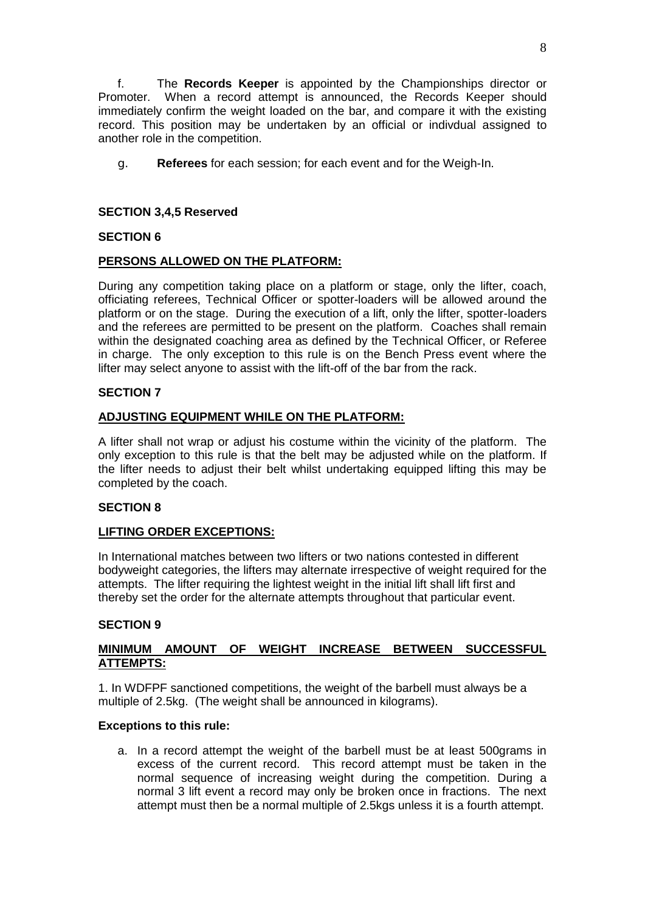f. The **Records Keeper** is appointed by the Championships director or Promoter. When a record attempt is announced, the Records Keeper should immediately confirm the weight loaded on the bar, and compare it with the existing record. This position may be undertaken by an official or indivdual assigned to another role in the competition.

g. **Referees** for each session; for each event and for the Weigh-In.

**SECTION 3,4,5 Reserved**

**SECTION 6**

**PERSONS ALLOWED ON THE PLATFORM:**

During any competition taking place on a platform or stage, only the lifter, coach, officiating referees, Technical Officer or spotter-loaders will be allowed around the platform or on the stage. During the execution of a lift, only the lifter, spotter-loaders and the referees are permitted to be present on the platform. Coaches shall remain within the designated coaching area as defined by the Technical Officer, or Referee in charge. The only exception to this rule is on the Bench Press event where the lifter may select anyone to assist with the lift-off of the bar from the rack.

**SECTION 7**

**ADJUSTING EQUIPMENT WHILE ON THE PLATFORM:**

A lifter shall not wrap or adjust his costume within the vicinity of the platform. The only exception to this rule is that the belt may be adjusted while on the platform. If the lifter needs to adjust their belt whilst undertaking equipped lifting this may be completed by the coach.

**SECTION 8**

**LIFTING ORDER EXCEPTIONS:**

In International matches between two lifters or two nations contested in different bodyweight categories, the lifters may alternate irrespective of weight required for the attempts. The lifter requiring the lightest weight in the initial lift shall lift first and thereby set the order for the alternate attempts throughout that particular event.

**SECTION 9**

**MINIMUM AMOUNT OF WEIGHT INCREASE BETWEEN SUCCESSFUL ATTEMPTS:**

1. In WDFPF sanctioned competitions, the weight of the barbell must always be a multiple of 2.5kg. (The weight shall be announced in kilograms).

**Exceptions to this rule:**

a. In a record attempt the weight of the barbell must be at least 500grams in excess of the current record. This record attempt must be taken in the normal sequence of increasing weight during the competition. During a normal 3 lift event a record may only be broken once in fractions. The next attempt must then be a normal multiple of 2.5kgs unless it is a fourth attempt.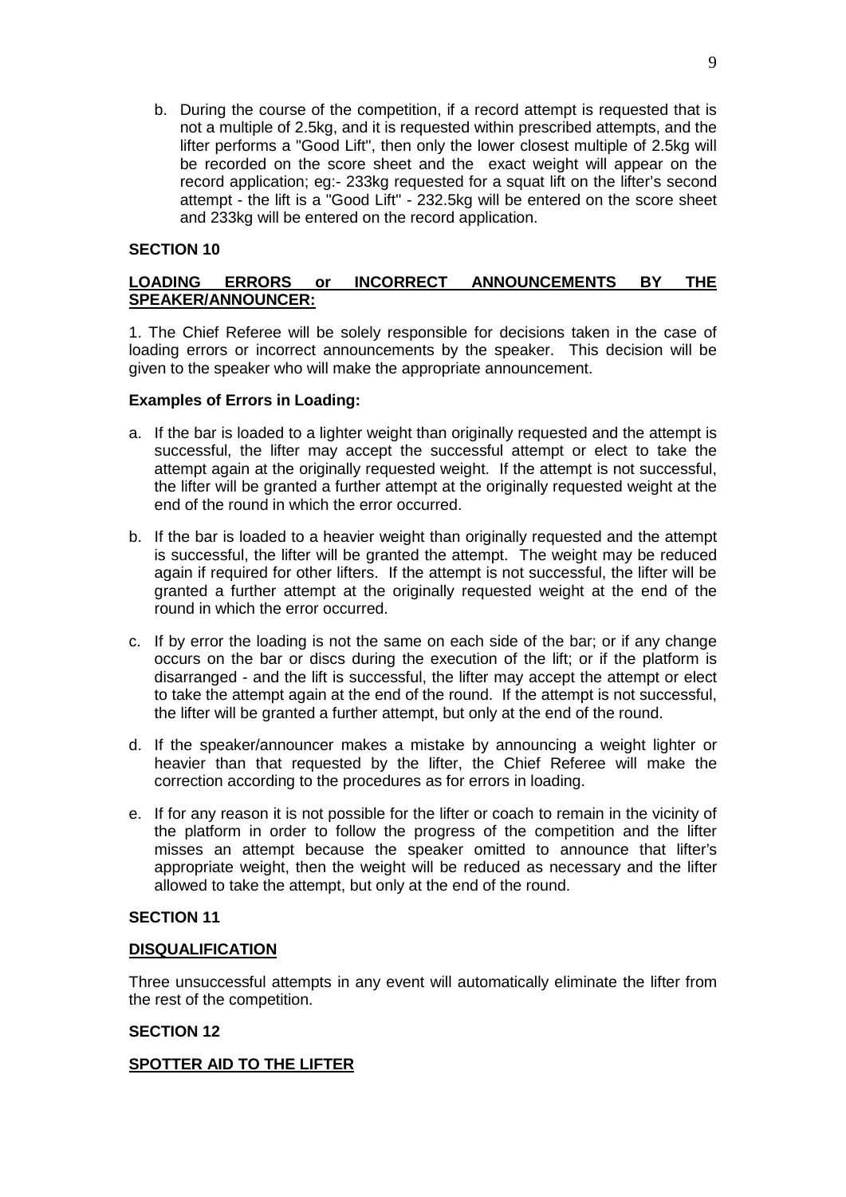b. During the course of the competition, if a record attempt is requested that is not a multiple of 2.5kg, and it is requested within prescribed attempts, and the lifter performs a "Good Lift", then only the lower closest multiple of 2.5kg will be recorded on the score sheet and the exact weight will appear on the record application; eg:- 233kg requested for a squat lift on the lifter's second attempt - the lift is a "Good Lift" - 232.5kg will be entered on the score sheet and 233kg will be entered on the record application.

**SECTION 10**

**LOADING ERRORS or INCORRECT ANNOUNCEMENTS BY THE SPEAKER/ANNOUNCER:**

1. The Chief Referee will be solely responsible for decisions taken in the case of loading errors or incorrect announcements by the speaker. This decision will be given to the speaker who will make the appropriate announcement.

**Examples of Errors in Loading:**

a. If the bar is loaded to a lighter weight than originally requested and the attempt is successful, the lifter may accept the successful attempt or elect to take the attempt again at the originally requested weight. If the attempt is not successful, the lifter will be granted a further attempt at the originally requested weight at the end of the round in which the error occurred.

b. If the bar is loaded to a heavier weight than originally requested and the attempt is successful, the lifter will be granted the attempt. The weight may be reduced again if required for other lifters. If the attempt is not successful, the lifter will be granted a further attempt at the originally requested weight at the end of the round in which the error occurred.

c. If by error the loading is not the same on each side of the bar; or if any change occurs on the bar or discs during the execution of the lift; or if the platform is disarranged - and the lift is successful, the lifter may accept the attempt or elect to take the attempt again at the end of the round. If the attempt is not successful, the lifter will be granted a further attempt, but only at the end of the round.

d. If the speaker/announcer makes a mistake by announcing a weight lighter or heavier than that requested by the lifter, the Chief Referee will make the correction according to the procedures as for errors in loading.

e. If for any reason it is not possible for the lifter or coach to remain in the vicinity of the platform in order to follow the progress of the competition and the lifter misses an attempt because the speaker omitted to announce that lifter's appropriate weight, then the weight will be reduced as necessary and the lifter allowed to take the attempt, but only at the end of the round.

**SECTION 11**

**DISQUALIFICATION**

Three unsuccessful attempts in any event will automatically eliminate the lifter from the rest of the competition.

**SECTION 12**

**SPOTTER AID TO THE LIFTER**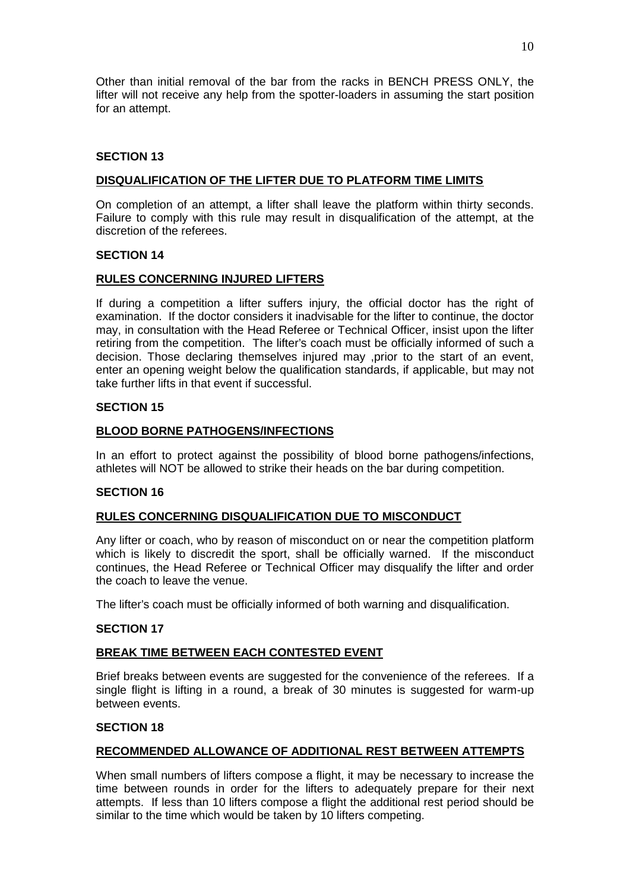Other than initial removal of the bar from the racks in BENCH PRESS ONLY, the lifter will not receive any help from the spotter-loaders in assuming the start position for an attempt.

**SECTION 13**

**DISQUALIFICATION OF THE LIFTER DUE TO PLATFORM TIME LIMITS**

On completion of an attempt, a lifter shall leave the platform within thirty seconds. Failure to comply with this rule may result in disqualification of the attempt, at the discretion of the referees.

**SECTION 14**

**RULES CONCERNING INJURED LIFTERS**

If during a competition a lifter suffers injury, the official doctor has the right of examination. If the doctor considers it inadvisable for the lifter to continue, the doctor may, in consultation with the Head Referee or Technical Officer, insist upon the lifter retiring from the competition. The lifter's coach must be officially informed of such a decision. Those declaring themselves injured may ,prior to the start of an event, enter an opening weight below the qualification standards, if applicable, but may not take further lifts in that event if successful.

**SECTION 15**

**BLOOD BORNE PATHOGENS/INFECTIONS**

In an effort to protect against the possibility of blood borne pathogens/infections, athletes will NOT be allowed to strike their heads on the bar during competition.

**SECTION 16**

**RULES CONCERNING DISQUALIFICATION DUE TO MISCONDUCT**

Any lifter or coach, who by reason of misconduct on or near the competition platform which is likely to discredit the sport, shall be officially warned. If the misconduct continues, the Head Referee or Technical Officer may disqualify the lifter and order the coach to leave the venue.

The lifter's coach must be officially informed of both warning and disqualification.

**SECTION 17**

**BREAK TIME BETWEEN EACH CONTESTED EVENT**

Brief breaks between events are suggested for the convenience of the referees. If a single flight is lifting in a round, a break of 30 minutes is suggested for warm-up between events.

**SECTION 18**

**RECOMMENDED ALLOWANCE OF ADDITIONAL REST BETWEEN ATTEMPTS**

When small numbers of lifters compose a flight, it may be necessary to increase the time between rounds in order for the lifters to adequately prepare for their next attempts. If less than 10 lifters compose a flight the additional rest period should be similar to the time which would be taken by 10 lifters competing.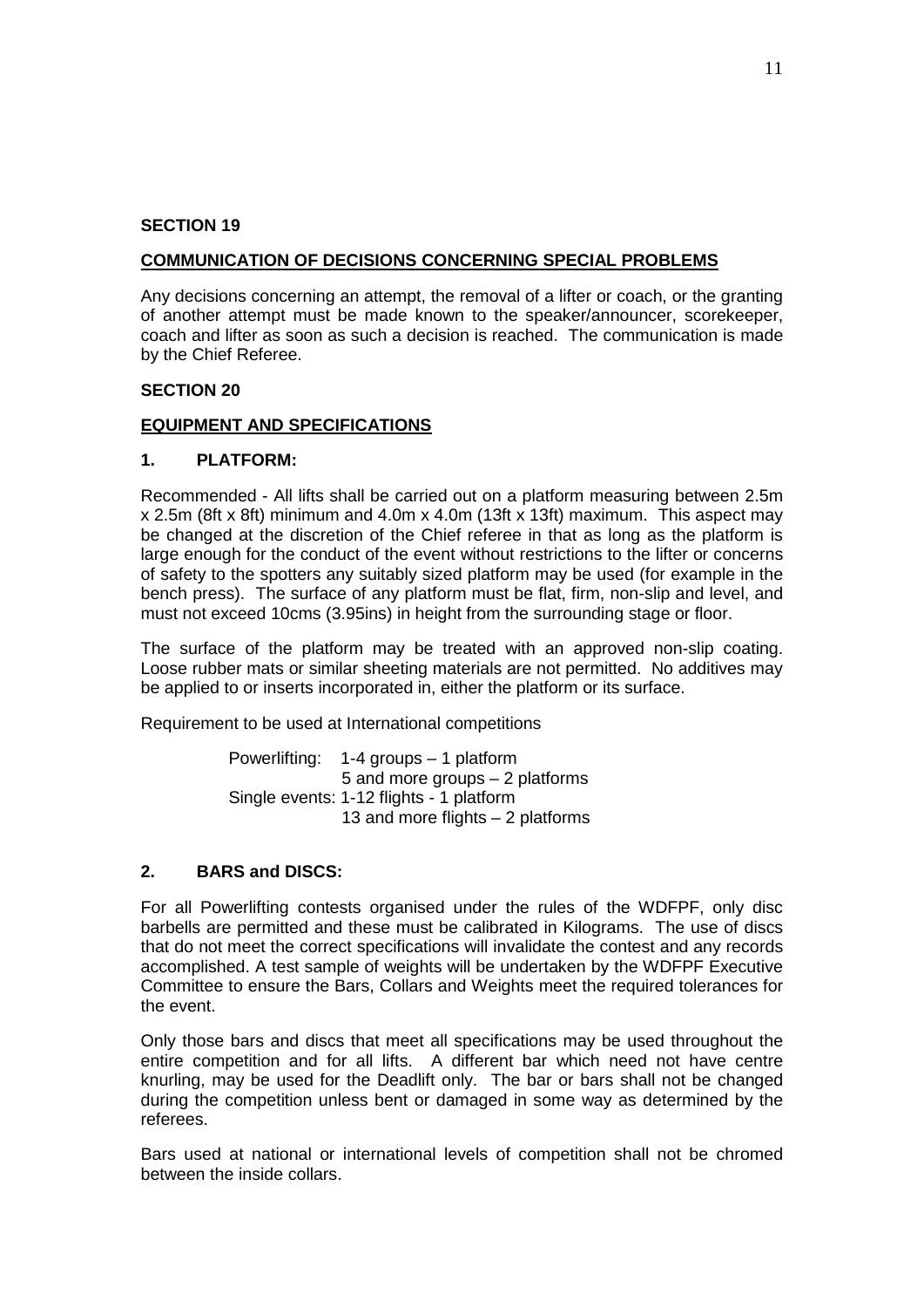**SECTION 19**

## COMMUNICATION OF DECISIONS CONCERNING SPECIAL PROBLEMS

Any decisions concerning an attempt, the removal of a lifter or coach, or the granting of another attempt must be made known to the speaker/announcer, scorekeeper, coach and lifter as soon as such a decision is reached. The communication is made by the Chief Referee.

**SECTION 20**

## EQUIPMENT AND SPECIFICATIONS

### 1. PLATFORM:

Recommended - All lifts shall be carried out on a platform measuring between 2.5m x 2.5m (8ft x 8ft) minimum and 4.0m x 4.0m (13ft x 13ft) maximum. This aspect may be changed at the discretion of the Chief referee in that as long as the platform is large enough for the conduct of the event without restrictions to the lifter or concerns of safety to the spotters any suitably sized platform may be used (for example in the bench press). The surface of any platform must be flat, firm, non-slip and level, and must not exceed 10cms (3.95ins) in height from the surrounding stage or floor.

The surface of the platform may be treated with an approved non-slip coating. Loose rubber mats or similar sheeting materials are not permitted. No additives may be applied to or inserts incorporated in, either the platform or its surface.

Requirement to be used at International competitions

Powerlifting: 1-4 groups – 1 platform
5 and more groups – 2 platforms
Single events: 1-12 flights - 1 platform
13 and more flights – 2 platforms

### 2. BARS and DISCS:

For all Powerlifting contests organised under the rules of the WDFPF, only disc barbells are permitted and these must be calibrated in Kilograms. The use of discs that do not meet the correct specifications will invalidate the contest and any records accomplished. A test sample of weights will be undertaken by the WDFPF Executive Committee to ensure the Bars, Collars and Weights meet the required tolerances for the event.

Only those bars and discs that meet all specifications may be used throughout the entire competition and for all lifts. A different bar which need not have centre knurling, may be used for the Deadlift only. The bar or bars shall not be changed during the competition unless bent or damaged in some way as determined by the referees.

Bars used at national or international levels of competition shall not be chromed between the inside collars.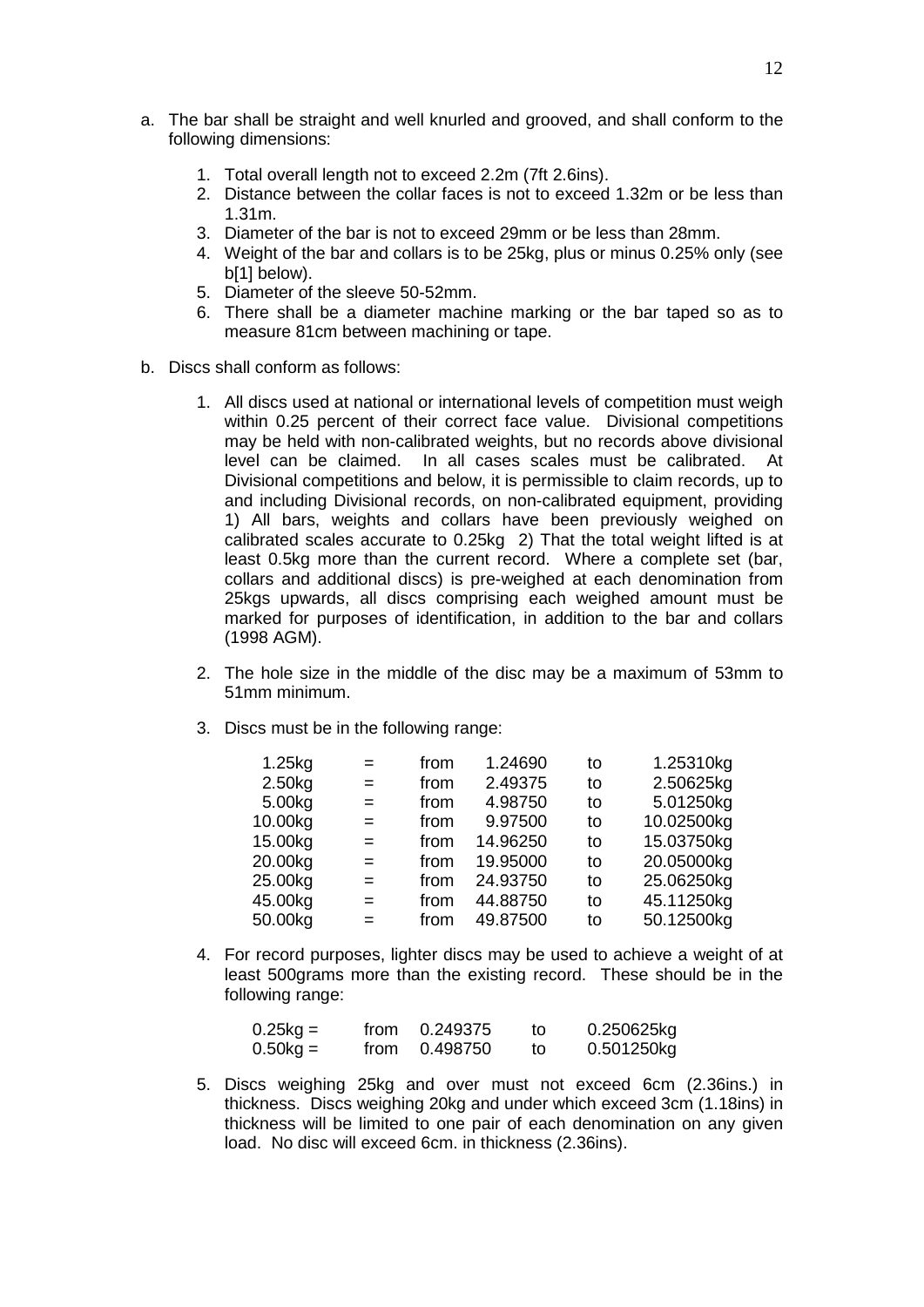a. The bar shall be straight and well knurled and grooved, and shall conform to the following dimensions:

   1. Total overall length not to exceed 2.2m (7ft 2.6ins).
   2. Distance between the collar faces is not to exceed 1.32m or be less than 1.31m.
   3. Diameter of the bar is not to exceed 29mm or be less than 28mm.
   4. Weight of the bar and collars is to be 25kg, plus or minus 0.25% only (see b[1] below).
   5. Diameter of the sleeve 50-52mm.
   6. There shall be a diameter machine marking or the bar taped so as to measure 81cm between machining or tape.

b. Discs shall conform as follows:

   1. All discs used at national or international levels of competition must weigh within 0.25 percent of their correct face value. Divisional competitions may be held with non-calibrated weights, but no records above divisional level can be claimed. In all cases scales must be calibrated. At Divisional competitions and below, it is permissible to claim records, up to and including Divisional records, on non-calibrated equipment, providing 1) All bars, weights and collars have been previously weighed on calibrated scales accurate to 0.25kg 2) That the total weight lifted is at least 0.5kg more than the current record. Where a complete set (bar, collars and additional discs) is pre-weighed at each denomination from 25kgs upwards, all discs comprising each weighed amount must be marked for purposes of identification, in addition to the bar and collars (1998 AGM).

   2. The hole size in the middle of the disc may be a maximum of 53mm to 51mm minimum.

   3. Discs must be in the following range:

| | | | | | |
|---|---|---|---|---|---|
| 1.25kg | = | from | 1.24690 | to | 1.25310kg |
| 2.50kg | = | from | 2.49375 | to | 2.50625kg |
| 5.00kg | = | from | 4.98750 | to | 5.01250kg |
| 10.00kg | = | from | 9.97500 | to | 10.02500kg |
| 15.00kg | = | from | 14.96250 | to | 15.03750kg |
| 20.00kg | = | from | 19.95000 | to | 20.05000kg |
| 25.00kg | = | from | 24.93750 | to | 25.06250kg |
| 45.00kg | = | from | 44.88750 | to | 45.11250kg |
| 50.00kg | = | from | 49.87500 | to | 50.12500kg |

   4. For record purposes, lighter discs may be used to achieve a weight of at least 500grams more than the existing record. These should be in the following range:

| | | | | |
|---|---|---|---|---|
| 0.25kg = | from | 0.249375 | to | 0.250625kg |
| 0.50kg = | from | 0.498750 | to | 0.501250kg |

   5. Discs weighing 25kg and over must not exceed 6cm (2.36ins.) in thickness. Discs weighing 20kg and under which exceed 3cm (1.18ins) in thickness will be limited to one pair of each denomination on any given load. No disc will exceed 6cm. in thickness (2.36ins).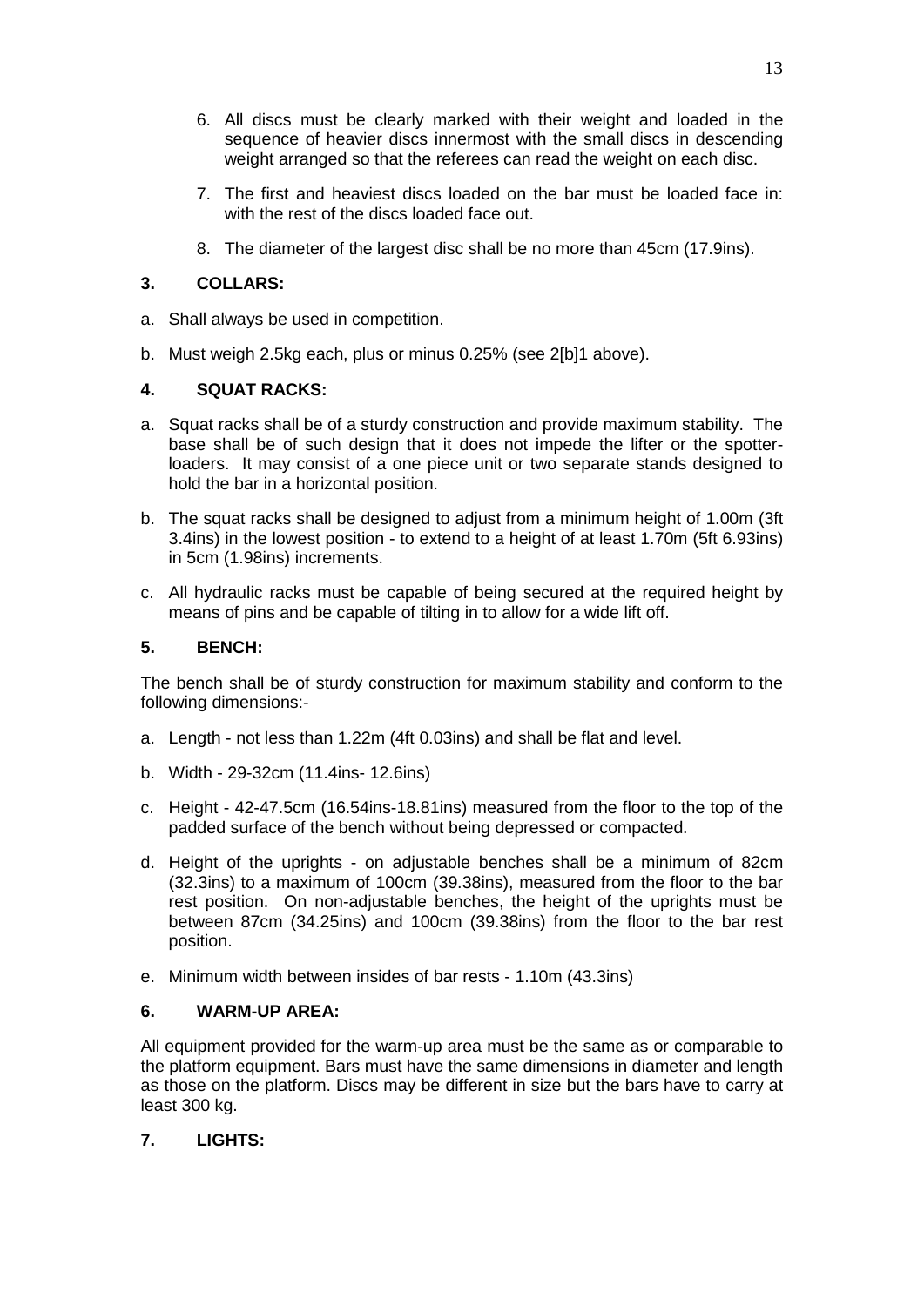6. All discs must be clearly marked with their weight and loaded in the sequence of heavier discs innermost with the small discs in descending weight arranged so that the referees can read the weight on each disc.

7. The first and heaviest discs loaded on the bar must be loaded face in: with the rest of the discs loaded face out.

8. The diameter of the largest disc shall be no more than 45cm (17.9ins).

### 3. COLLARS:

a. Shall always be used in competition.

b. Must weigh 2.5kg each, plus or minus 0.25% (see 2[b]1 above).

### 4. SQUAT RACKS:

a. Squat racks shall be of a sturdy construction and provide maximum stability. The base shall be of such design that it does not impede the lifter or the spotter-loaders. It may consist of a one piece unit or two separate stands designed to hold the bar in a horizontal position.

b. The squat racks shall be designed to adjust from a minimum height of 1.00m (3ft 3.4ins) in the lowest position - to extend to a height of at least 1.70m (5ft 6.93ins) in 5cm (1.98ins) increments.

c. All hydraulic racks must be capable of being secured at the required height by means of pins and be capable of tilting in to allow for a wide lift off.

### 5. BENCH:

The bench shall be of sturdy construction for maximum stability and conform to the following dimensions:-

a. Length - not less than 1.22m (4ft 0.03ins) and shall be flat and level.

b. Width - 29-32cm (11.4ins- 12.6ins)

c. Height - 42-47.5cm (16.54ins-18.81ins) measured from the floor to the top of the padded surface of the bench without being depressed or compacted.

d. Height of the uprights - on adjustable benches shall be a minimum of 82cm (32.3ins) to a maximum of 100cm (39.38ins), measured from the floor to the bar rest position. On non-adjustable benches, the height of the uprights must be between 87cm (34.25ins) and 100cm (39.38ins) from the floor to the bar rest position.

e. Minimum width between insides of bar rests - 1.10m (43.3ins)

### 6. WARM-UP AREA:

All equipment provided for the warm-up area must be the same as or comparable to the platform equipment. Bars must have the same dimensions in diameter and length as those on the platform. Discs may be different in size but the bars have to carry at least 300 kg.

### 7. LIGHTS: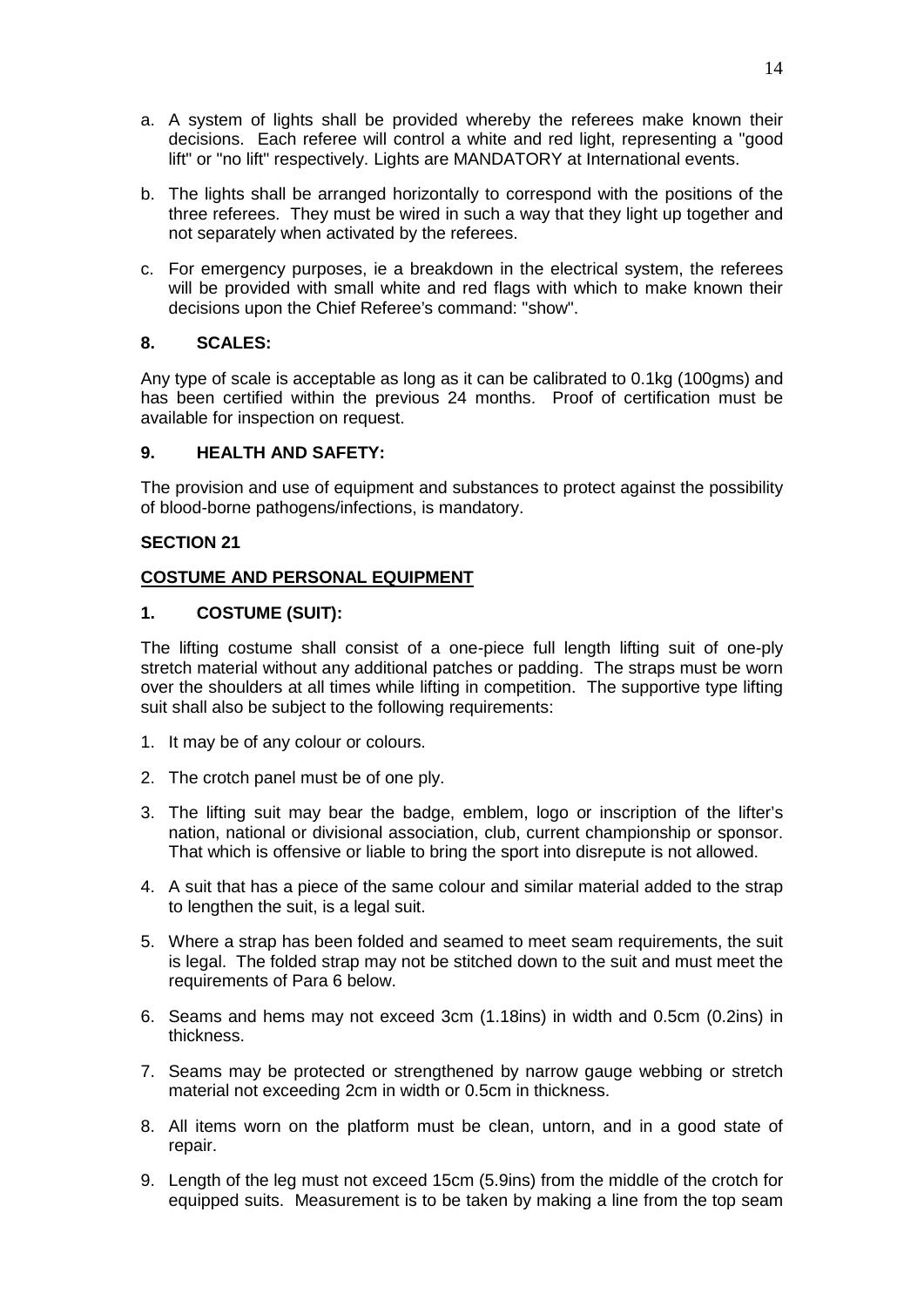a. A system of lights shall be provided whereby the referees make known their decisions. Each referee will control a white and red light, representing a "good lift" or "no lift" respectively. Lights are MANDATORY at International events.

b. The lights shall be arranged horizontally to correspond with the positions of the three referees. They must be wired in such a way that they light up together and not separately when activated by the referees.

c. For emergency purposes, ie a breakdown in the electrical system, the referees will be provided with small white and red flags with which to make known their decisions upon the Chief Referee's command: "show".

**8. SCALES:**

Any type of scale is acceptable as long as it can be calibrated to 0.1kg (100gms) and has been certified within the previous 24 months. Proof of certification must be available for inspection on request.

**9. HEALTH AND SAFETY:**

The provision and use of equipment and substances to protect against the possibility of blood-borne pathogens/infections, is mandatory.

## SECTION 21

## COSTUME AND PERSONAL EQUIPMENT

**1. COSTUME (SUIT):**

The lifting costume shall consist of a one-piece full length lifting suit of one-ply stretch material without any additional patches or padding. The straps must be worn over the shoulders at all times while lifting in competition. The supportive type lifting suit shall also be subject to the following requirements:

1. It may be of any colour or colours.
2. The crotch panel must be of one ply.
3. The lifting suit may bear the badge, emblem, logo or inscription of the lifter's nation, national or divisional association, club, current championship or sponsor. That which is offensive or liable to bring the sport into disrepute is not allowed.
4. A suit that has a piece of the same colour and similar material added to the strap to lengthen the suit, is a legal suit.
5. Where a strap has been folded and seamed to meet seam requirements, the suit is legal. The folded strap may not be stitched down to the suit and must meet the requirements of Para 6 below.
6. Seams and hems may not exceed 3cm (1.18ins) in width and 0.5cm (0.2ins) in thickness.
7. Seams may be protected or strengthened by narrow gauge webbing or stretch material not exceeding 2cm in width or 0.5cm in thickness.
8. All items worn on the platform must be clean, untorn, and in a good state of repair.
9. Length of the leg must not exceed 15cm (5.9ins) from the middle of the crotch for equipped suits. Measurement is to be taken by making a line from the top seam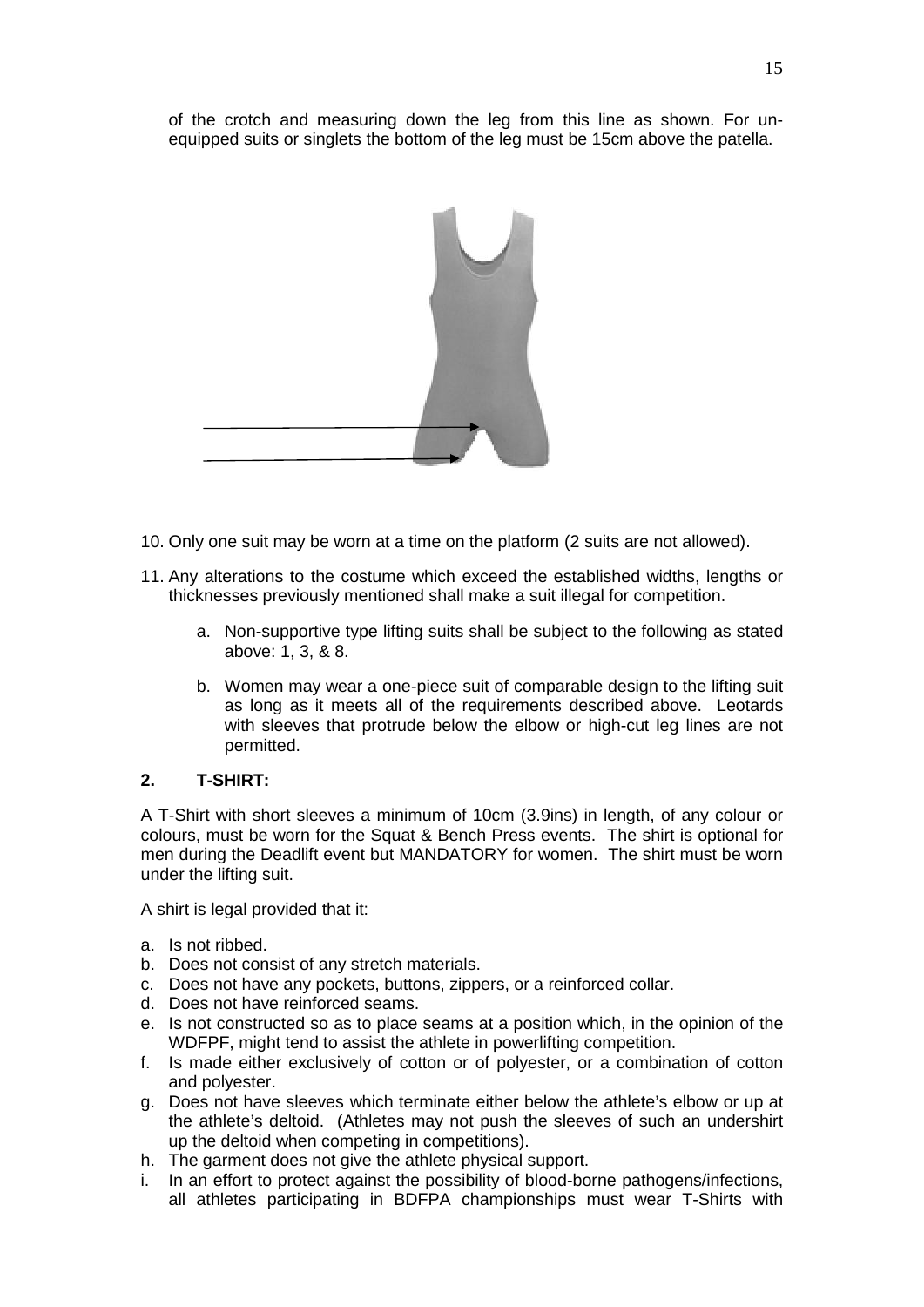of the crotch and measuring down the leg from this line as shown. For un-equipped suits or singlets the bottom of the leg must be 15cm above the patella.

10. Only one suit may be worn at a time on the platform (2 suits are not allowed).

11. Any alterations to the costume which exceed the established widths, lengths or thicknesses previously mentioned shall make a suit illegal for competition.

    a. Non-supportive type lifting suits shall be subject to the following as stated above: 1, 3, & 8.

    b. Women may wear a one-piece suit of comparable design to the lifting suit as long as it meets all of the requirements described above. Leotards with sleeves that protrude below the elbow or high-cut leg lines are not permitted.

**2. T-SHIRT:**

A T-Shirt with short sleeves a minimum of 10cm (3.9ins) in length, of any colour or colours, must be worn for the Squat & Bench Press events. The shirt is optional for men during the Deadlift event but MANDATORY for women. The shirt must be worn under the lifting suit.

A shirt is legal provided that it:

a. Is not ribbed.
b. Does not consist of any stretch materials.
c. Does not have any pockets, buttons, zippers, or a reinforced collar.
d. Does not have reinforced seams.
e. Is not constructed so as to place seams at a position which, in the opinion of the WDFPF, might tend to assist the athlete in powerlifting competition.
f. Is made either exclusively of cotton or of polyester, or a combination of cotton and polyester.
g. Does not have sleeves which terminate either below the athlete's elbow or up at the athlete's deltoid. (Athletes may not push the sleeves of such an undershirt up the deltoid when competing in competitions).
h. The garment does not give the athlete physical support.
i. In an effort to protect against the possibility of blood-borne pathogens/infections, all athletes participating in BDFPA championships must wear T-Shirts with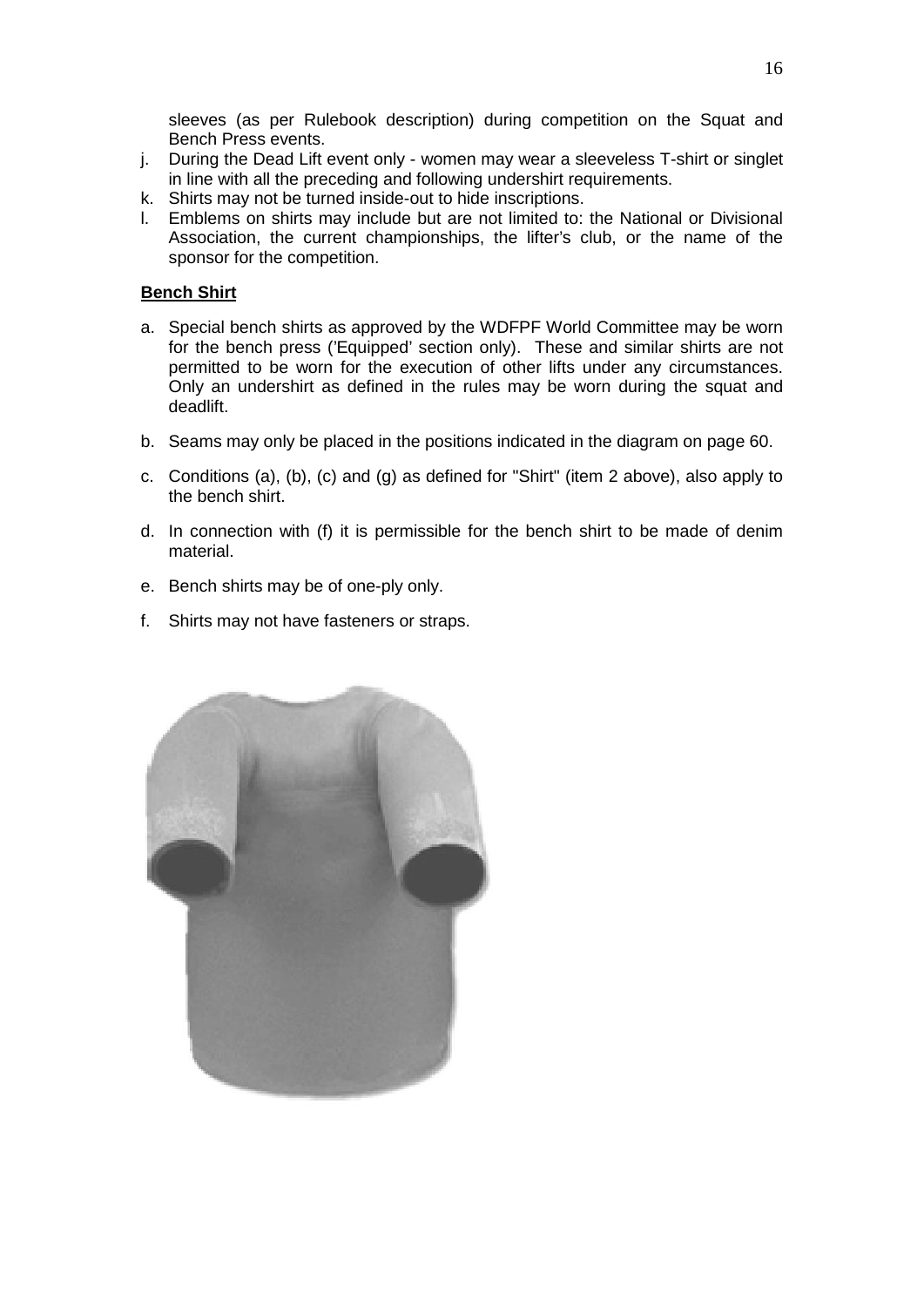sleeves (as per Rulebook description) during competition on the Squat and Bench Press events.

j. During the Dead Lift event only - women may wear a sleeveless T-shirt or singlet in line with all the preceding and following undershirt requirements.
k. Shirts may not be turned inside-out to hide inscriptions.
l. Emblems on shirts may include but are not limited to: the National or Divisional Association, the current championships, the lifter's club, or the name of the sponsor for the competition.

**Bench Shirt**

a. Special bench shirts as approved by the WDFPF World Committee may be worn for the bench press ('Equipped' section only). These and similar shirts are not permitted to be worn for the execution of other lifts under any circumstances. Only an undershirt as defined in the rules may be worn during the squat and deadlift.

b. Seams may only be placed in the positions indicated in the diagram on page 60.

c. Conditions (a), (b), (c) and (g) as defined for "Shirt" (item 2 above), also apply to the bench shirt.

d. In connection with (f) it is permissible for the bench shirt to be made of denim material.

e. Bench shirts may be of one-ply only.

f. Shirts may not have fasteners or straps.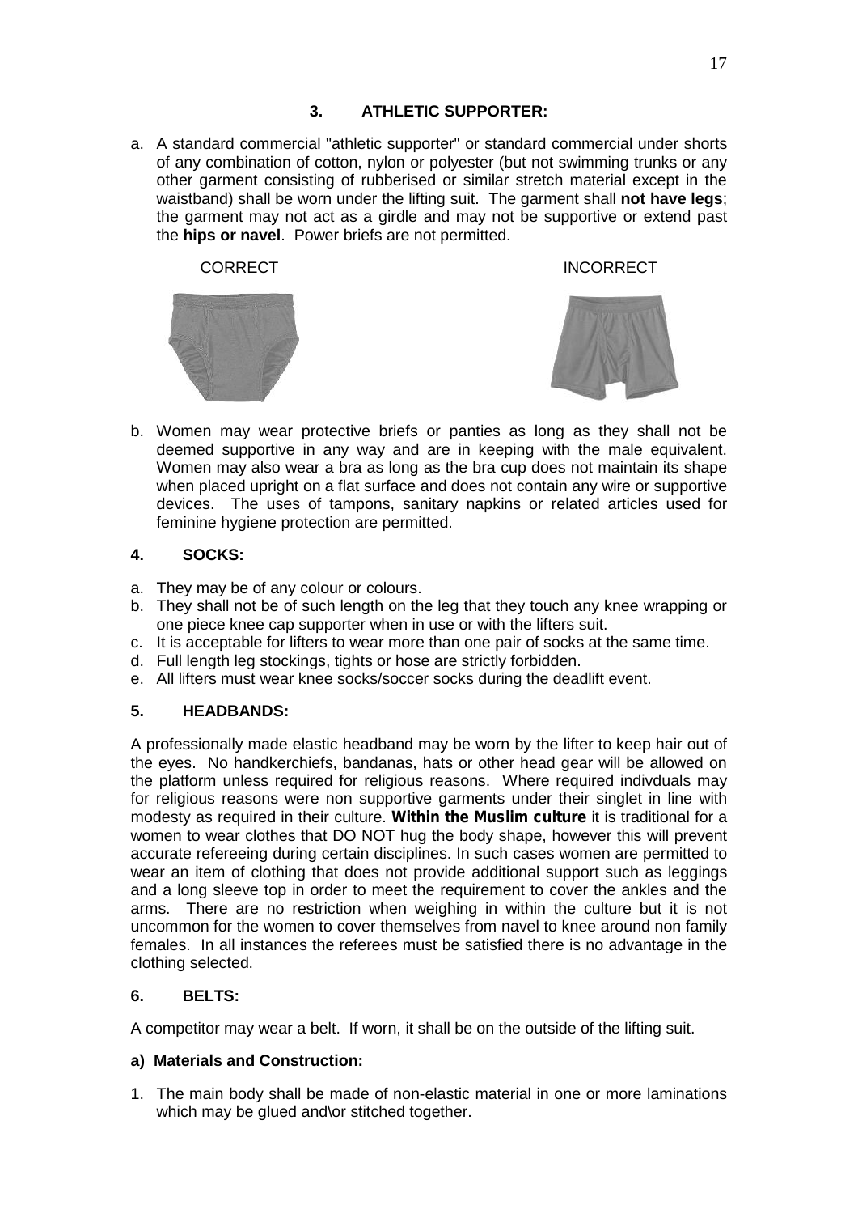### 3. ATHLETIC SUPPORTER:

a. A standard commercial "athletic supporter" or standard commercial under shorts of any combination of cotton, nylon or polyester (but not swimming trunks or any other garment consisting of rubberised or similar stretch material except in the waistband) shall be worn under the lifting suit. The garment shall **not have legs**; the garment may not act as a girdle and may not be supportive or extend past the **hips or navel**. Power briefs are not permitted.

CORRECT INCORRECT

b. Women may wear protective briefs or panties as long as they shall not be deemed supportive in any way and are in keeping with the male equivalent. Women may also wear a bra as long as the bra cup does not maintain its shape when placed upright on a flat surface and does not contain any wire or supportive devices. The uses of tampons, sanitary napkins or related articles used for feminine hygiene protection are permitted.

### 4. SOCKS:

a. They may be of any colour or colours.
b. They shall not be of such length on the leg that they touch any knee wrapping or one piece knee cap supporter when in use or with the lifters suit.
c. It is acceptable for lifters to wear more than one pair of socks at the same time.
d. Full length leg stockings, tights or hose are strictly forbidden.
e. All lifters must wear knee socks/soccer socks during the deadlift event.

### 5. HEADBANDS:

A professionally made elastic headband may be worn by the lifter to keep hair out of the eyes. No handkerchiefs, bandanas, hats or other head gear will be allowed on the platform unless required for religious reasons. Where required indivduals may for religious reasons were non supportive garments under their singlet in line with modesty as required in their culture. **Within the Muslim culture** it is traditional for a women to wear clothes that DO NOT hug the body shape, however this will prevent accurate refereeing during certain disciplines. In such cases women are permitted to wear an item of clothing that does not provide additional support such as leggings and a long sleeve top in order to meet the requirement to cover the ankles and the arms. There are no restriction when weighing in within the culture but it is not uncommon for the women to cover themselves from navel to knee around non family females. In all instances the referees must be satisfied there is no advantage in the clothing selected.

### 6. BELTS:

A competitor may wear a belt. If worn, it shall be on the outside of the lifting suit.

**a) Materials and Construction:**

1. The main body shall be made of non-elastic material in one or more laminations which may be glued and\or stitched together.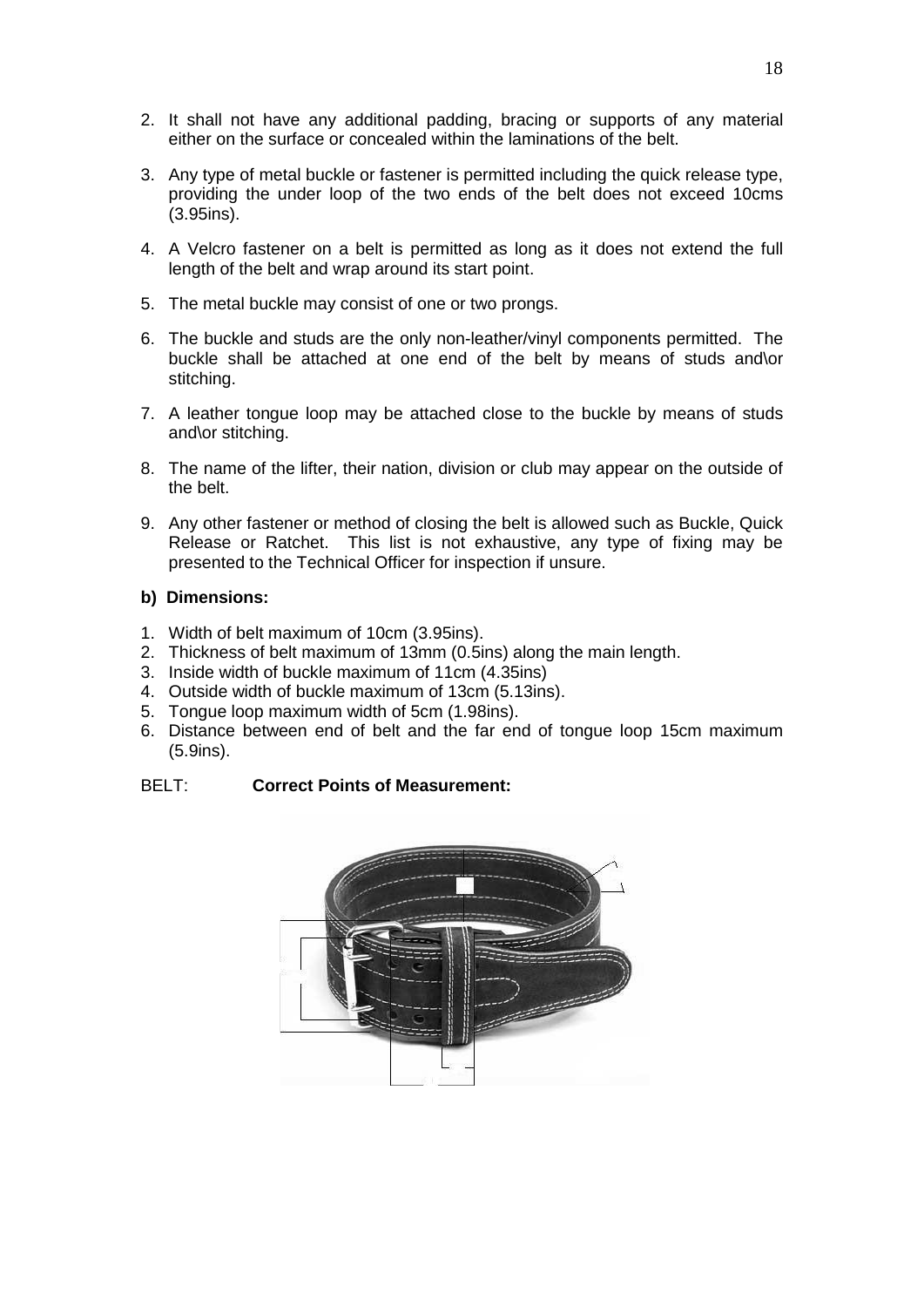2. It shall not have any additional padding, bracing or supports of any material either on the surface or concealed within the laminations of the belt.

3. Any type of metal buckle or fastener is permitted including the quick release type, providing the under loop of the two ends of the belt does not exceed 10cms (3.95ins).

4. A Velcro fastener on a belt is permitted as long as it does not extend the full length of the belt and wrap around its start point.

5. The metal buckle may consist of one or two prongs.

6. The buckle and studs are the only non-leather/vinyl components permitted. The buckle shall be attached at one end of the belt by means of studs and\or stitching.

7. A leather tongue loop may be attached close to the buckle by means of studs and\or stitching.

8. The name of the lifter, their nation, division or club may appear on the outside of the belt.

9. Any other fastener or method of closing the belt is allowed such as Buckle, Quick Release or Ratchet. This list is not exhaustive, any type of fixing may be presented to the Technical Officer for inspection if unsure.

**b) Dimensions:**

1. Width of belt maximum of 10cm (3.95ins).
2. Thickness of belt maximum of 13mm (0.5ins) along the main length.
3. Inside width of buckle maximum of 11cm (4.35ins)
4. Outside width of buckle maximum of 13cm (5.13ins).
5. Tongue loop maximum width of 5cm (1.98ins).
6. Distance between end of belt and the far end of tongue loop 15cm maximum (5.9ins).

BELT: **Correct Points of Measurement:**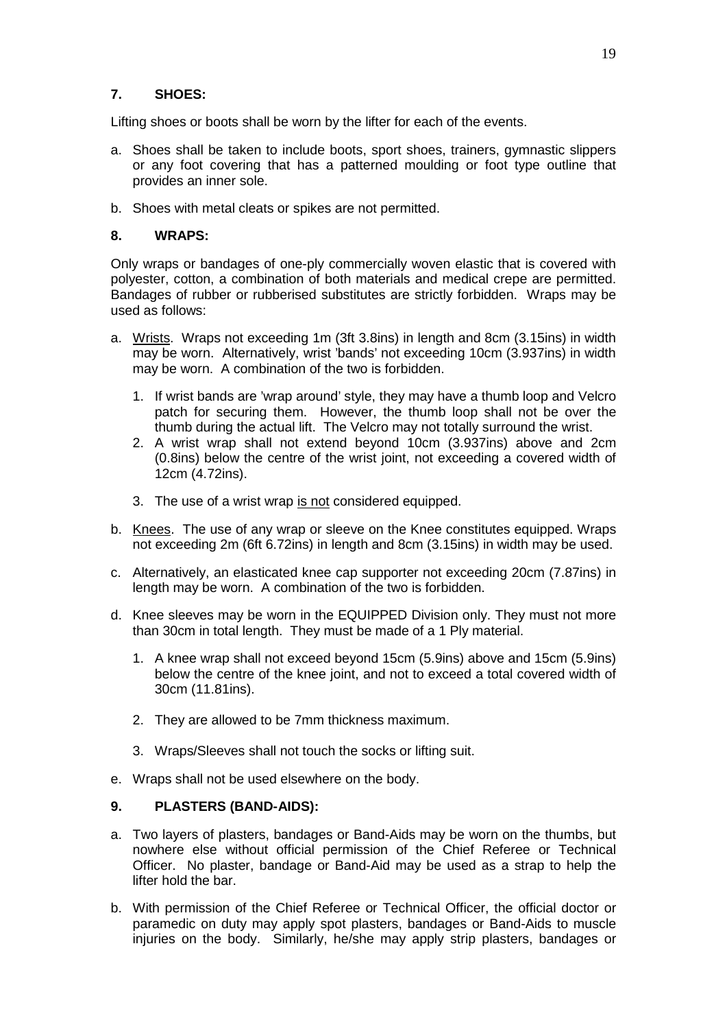## 7. SHOES:

Lifting shoes or boots shall be worn by the lifter for each of the events.

a. Shoes shall be taken to include boots, sport shoes, trainers, gymnastic slippers or any foot covering that has a patterned moulding or foot type outline that provides an inner sole.

b. Shoes with metal cleats or spikes are not permitted.

## 8. WRAPS:

Only wraps or bandages of one-ply commercially woven elastic that is covered with polyester, cotton, a combination of both materials and medical crepe are permitted. Bandages of rubber or rubberised substitutes are strictly forbidden. Wraps may be used as follows:

a. Wrists. Wraps not exceeding 1m (3ft 3.8ins) in length and 8cm (3.15ins) in width may be worn. Alternatively, wrist 'bands' not exceeding 10cm (3.937ins) in width may be worn. A combination of the two is forbidden.

   1. If wrist bands are 'wrap around' style, they may have a thumb loop and Velcro patch for securing them. However, the thumb loop shall not be over the thumb during the actual lift. The Velcro may not totally surround the wrist.
   2. A wrist wrap shall not extend beyond 10cm (3.937ins) above and 2cm (0.8ins) below the centre of the wrist joint, not exceeding a covered width of 12cm (4.72ins).
   3. The use of a wrist wrap is not considered equipped.

b. Knees. The use of any wrap or sleeve on the Knee constitutes equipped. Wraps not exceeding 2m (6ft 6.72ins) in length and 8cm (3.15ins) in width may be used.

c. Alternatively, an elasticated knee cap supporter not exceeding 20cm (7.87ins) in length may be worn. A combination of the two is forbidden.

d. Knee sleeves may be worn in the EQUIPPED Division only. They must not more than 30cm in total length. They must be made of a 1 Ply material.

   1. A knee wrap shall not exceed beyond 15cm (5.9ins) above and 15cm (5.9ins) below the centre of the knee joint, and not to exceed a total covered width of 30cm (11.81ins).
   2. They are allowed to be 7mm thickness maximum.
   3. Wraps/Sleeves shall not touch the socks or lifting suit.

e. Wraps shall not be used elsewhere on the body.

## 9. PLASTERS (BAND-AIDS):

a. Two layers of plasters, bandages or Band-Aids may be worn on the thumbs, but nowhere else without official permission of the Chief Referee or Technical Officer. No plaster, bandage or Band-Aid may be used as a strap to help the lifter hold the bar.

b. With permission of the Chief Referee or Technical Officer, the official doctor or paramedic on duty may apply spot plasters, bandages or Band-Aids to muscle injuries on the body. Similarly, he/she may apply strip plasters, bandages or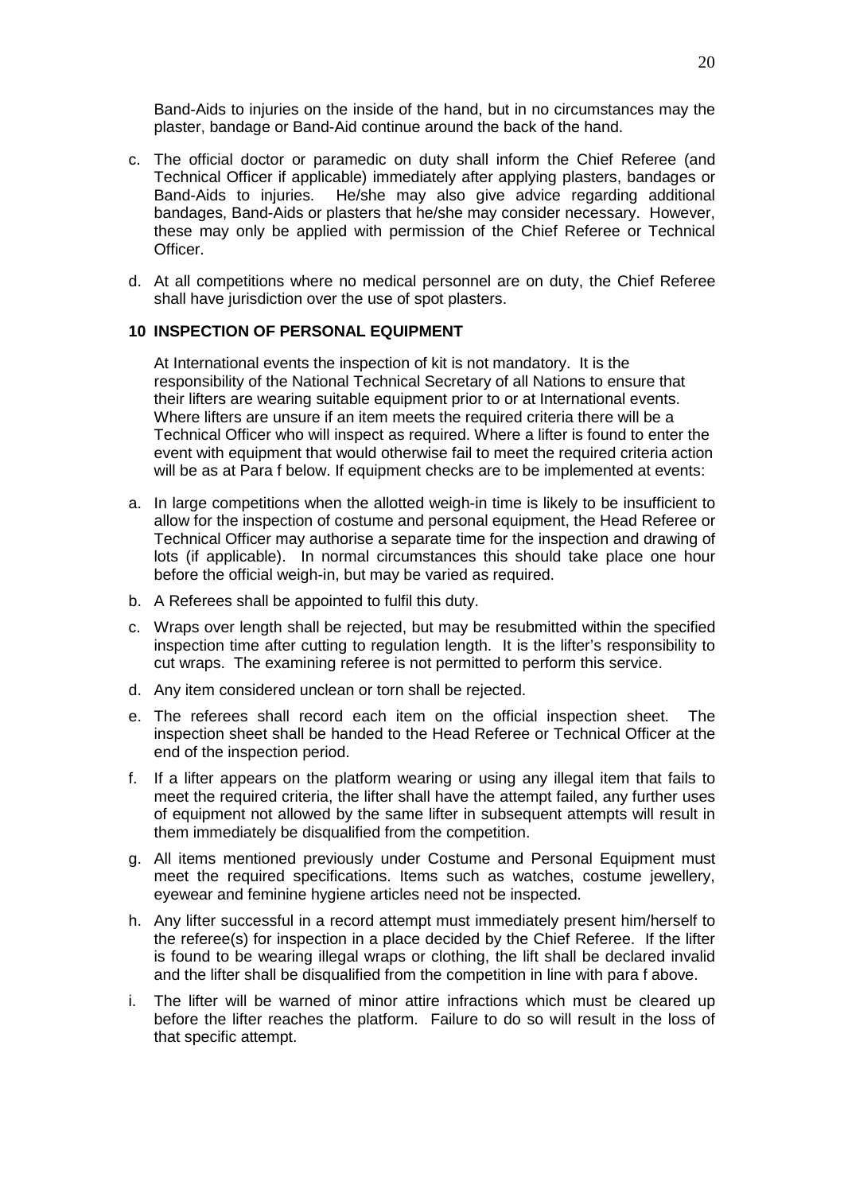Band-Aids to injuries on the inside of the hand, but in no circumstances may the plaster, bandage or Band-Aid continue around the back of the hand.

c. The official doctor or paramedic on duty shall inform the Chief Referee (and Technical Officer if applicable) immediately after applying plasters, bandages or Band-Aids to injuries. He/she may also give advice regarding additional bandages, Band-Aids or plasters that he/she may consider necessary. However, these may only be applied with permission of the Chief Referee or Technical Officer.

d. At all competitions where no medical personnel are on duty, the Chief Referee shall have jurisdiction over the use of spot plasters.

## 10 INSPECTION OF PERSONAL EQUIPMENT

At International events the inspection of kit is not mandatory. It is the responsibility of the National Technical Secretary of all Nations to ensure that their lifters are wearing suitable equipment prior to or at International events. Where lifters are unsure if an item meets the required criteria there will be a Technical Officer who will inspect as required. Where a lifter is found to enter the event with equipment that would otherwise fail to meet the required criteria action will be as at Para f below. If equipment checks are to be implemented at events:

a. In large competitions when the allotted weigh-in time is likely to be insufficient to allow for the inspection of costume and personal equipment, the Head Referee or Technical Officer may authorise a separate time for the inspection and drawing of lots (if applicable). In normal circumstances this should take place one hour before the official weigh-in, but may be varied as required.

b. A Referees shall be appointed to fulfil this duty.

c. Wraps over length shall be rejected, but may be resubmitted within the specified inspection time after cutting to regulation length. It is the lifter's responsibility to cut wraps. The examining referee is not permitted to perform this service.

d. Any item considered unclean or torn shall be rejected.

e. The referees shall record each item on the official inspection sheet. The inspection sheet shall be handed to the Head Referee or Technical Officer at the end of the inspection period.

f. If a lifter appears on the platform wearing or using any illegal item that fails to meet the required criteria, the lifter shall have the attempt failed, any further uses of equipment not allowed by the same lifter in subsequent attempts will result in them immediately be disqualified from the competition.

g. All items mentioned previously under Costume and Personal Equipment must meet the required specifications. Items such as watches, costume jewellery, eyewear and feminine hygiene articles need not be inspected.

h. Any lifter successful in a record attempt must immediately present him/herself to the referee(s) for inspection in a place decided by the Chief Referee. If the lifter is found to be wearing illegal wraps or clothing, the lift shall be declared invalid and the lifter shall be disqualified from the competition in line with para f above.

i. The lifter will be warned of minor attire infractions which must be cleared up before the lifter reaches the platform. Failure to do so will result in the loss of that specific attempt.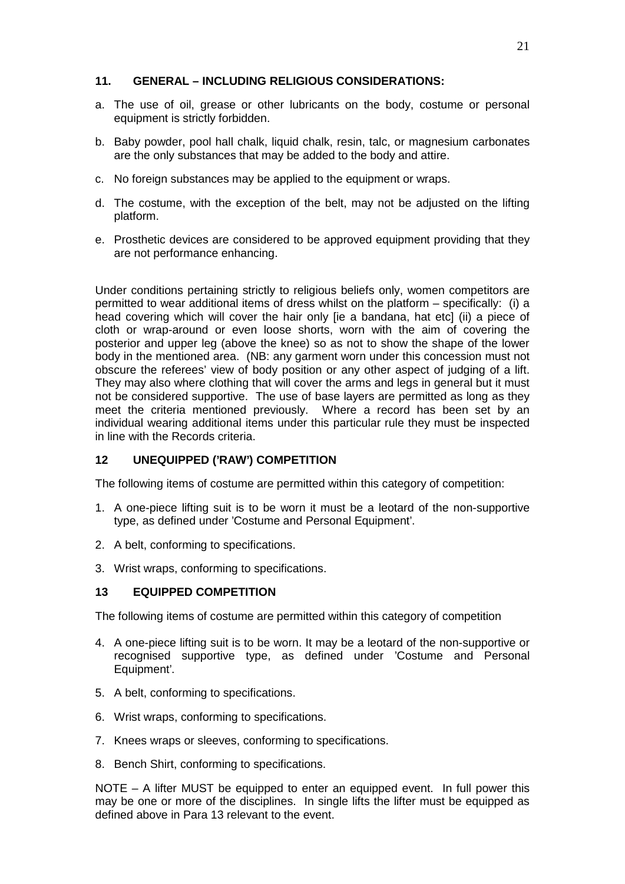## 11. GENERAL – INCLUDING RELIGIOUS CONSIDERATIONS:

a. The use of oil, grease or other lubricants on the body, costume or personal equipment is strictly forbidden.

b. Baby powder, pool hall chalk, liquid chalk, resin, talc, or magnesium carbonates are the only substances that may be added to the body and attire.

c. No foreign substances may be applied to the equipment or wraps.

d. The costume, with the exception of the belt, may not be adjusted on the lifting platform.

e. Prosthetic devices are considered to be approved equipment providing that they are not performance enhancing.

Under conditions pertaining strictly to religious beliefs only, women competitors are permitted to wear additional items of dress whilst on the platform – specifically: (i) a head covering which will cover the hair only [ie a bandana, hat etc] (ii) a piece of cloth or wrap-around or even loose shorts, worn with the aim of covering the posterior and upper leg (above the knee) so as not to show the shape of the lower body in the mentioned area. (NB: any garment worn under this concession must not obscure the referees' view of body position or any other aspect of judging of a lift. They may also where clothing that will cover the arms and legs in general but it must not be considered supportive. The use of base layers are permitted as long as they meet the criteria mentioned previously. Where a record has been set by an individual wearing additional items under this particular rule they must be inspected in line with the Records criteria.

## 12 UNEQUIPPED ('RAW') COMPETITION

The following items of costume are permitted within this category of competition:

1. A one-piece lifting suit is to be worn it must be a leotard of the non-supportive type, as defined under 'Costume and Personal Equipment'.
2. A belt, conforming to specifications.
3. Wrist wraps, conforming to specifications.

## 13 EQUIPPED COMPETITION

The following items of costume are permitted within this category of competition

4. A one-piece lifting suit is to be worn. It may be a leotard of the non-supportive or recognised supportive type, as defined under 'Costume and Personal Equipment'.
5. A belt, conforming to specifications.
6. Wrist wraps, conforming to specifications.
7. Knees wraps or sleeves, conforming to specifications.
8. Bench Shirt, conforming to specifications.

NOTE – A lifter MUST be equipped to enter an equipped event. In full power this may be one or more of the disciplines. In single lifts the lifter must be equipped as defined above in Para 13 relevant to the event.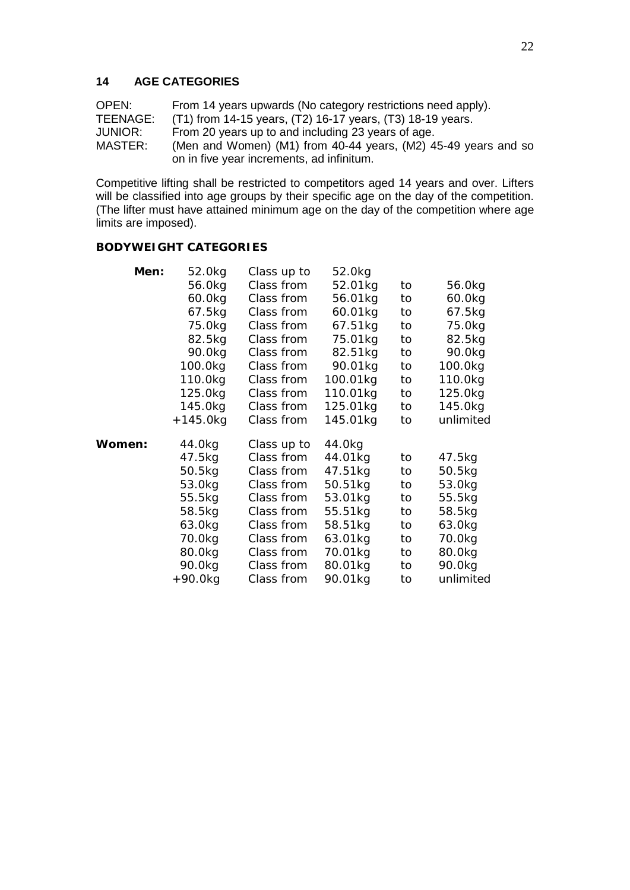## 14 AGE CATEGORIES

OPEN: From 14 years upwards (No category restrictions need apply).
TEENAGE: (T1) from 14-15 years, (T2) 16-17 years, (T3) 18-19 years.
JUNIOR: From 20 years up to and including 23 years of age.
MASTER: (Men and Women) (M1) from 40-44 years, (M2) 45-49 years and so on in five year increments, ad infinitum.

Competitive lifting shall be restricted to competitors aged 14 years and over. Lifters will be classified into age groups by their specific age on the day of the competition. (The lifter must have attained minimum age on the day of the competition where age limits are imposed).

### BODYWEIGHT CATEGORIES

| | | | | | |
|---|---|---|---|---|---|
| **Men:** | 52.0kg | Class up to | 52.0kg | | |
| | 56.0kg | Class from | 52.01kg | to | 56.0kg |
| | 60.0kg | Class from | 56.01kg | to | 60.0kg |
| | 67.5kg | Class from | 60.01kg | to | 67.5kg |
| | 75.0kg | Class from | 67.51kg | to | 75.0kg |
| | 82.5kg | Class from | 75.01kg | to | 82.5kg |
| | 90.0kg | Class from | 82.51kg | to | 90.0kg |
| | 100.0kg | Class from | 90.01kg | to | 100.0kg |
| | 110.0kg | Class from | 100.01kg | to | 110.0kg |
| | 125.0kg | Class from | 110.01kg | to | 125.0kg |
| | 145.0kg | Class from | 125.01kg | to | 145.0kg |
| | +145.0kg | Class from | 145.01kg | to | unlimited |
| **Women:** | 44.0kg | Class up to | 44.0kg | | |
| | 47.5kg | Class from | 44.01kg | to | 47.5kg |
| | 50.5kg | Class from | 47.51kg | to | 50.5kg |
| | 53.0kg | Class from | 50.51kg | to | 53.0kg |
| | 55.5kg | Class from | 53.01kg | to | 55.5kg |
| | 58.5kg | Class from | 55.51kg | to | 58.5kg |
| | 63.0kg | Class from | 58.51kg | to | 63.0kg |
| | 70.0kg | Class from | 63.01kg | to | 70.0kg |
| | 80.0kg | Class from | 70.01kg | to | 80.0kg |
| | 90.0kg | Class from | 80.01kg | to | 90.0kg |
| | +90.0kg | Class from | 90.01kg | to | unlimited |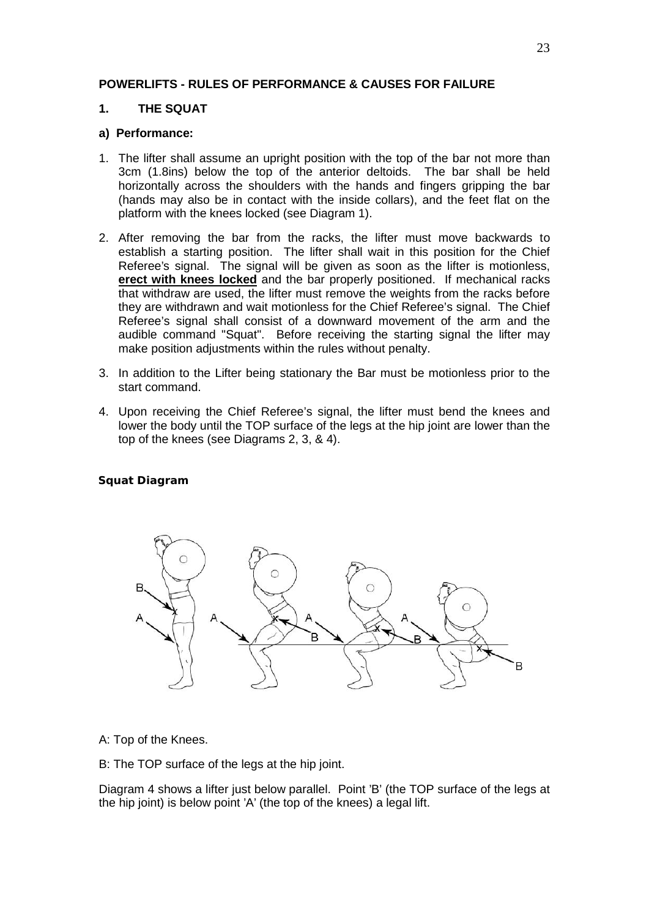**POWERLIFTS - RULES OF PERFORMANCE & CAUSES FOR FAILURE**

**1. THE SQUAT**

**a) Performance:**

1. The lifter shall assume an upright position with the top of the bar not more than 3cm (1.8ins) below the top of the anterior deltoids. The bar shall be held horizontally across the shoulders with the hands and fingers gripping the bar (hands may also be in contact with the inside collars), and the feet flat on the platform with the knees locked (see Diagram 1).

2. After removing the bar from the racks, the lifter must move backwards to establish a starting position. The lifter shall wait in this position for the Chief Referee's signal. The signal will be given as soon as the lifter is motionless, **erect with knees locked** and the bar properly positioned. If mechanical racks that withdraw are used, the lifter must remove the weights from the racks before they are withdrawn and wait motionless for the Chief Referee's signal. The Chief Referee's signal shall consist of a downward movement of the arm and the audible command "Squat". Before receiving the starting signal the lifter may make position adjustments within the rules without penalty.

3. In addition to the Lifter being stationary the Bar must be motionless prior to the start command.

4. Upon receiving the Chief Referee's signal, the lifter must bend the knees and lower the body until the TOP surface of the legs at the hip joint are lower than the top of the knees (see Diagrams 2, 3, & 4).

**Squat Diagram**

A: Top of the Knees.

B: The TOP surface of the legs at the hip joint.

Diagram 4 shows a lifter just below parallel. Point 'B' (the TOP surface of the legs at the hip joint) is below point 'A' (the top of the knees) a legal lift.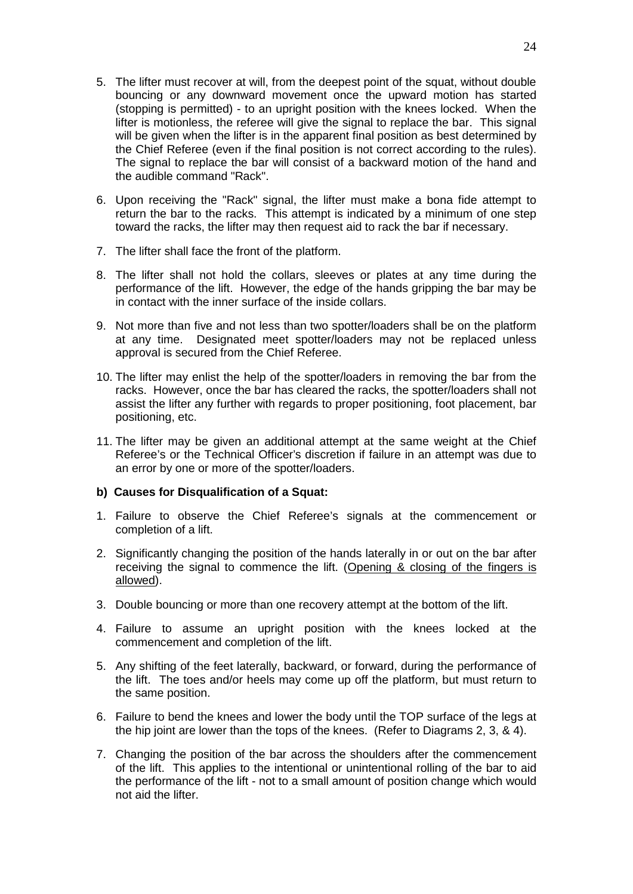5. The lifter must recover at will, from the deepest point of the squat, without double bouncing or any downward movement once the upward motion has started (stopping is permitted) - to an upright position with the knees locked. When the lifter is motionless, the referee will give the signal to replace the bar. This signal will be given when the lifter is in the apparent final position as best determined by the Chief Referee (even if the final position is not correct according to the rules). The signal to replace the bar will consist of a backward motion of the hand and the audible command "Rack".

6. Upon receiving the "Rack" signal, the lifter must make a bona fide attempt to return the bar to the racks. This attempt is indicated by a minimum of one step toward the racks, the lifter may then request aid to rack the bar if necessary.

7. The lifter shall face the front of the platform.

8. The lifter shall not hold the collars, sleeves or plates at any time during the performance of the lift. However, the edge of the hands gripping the bar may be in contact with the inner surface of the inside collars.

9. Not more than five and not less than two spotter/loaders shall be on the platform at any time. Designated meet spotter/loaders may not be replaced unless approval is secured from the Chief Referee.

10. The lifter may enlist the help of the spotter/loaders in removing the bar from the racks. However, once the bar has cleared the racks, the spotter/loaders shall not assist the lifter any further with regards to proper positioning, foot placement, bar positioning, etc.

11. The lifter may be given an additional attempt at the same weight at the Chief Referee's or the Technical Officer's discretion if failure in an attempt was due to an error by one or more of the spotter/loaders.

**b) Causes for Disqualification of a Squat:**

1. Failure to observe the Chief Referee's signals at the commencement or completion of a lift.

2. Significantly changing the position of the hands laterally in or out on the bar after receiving the signal to commence the lift. (Opening & closing of the fingers is allowed).

3. Double bouncing or more than one recovery attempt at the bottom of the lift.

4. Failure to assume an upright position with the knees locked at the commencement and completion of the lift.

5. Any shifting of the feet laterally, backward, or forward, during the performance of the lift. The toes and/or heels may come up off the platform, but must return to the same position.

6. Failure to bend the knees and lower the body until the TOP surface of the legs at the hip joint are lower than the tops of the knees. (Refer to Diagrams 2, 3, & 4).

7. Changing the position of the bar across the shoulders after the commencement of the lift. This applies to the intentional or unintentional rolling of the bar to aid the performance of the lift - not to a small amount of position change which would not aid the lifter.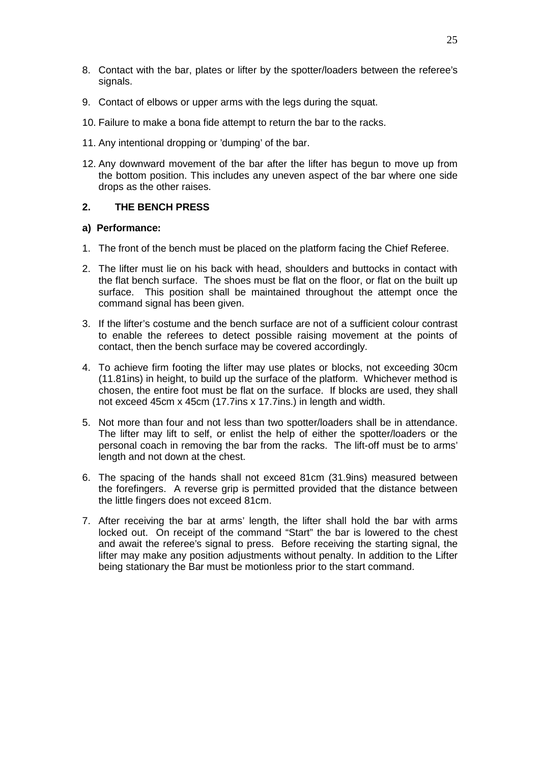8. Contact with the bar, plates or lifter by the spotter/loaders between the referee's signals.

9. Contact of elbows or upper arms with the legs during the squat.

10. Failure to make a bona fide attempt to return the bar to the racks.

11. Any intentional dropping or 'dumping' of the bar.

12. Any downward movement of the bar after the lifter has begun to move up from the bottom position. This includes any uneven aspect of the bar where one side drops as the other raises.

## 2. THE BENCH PRESS

### a) Performance:

1. The front of the bench must be placed on the platform facing the Chief Referee.

2. The lifter must lie on his back with head, shoulders and buttocks in contact with the flat bench surface. The shoes must be flat on the floor, or flat on the built up surface. This position shall be maintained throughout the attempt once the command signal has been given.

3. If the lifter's costume and the bench surface are not of a sufficient colour contrast to enable the referees to detect possible raising movement at the points of contact, then the bench surface may be covered accordingly.

4. To achieve firm footing the lifter may use plates or blocks, not exceeding 30cm (11.81ins) in height, to build up the surface of the platform. Whichever method is chosen, the entire foot must be flat on the surface. If blocks are used, they shall not exceed 45cm x 45cm (17.7ins x 17.7ins.) in length and width.

5. Not more than four and not less than two spotter/loaders shall be in attendance. The lifter may lift to self, or enlist the help of either the spotter/loaders or the personal coach in removing the bar from the racks. The lift-off must be to arms' length and not down at the chest.

6. The spacing of the hands shall not exceed 81cm (31.9ins) measured between the forefingers. A reverse grip is permitted provided that the distance between the little fingers does not exceed 81cm.

7. After receiving the bar at arms' length, the lifter shall hold the bar with arms locked out. On receipt of the command "Start" the bar is lowered to the chest and await the referee's signal to press. Before receiving the starting signal, the lifter may make any position adjustments without penalty. In addition to the Lifter being stationary the Bar must be motionless prior to the start command.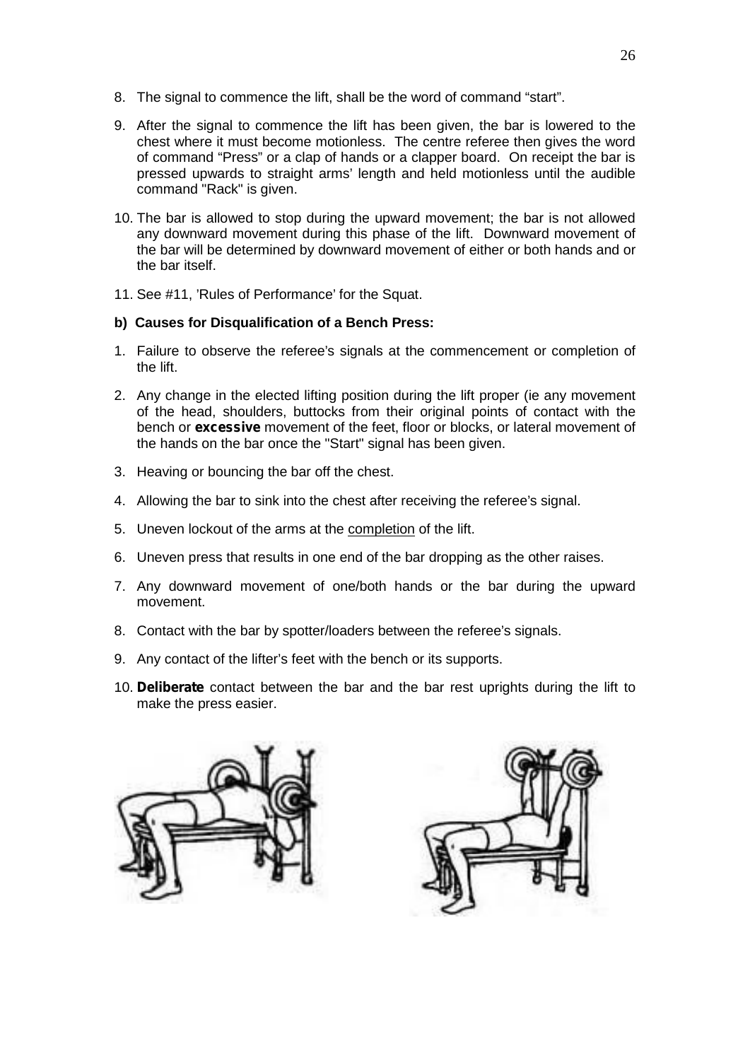8. The signal to commence the lift, shall be the word of command "start".

9. After the signal to commence the lift has been given, the bar is lowered to the chest where it must become motionless. The centre referee then gives the word of command "Press" or a clap of hands or a clapper board. On receipt the bar is pressed upwards to straight arms' length and held motionless until the audible command "Rack" is given.

10. The bar is allowed to stop during the upward movement; the bar is not allowed any downward movement during this phase of the lift. Downward movement of the bar will be determined by downward movement of either or both hands and or the bar itself.

11. See #11, 'Rules of Performance' for the Squat.

**b) Causes for Disqualification of a Bench Press:**

1. Failure to observe the referee's signals at the commencement or completion of the lift.

2. Any change in the elected lifting position during the lift proper (ie any movement of the head, shoulders, buttocks from their original points of contact with the bench or **excessive** movement of the feet, floor or blocks, or lateral movement of the hands on the bar once the "Start" signal has been given.

3. Heaving or bouncing the bar off the chest.

4. Allowing the bar to sink into the chest after receiving the referee's signal.

5. Uneven lockout of the arms at the <u>completion</u> of the lift.

6. Uneven press that results in one end of the bar dropping as the other raises.

7. Any downward movement of one/both hands or the bar during the upward movement.

8. Contact with the bar by spotter/loaders between the referee's signals.

9. Any contact of the lifter's feet with the bench or its supports.

10. **Deliberate** contact between the bar and the bar rest uprights during the lift to make the press easier.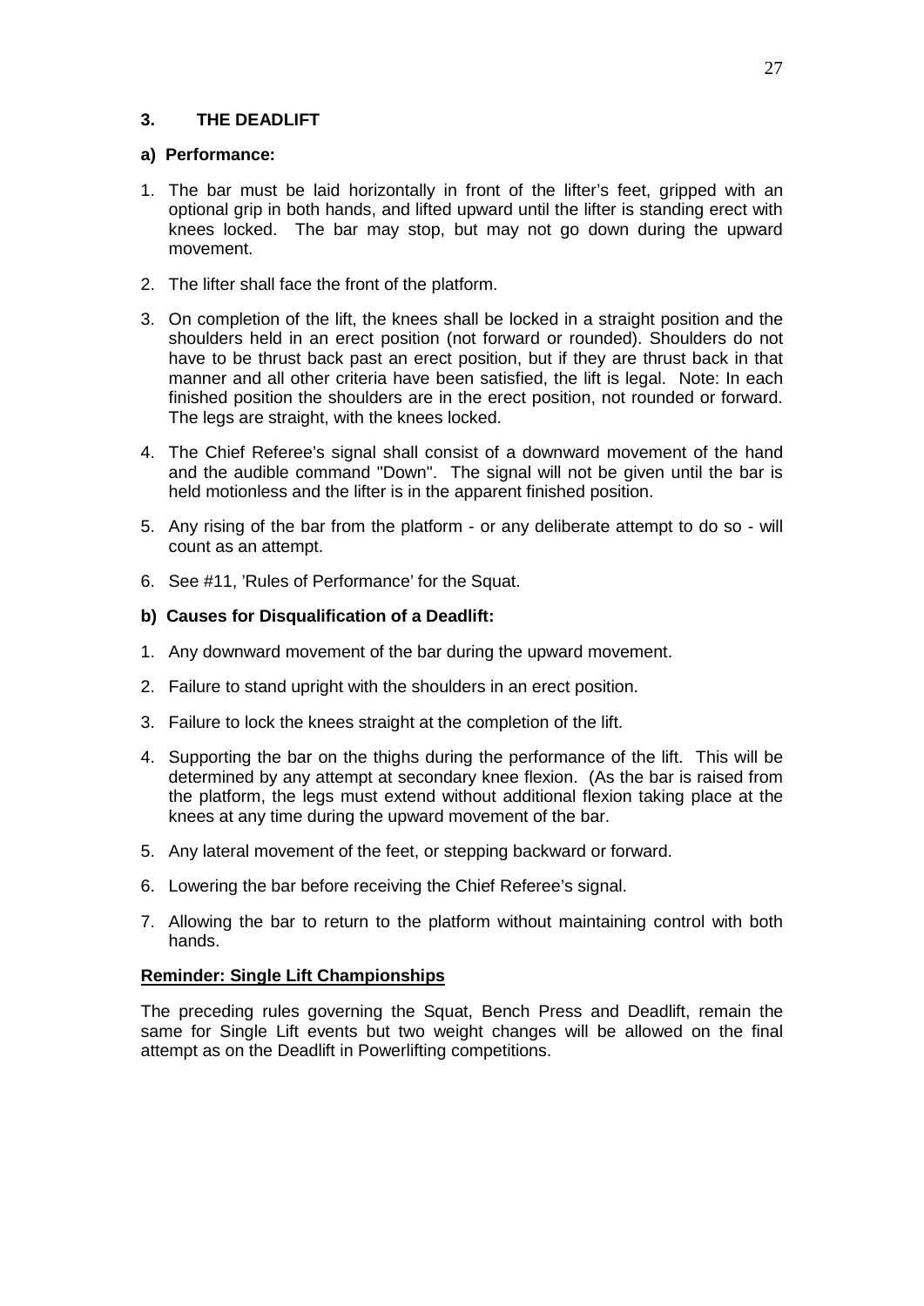## 3. THE DEADLIFT

### a) Performance:

1. The bar must be laid horizontally in front of the lifter's feet, gripped with an optional grip in both hands, and lifted upward until the lifter is standing erect with knees locked. The bar may stop, but may not go down during the upward movement.
2. The lifter shall face the front of the platform.
3. On completion of the lift, the knees shall be locked in a straight position and the shoulders held in an erect position (not forward or rounded). Shoulders do not have to be thrust back past an erect position, but if they are thrust back in that manner and all other criteria have been satisfied, the lift is legal. Note: In each finished position the shoulders are in the erect position, not rounded or forward. The legs are straight, with the knees locked.
4. The Chief Referee's signal shall consist of a downward movement of the hand and the audible command "Down". The signal will not be given until the bar is held motionless and the lifter is in the apparent finished position.
5. Any rising of the bar from the platform - or any deliberate attempt to do so - will count as an attempt.
6. See #11, 'Rules of Performance' for the Squat.

### b) Causes for Disqualification of a Deadlift:

1. Any downward movement of the bar during the upward movement.
2. Failure to stand upright with the shoulders in an erect position.
3. Failure to lock the knees straight at the completion of the lift.
4. Supporting the bar on the thighs during the performance of the lift. This will be determined by any attempt at secondary knee flexion. (As the bar is raised from the platform, the legs must extend without additional flexion taking place at the knees at any time during the upward movement of the bar.
5. Any lateral movement of the feet, or stepping backward or forward.
6. Lowering the bar before receiving the Chief Referee's signal.
7. Allowing the bar to return to the platform without maintaining control with both hands.

**Reminder: Single Lift Championships**

The preceding rules governing the Squat, Bench Press and Deadlift, remain the same for Single Lift events but two weight changes will be allowed on the final attempt as on the Deadlift in Powerlifting competitions.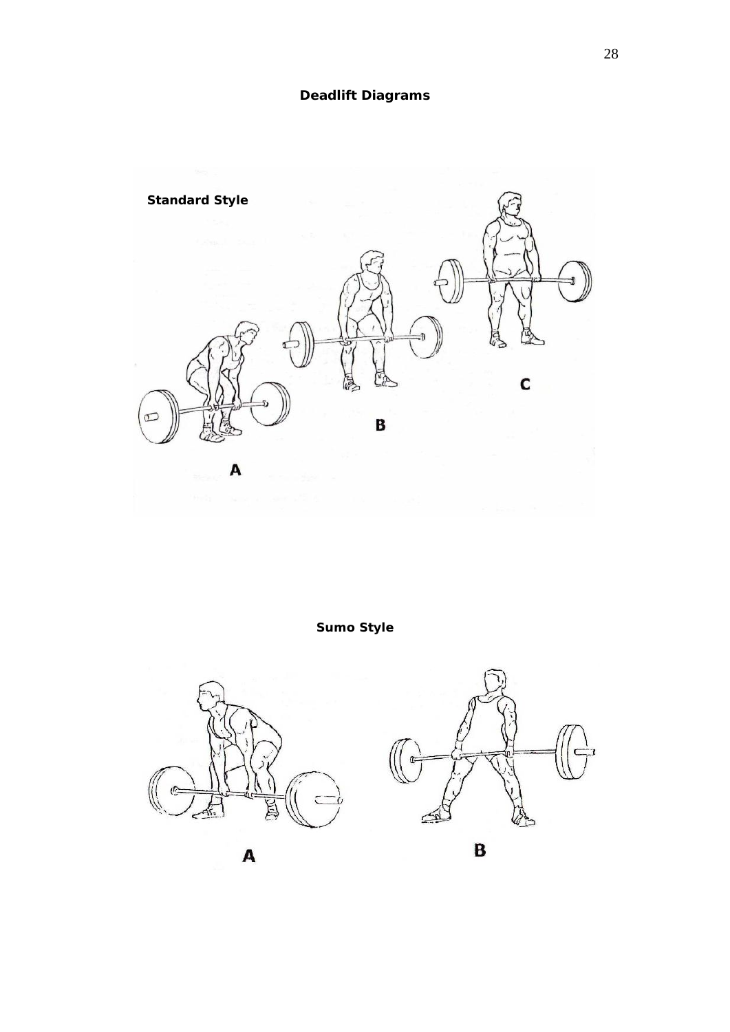## Deadlift Diagrams

**Standard Style**

A

B

C

**Sumo Style**

A

B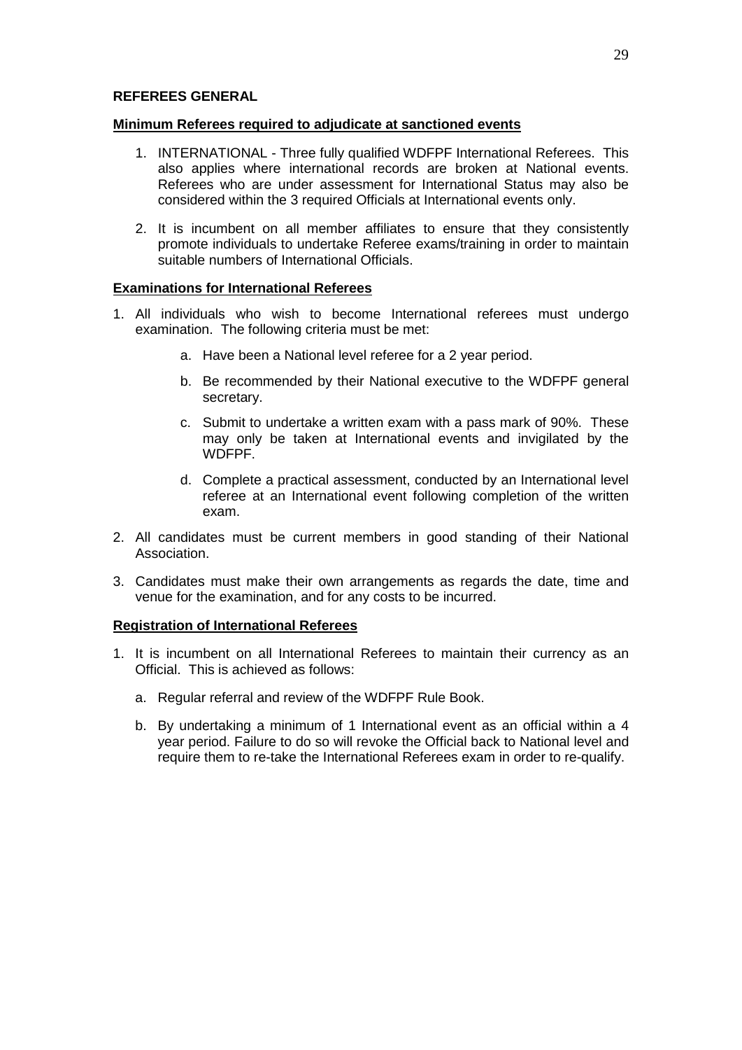## REFEREES GENERAL

### Minimum Referees required to adjudicate at sanctioned events

1. INTERNATIONAL - Three fully qualified WDFPF International Referees. This also applies where international records are broken at National events. Referees who are under assessment for International Status may also be considered within the 3 required Officials at International events only.

2. It is incumbent on all member affiliates to ensure that they consistently promote individuals to undertake Referee exams/training in order to maintain suitable numbers of International Officials.

### Examinations for International Referees

1. All individuals who wish to become International referees must undergo examination. The following criteria must be met:

    a. Have been a National level referee for a 2 year period.

    b. Be recommended by their National executive to the WDFPF general secretary.

    c. Submit to undertake a written exam with a pass mark of 90%. These may only be taken at International events and invigilated by the WDFPF.

    d. Complete a practical assessment, conducted by an International level referee at an International event following completion of the written exam.

2. All candidates must be current members in good standing of their National Association.

3. Candidates must make their own arrangements as regards the date, time and venue for the examination, and for any costs to be incurred.

### Registration of International Referees

1. It is incumbent on all International Referees to maintain their currency as an Official. This is achieved as follows:

    a. Regular referral and review of the WDFPF Rule Book.

    b. By undertaking a minimum of 1 International event as an official within a 4 year period. Failure to do so will revoke the Official back to National level and require them to re-take the International Referees exam in order to re-qualify.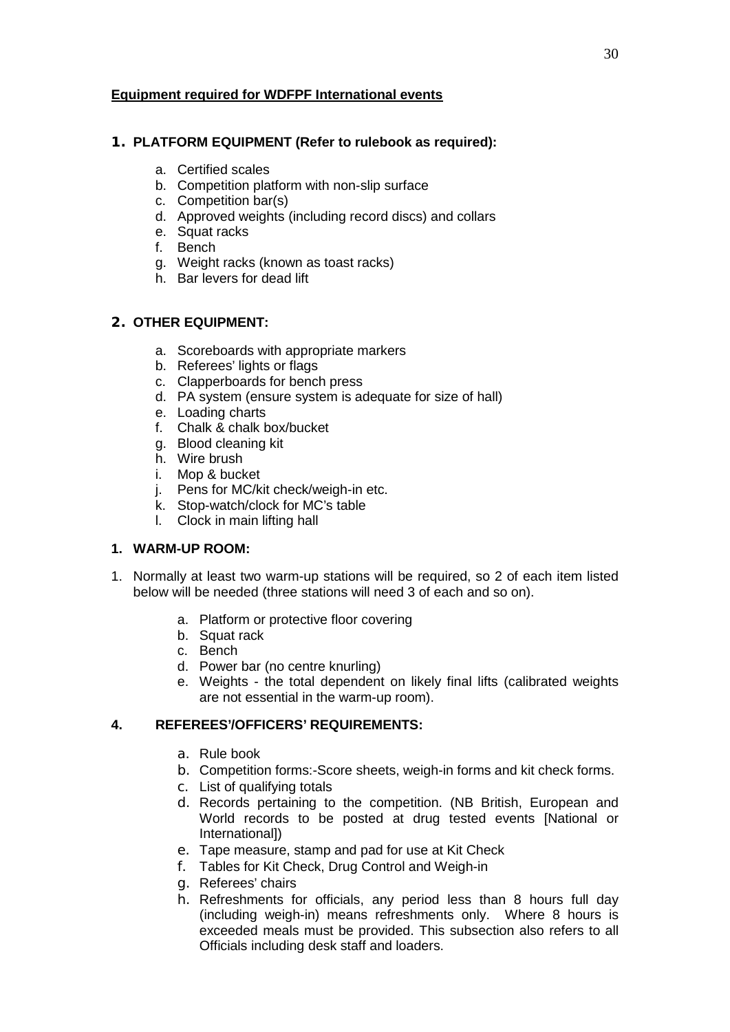**Equipment required for WDFPF International events**

## 1. PLATFORM EQUIPMENT (Refer to rulebook as required):

a. Certified scales
b. Competition platform with non-slip surface
c. Competition bar(s)
d. Approved weights (including record discs) and collars
e. Squat racks
f. Bench
g. Weight racks (known as toast racks)
h. Bar levers for dead lift

## 2. OTHER EQUIPMENT:

a. Scoreboards with appropriate markers
b. Referees' lights or flags
c. Clapperboards for bench press
d. PA system (ensure system is adequate for size of hall)
e. Loading charts
f. Chalk & chalk box/bucket
g. Blood cleaning kit
h. Wire brush
i. Mop & bucket
j. Pens for MC/kit check/weigh-in etc.
k. Stop-watch/clock for MC's table
l. Clock in main lifting hall

## 1. WARM-UP ROOM:

1. Normally at least two warm-up stations will be required, so 2 of each item listed below will be needed (three stations will need 3 of each and so on).

   a. Platform or protective floor covering
   b. Squat rack
   c. Bench
   d. Power bar (no centre knurling)
   e. Weights - the total dependent on likely final lifts (calibrated weights are not essential in the warm-up room).

## 4. REFEREES'/OFFICERS' REQUIREMENTS:

a. Rule book
b. Competition forms:-Score sheets, weigh-in forms and kit check forms.
c. List of qualifying totals
d. Records pertaining to the competition. (NB British, European and World records to be posted at drug tested events [National or International])
e. Tape measure, stamp and pad for use at Kit Check
f. Tables for Kit Check, Drug Control and Weigh-in
g. Referees' chairs
h. Refreshments for officials, any period less than 8 hours full day (including weigh-in) means refreshments only. Where 8 hours is exceeded meals must be provided. This subsection also refers to all Officials including desk staff and loaders.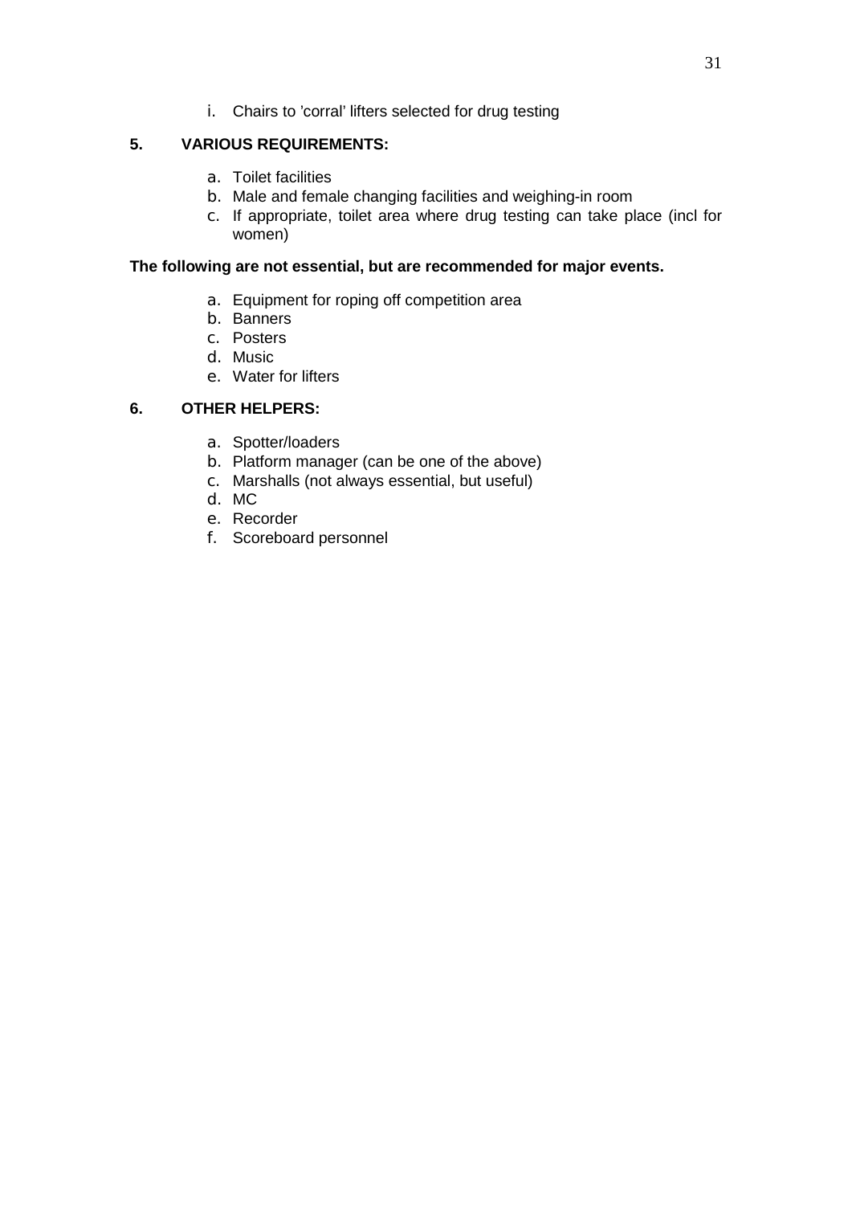i. Chairs to 'corral' lifters selected for drug testing

## 5. VARIOUS REQUIREMENTS:

a. Toilet facilities
b. Male and female changing facilities and weighing-in room
c. If appropriate, toilet area where drug testing can take place (incl for women)

**The following are not essential, but are recommended for major events.**

a. Equipment for roping off competition area
b. Banners
c. Posters
d. Music
e. Water for lifters

## 6. OTHER HELPERS:

a. Spotter/loaders
b. Platform manager (can be one of the above)
c. Marshalls (not always essential, but useful)
d. MC
e. Recorder
f. Scoreboard personnel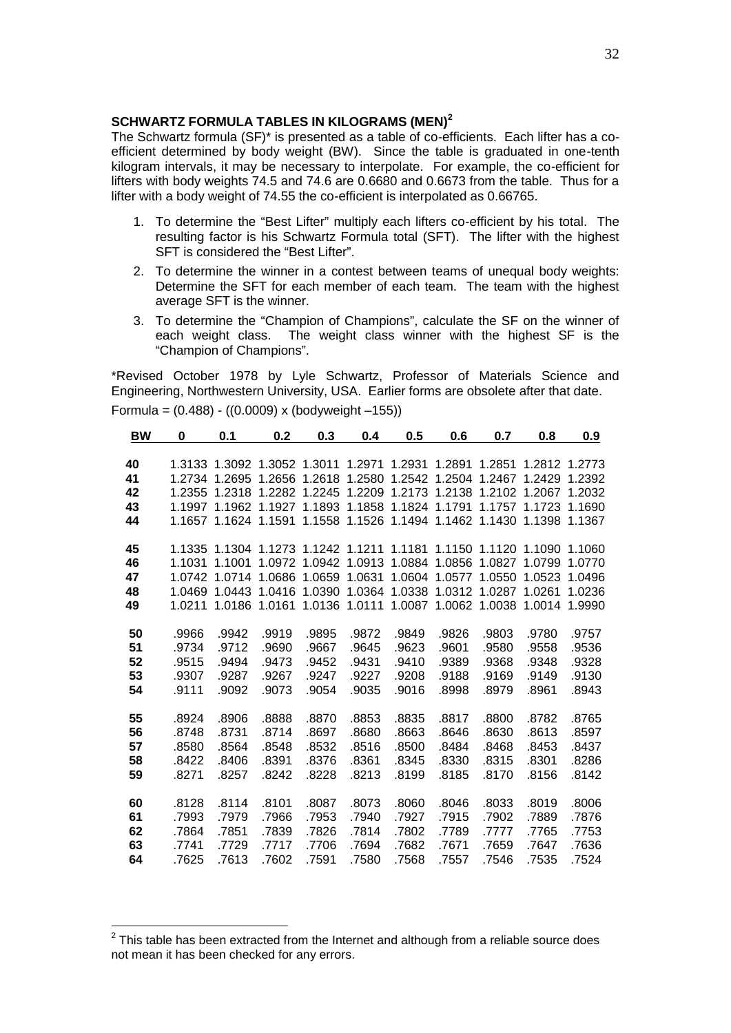## SCHWARTZ FORMULA TABLES IN KILOGRAMS (MEN)[2]

The Schwartz formula (SF)* is presented as a table of co-efficients. Each lifter has a co-efficient determined by body weight (BW). Since the table is graduated in one-tenth kilogram intervals, it may be necessary to interpolate. For example, the co-efficient for lifters with body weights 74.5 and 74.6 are 0.6680 and 0.6673 from the table. Thus for a lifter with a body weight of 74.55 the co-efficient is interpolated as 0.66765.

1. To determine the "Best Lifter" multiply each lifters co-efficient by his total. The resulting factor is his Schwartz Formula total (SFT). The lifter with the highest SFT is considered the "Best Lifter".
2. To determine the winner in a contest between teams of unequal body weights: Determine the SFT for each member of each team. The team with the highest average SFT is the winner.
3. To determine the "Champion of Champions", calculate the SF on the winner of each weight class. The weight class winner with the highest SF is the "Champion of Champions".

*Revised October 1978 by Lyle Schwartz, Professor of Materials Science and Engineering, Northwestern University, USA. Earlier forms are obsolete after that date.

Formula = (0.488) - ((0.0009) x (bodyweight –155))

| BW | 0 | 0.1 | 0.2 | 0.3 | 0.4 | 0.5 | 0.6 | 0.7 | 0.8 | 0.9 |
|---|---|---|---|---|---|---|---|---|---|---|
| 40 | 1.3133 | 1.3092 | 1.3052 | 1.3011 | 1.2971 | 1.2931 | 1.2891 | 1.2851 | 1.2812 | 1.2773 |
| 41 | 1.2734 | 1.2695 | 1.2656 | 1.2618 | 1.2580 | 1.2542 | 1.2504 | 1.2467 | 1.2429 | 1.2392 |
| 42 | 1.2355 | 1.2318 | 1.2282 | 1.2245 | 1.2209 | 1.2173 | 1.2138 | 1.2102 | 1.2067 | 1.2032 |
| 43 | 1.1997 | 1.1962 | 1.1927 | 1.1893 | 1.1858 | 1.1824 | 1.1791 | 1.1757 | 1.1723 | 1.1690 |
| 44 | 1.1657 | 1.1624 | 1.1591 | 1.1558 | 1.1526 | 1.1494 | 1.1462 | 1.1430 | 1.1398 | 1.1367 |
| 45 | 1.1335 | 1.1304 | 1.1273 | 1.1242 | 1.1211 | 1.1181 | 1.1150 | 1.1120 | 1.1090 | 1.1060 |
| 46 | 1.1031 | 1.1001 | 1.0972 | 1.0942 | 1.0913 | 1.0884 | 1.0856 | 1.0827 | 1.0799 | 1.0770 |
| 47 | 1.0742 | 1.0714 | 1.0686 | 1.0659 | 1.0631 | 1.0604 | 1.0577 | 1.0550 | 1.0523 | 1.0496 |
| 48 | 1.0469 | 1.0443 | 1.0416 | 1.0390 | 1.0364 | 1.0338 | 1.0312 | 1.0287 | 1.0261 | 1.0236 |
| 49 | 1.0211 | 1.0186 | 1.0161 | 1.0136 | 1.0111 | 1.0087 | 1.0062 | 1.0038 | 1.0014 | 1.9990 |
| 50 | .9966 | .9942 | .9919 | .9895 | .9872 | .9849 | .9826 | .9803 | .9780 | .9757 |
| 51 | .9734 | .9712 | .9690 | .9667 | .9645 | .9623 | .9601 | .9580 | .9558 | .9536 |
| 52 | .9515 | .9494 | .9473 | .9452 | .9431 | .9410 | .9389 | .9368 | .9348 | .9328 |
| 53 | .9307 | .9287 | .9267 | .9247 | .9227 | .9208 | .9188 | .9169 | .9149 | .9130 |
| 54 | .9111 | .9092 | .9073 | .9054 | .9035 | .9016 | .8998 | .8979 | .8961 | .8943 |
| 55 | .8924 | .8906 | .8888 | .8870 | .8853 | .8835 | .8817 | .8800 | .8782 | .8765 |
| 56 | .8748 | .8731 | .8714 | .8697 | .8680 | .8663 | .8646 | .8630 | .8613 | .8597 |
| 57 | .8580 | .8564 | .8548 | .8532 | .8516 | .8500 | .8484 | .8468 | .8453 | .8437 |
| 58 | .8422 | .8406 | .8391 | .8376 | .8361 | .8345 | .8330 | .8315 | .8301 | .8286 |
| 59 | .8271 | .8257 | .8242 | .8228 | .8213 | .8199 | .8185 | .8170 | .8156 | .8142 |
| 60 | .8128 | .8114 | .8101 | .8087 | .8073 | .8060 | .8046 | .8033 | .8019 | .8006 |
| 61 | .7993 | .7979 | .7966 | .7953 | .7940 | .7927 | .7915 | .7902 | .7889 | .7876 |
| 62 | .7864 | .7851 | .7839 | .7826 | .7814 | .7802 | .7789 | .7777 | .7765 | .7753 |
| 63 | .7741 | .7729 | .7717 | .7706 | .7694 | .7682 | .7671 | .7659 | .7647 | .7636 |
| 64 | .7625 | .7613 | .7602 | .7591 | .7580 | .7568 | .7557 | .7546 | .7535 | .7524 |

[2] This table has been extracted from the Internet and although from a reliable source does not mean it has been checked for any errors.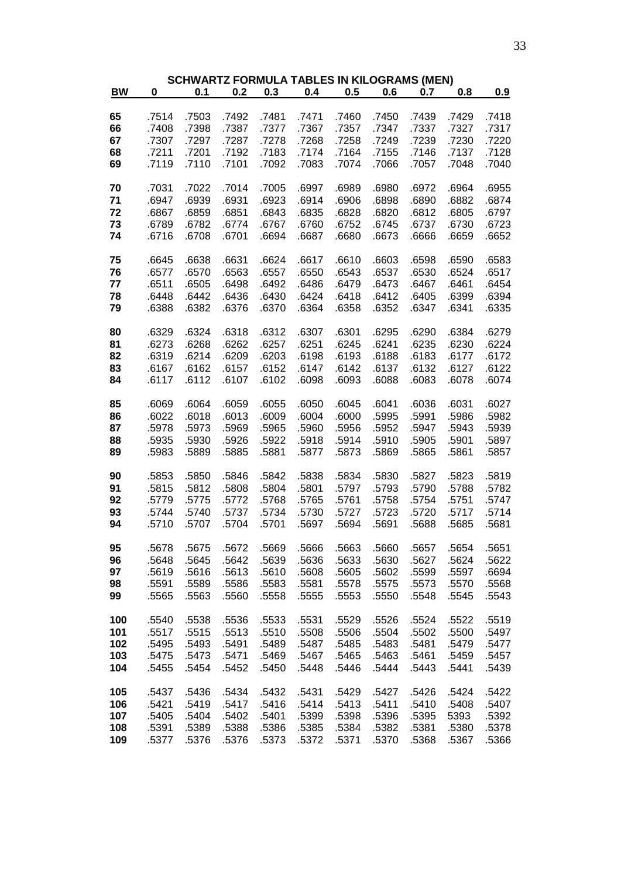## SCHWARTZ FORMULA TABLES IN KILOGRAMS (MEN)

| BW | 0 | 0.1 | 0.2 | 0.3 | 0.4 | 0.5 | 0.6 | 0.7 | 0.8 | 0.9 |
|---|---|---|---|---|---|---|---|---|---|---|
| 65 | .7514 | .7503 | .7492 | .7481 | .7471 | .7460 | .7450 | .7439 | .7429 | .7418 |
| 66 | .7408 | .7398 | .7387 | .7377 | .7367 | .7357 | .7347 | .7337 | .7327 | .7317 |
| 67 | .7307 | .7297 | .7287 | .7278 | .7268 | .7258 | .7249 | .7239 | .7230 | .7220 |
| 68 | .7211 | .7201 | .7192 | .7183 | .7174 | .7164 | .7155 | .7146 | .7137 | .7128 |
| 69 | .7119 | .7110 | .7101 | .7092 | .7083 | .7074 | .7066 | .7057 | .7048 | .7040 |
| 70 | .7031 | .7022 | .7014 | .7005 | .6997 | .6989 | .6980 | .6972 | .6964 | .6955 |
| 71 | .6947 | .6939 | .6931 | .6923 | .6914 | .6906 | .6898 | .6890 | .6882 | .6874 |
| 72 | .6867 | .6859 | .6851 | .6843 | .6835 | .6828 | .6820 | .6812 | .6805 | .6797 |
| 73 | .6789 | .6782 | .6774 | .6767 | .6760 | .6752 | .6745 | .6737 | .6730 | .6723 |
| 74 | .6716 | .6708 | .6701 | .6694 | .6687 | .6680 | .6673 | .6666 | .6659 | .6652 |
| 75 | .6645 | .6638 | .6631 | .6624 | .6617 | .6610 | .6603 | .6598 | .6590 | .6583 |
| 76 | .6577 | .6570 | .6563 | .6557 | .6550 | .6543 | .6537 | .6530 | .6524 | .6517 |
| 77 | .6511 | .6505 | .6498 | .6492 | .6486 | .6479 | .6473 | .6467 | .6461 | .6454 |
| 78 | .6448 | .6442 | .6436 | .6430 | .6424 | .6418 | .6412 | .6405 | .6399 | .6394 |
| 79 | .6388 | .6382 | .6376 | .6370 | .6364 | .6358 | .6352 | .6347 | .6341 | .6335 |
| 80 | .6329 | .6324 | .6318 | .6312 | .6307 | .6301 | .6295 | .6290 | .6384 | .6279 |
| 81 | .6273 | .6268 | .6262 | .6257 | .6251 | .6245 | .6241 | .6235 | .6230 | .6224 |
| 82 | .6319 | .6214 | .6209 | .6203 | .6198 | .6193 | .6188 | .6183 | .6177 | .6172 |
| 83 | .6167 | .6162 | .6157 | .6152 | .6147 | .6142 | .6137 | .6132 | .6127 | .6122 |
| 84 | .6117 | .6112 | .6107 | .6102 | .6098 | .6093 | .6088 | .6083 | .6078 | .6074 |
| 85 | .6069 | .6064 | .6059 | .6055 | .6050 | .6045 | .6041 | .6036 | .6031 | .6027 |
| 86 | .6022 | .6018 | .6013 | .6009 | .6004 | .6000 | .5995 | .5991 | .5986 | .5982 |
| 87 | .5978 | .5973 | .5969 | .5965 | .5960 | .5956 | .5952 | .5947 | .5943 | .5939 |
| 88 | .5935 | .5930 | .5926 | .5922 | .5918 | .5914 | .5910 | .5905 | .5901 | .5897 |
| 89 | .5983 | .5889 | .5885 | .5881 | .5877 | .5873 | .5869 | .5865 | .5861 | .5857 |
| 90 | .5853 | .5850 | .5846 | .5842 | .5838 | .5834 | .5830 | .5827 | .5823 | .5819 |
| 91 | .5815 | .5812 | .5808 | .5804 | .5801 | .5797 | .5793 | .5790 | .5788 | .5782 |
| 92 | .5779 | .5775 | .5772 | .5768 | .5765 | .5761 | .5758 | .5754 | .5751 | .5747 |
| 93 | .5744 | .5740 | .5737 | .5734 | .5730 | .5727 | .5723 | .5720 | .5717 | .5714 |
| 94 | .5710 | .5707 | .5704 | .5701 | .5697 | .5694 | .5691 | .5688 | .5685 | .5681 |
| 95 | .5678 | .5675 | .5672 | .5669 | .5666 | .5663 | .5660 | .5657 | .5654 | .5651 |
| 96 | .5648 | .5645 | .5642 | .5639 | .5636 | .5633 | .5630 | .5627 | .5624 | .5622 |
| 97 | .5619 | .5616 | .5613 | .5610 | .5608 | .5605 | .5602 | .5599 | .5597 | .6694 |
| 98 | .5591 | .5589 | .5586 | .5583 | .5581 | .5578 | .5575 | .5573 | .5570 | .5568 |
| 99 | .5565 | .5563 | .5560 | .5558 | .5555 | .5553 | .5550 | .5548 | .5545 | .5543 |
| 100 | .5540 | .5538 | .5536 | .5533 | .5531 | .5529 | .5526 | .5524 | .5522 | .5519 |
| 101 | .5517 | .5515 | .5513 | .5510 | .5508 | .5506 | .5504 | .5502 | .5500 | .5497 |
| 102 | .5495 | .5493 | .5491 | .5489 | .5487 | .5485 | .5483 | .5481 | .5479 | .5477 |
| 103 | .5475 | .5473 | .5471 | .5469 | .5467 | .5465 | .5463 | .5461 | .5459 | .5457 |
| 104 | .5455 | .5454 | .5452 | .5450 | .5448 | .5446 | .5444 | .5443 | .5441 | .5439 |
| 105 | .5437 | .5436 | .5434 | .5432 | .5431 | .5429 | .5427 | .5426 | .5424 | .5422 |
| 106 | .5421 | .5419 | .5417 | .5416 | .5414 | .5413 | .5411 | .5410 | .5408 | .5407 |
| 107 | .5405 | .5404 | .5402 | .5401 | .5399 | .5398 | .5396 | .5395 | 5393 | .5392 |
| 108 | .5391 | .5389 | .5388 | .5386 | .5385 | .5384 | .5382 | .5381 | .5380 | .5378 |
| 109 | .5377 | .5376 | .5376 | .5373 | .5372 | .5371 | .5370 | .5368 | .5367 | .5366 |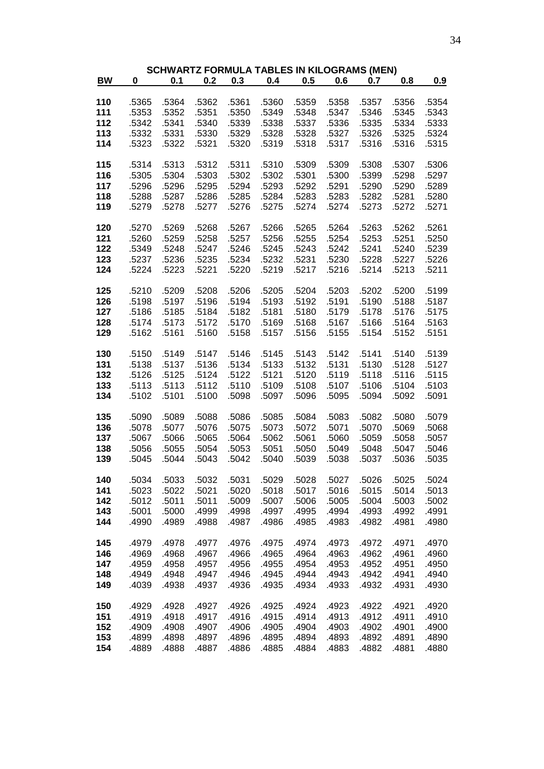## SCHWARTZ FORMULA TABLES IN KILOGRAMS (MEN)

| BW | 0 | 0.1 | 0.2 | 0.3 | 0.4 | 0.5 | 0.6 | 0.7 | 0.8 | 0.9 |
|---|---|---|---|---|---|---|---|---|---|---|
| 110 | .5365 | .5364 | .5362 | .5361 | .5360 | .5359 | .5358 | .5357 | .5356 | .5354 |
| 111 | .5353 | .5352 | .5351 | .5350 | .5349 | .5348 | .5347 | .5346 | .5345 | .5343 |
| 112 | .5342 | .5341 | .5340 | .5339 | .5338 | .5337 | .5336 | .5335 | .5334 | .5333 |
| 113 | .5332 | .5331 | .5330 | .5329 | .5328 | .5328 | .5327 | .5326 | .5325 | .5324 |
| 114 | .5323 | .5322 | .5321 | .5320 | .5319 | .5318 | .5317 | .5316 | .5316 | .5315 |
| 115 | .5314 | .5313 | .5312 | .5311 | .5310 | .5309 | .5309 | .5308 | .5307 | .5306 |
| 116 | .5305 | .5304 | .5303 | .5302 | .5302 | .5301 | .5300 | .5399 | .5298 | .5297 |
| 117 | .5296 | .5296 | .5295 | .5294 | .5293 | .5292 | .5291 | .5290 | .5290 | .5289 |
| 118 | .5288 | .5287 | .5286 | .5285 | .5284 | .5283 | .5283 | .5282 | .5281 | .5280 |
| 119 | .5279 | .5278 | .5277 | .5276 | .5275 | .5274 | .5274 | .5273 | .5272 | .5271 |
| 120 | .5270 | .5269 | .5268 | .5267 | .5266 | .5265 | .5264 | .5263 | .5262 | .5261 |
| 121 | .5260 | .5259 | .5258 | .5257 | .5256 | .5255 | .5254 | .5253 | .5251 | .5250 |
| 122 | .5349 | .5248 | .5247 | .5246 | .5245 | .5243 | .5242 | .5241 | .5240 | .5239 |
| 123 | .5237 | .5236 | .5235 | .5234 | .5232 | .5231 | .5230 | .5228 | .5227 | .5226 |
| 124 | .5224 | .5223 | .5221 | .5220 | .5219 | .5217 | .5216 | .5214 | .5213 | .5211 |
| 125 | .5210 | .5209 | .5208 | .5206 | .5205 | .5204 | .5203 | .5202 | .5200 | .5199 |
| 126 | .5198 | .5197 | .5196 | .5194 | .5193 | .5192 | .5191 | .5190 | .5188 | .5187 |
| 127 | .5186 | .5185 | .5184 | .5182 | .5181 | .5180 | .5179 | .5178 | .5176 | .5175 |
| 128 | .5174 | .5173 | .5172 | .5170 | .5169 | .5168 | .5167 | .5166 | .5164 | .5163 |
| 129 | .5162 | .5161 | .5160 | .5158 | .5157 | .5156 | .5155 | .5154 | .5152 | .5151 |
| 130 | .5150 | .5149 | .5147 | .5146 | .5145 | .5143 | .5142 | .5141 | .5140 | .5139 |
| 131 | .5138 | .5137 | .5136 | .5134 | .5133 | .5132 | .5131 | .5130 | .5128 | .5127 |
| 132 | .5126 | .5125 | .5124 | .5122 | .5121 | .5120 | .5119 | .5118 | .5116 | .5115 |
| 133 | .5113 | .5113 | .5112 | .5110 | .5109 | .5108 | .5107 | .5106 | .5104 | .5103 |
| 134 | .5102 | .5101 | .5100 | .5098 | .5097 | .5096 | .5095 | .5094 | .5092 | .5091 |
| 135 | .5090 | .5089 | .5088 | .5086 | .5085 | .5084 | .5083 | .5082 | .5080 | .5079 |
| 136 | .5078 | .5077 | .5076 | .5075 | .5073 | .5072 | .5071 | .5070 | .5069 | .5068 |
| 137 | .5067 | .5066 | .5065 | .5064 | .5062 | .5061 | .5060 | .5059 | .5058 | .5057 |
| 138 | .5056 | .5055 | .5054 | .5053 | .5051 | .5050 | .5049 | .5048 | .5047 | .5046 |
| 139 | .5045 | .5044 | .5043 | .5042 | .5040 | .5039 | .5038 | .5037 | .5036 | .5035 |
| 140 | .5034 | .5033 | .5032 | .5031 | .5029 | .5028 | .5027 | .5026 | .5025 | .5024 |
| 141 | .5023 | .5022 | .5021 | .5020 | .5018 | .5017 | .5016 | .5015 | .5014 | .5013 |
| 142 | .5012 | .5011 | .5011 | .5009 | .5007 | .5006 | .5005 | .5004 | .5003 | .5002 |
| 143 | .5001 | .5000 | .4999 | .4998 | .4997 | .4995 | .4994 | .4993 | .4992 | .4991 |
| 144 | .4990 | .4989 | .4988 | .4987 | .4986 | .4985 | .4983 | .4982 | .4981 | .4980 |
| 145 | .4979 | .4978 | .4977 | .4976 | .4975 | .4974 | .4973 | .4972 | .4971 | .4970 |
| 146 | .4969 | .4968 | .4967 | .4966 | .4965 | .4964 | .4963 | .4962 | ,4961 | .4960 |
| 147 | .4959 | .4958 | .4957 | .4956 | .4955 | .4954 | .4953 | .4952 | .4951 | .4950 |
| 148 | .4949 | .4948 | .4947 | .4946 | .4945 | .4944 | .4943 | .4942 | .4941 | .4940 |
| 149 | .4039 | .4938 | .4937 | .4936 | .4935 | .4934 | .4933 | .4932 | .4931 | .4930 |
| 150 | .4929 | .4928 | .4927 | .4926 | .4925 | .4924 | .4923 | .4922 | .4921 | .4920 |
| 151 | .4919 | .4918 | .4917 | .4916 | .4915 | .4914 | .4913 | .4912 | .4911 | .4910 |
| 152 | .4909 | .4908 | .4907 | .4906 | .4905 | .4904 | .4903 | .4902 | .4901 | .4900 |
| 153 | .4899 | .4898 | .4897 | .4896 | .4895 | .4894 | .4893 | .4892 | .4891 | .4890 |
| 154 | .4889 | .4888 | .4887 | .4886 | .4885 | .4884 | .4883 | .4882 | .4881 | .4880 |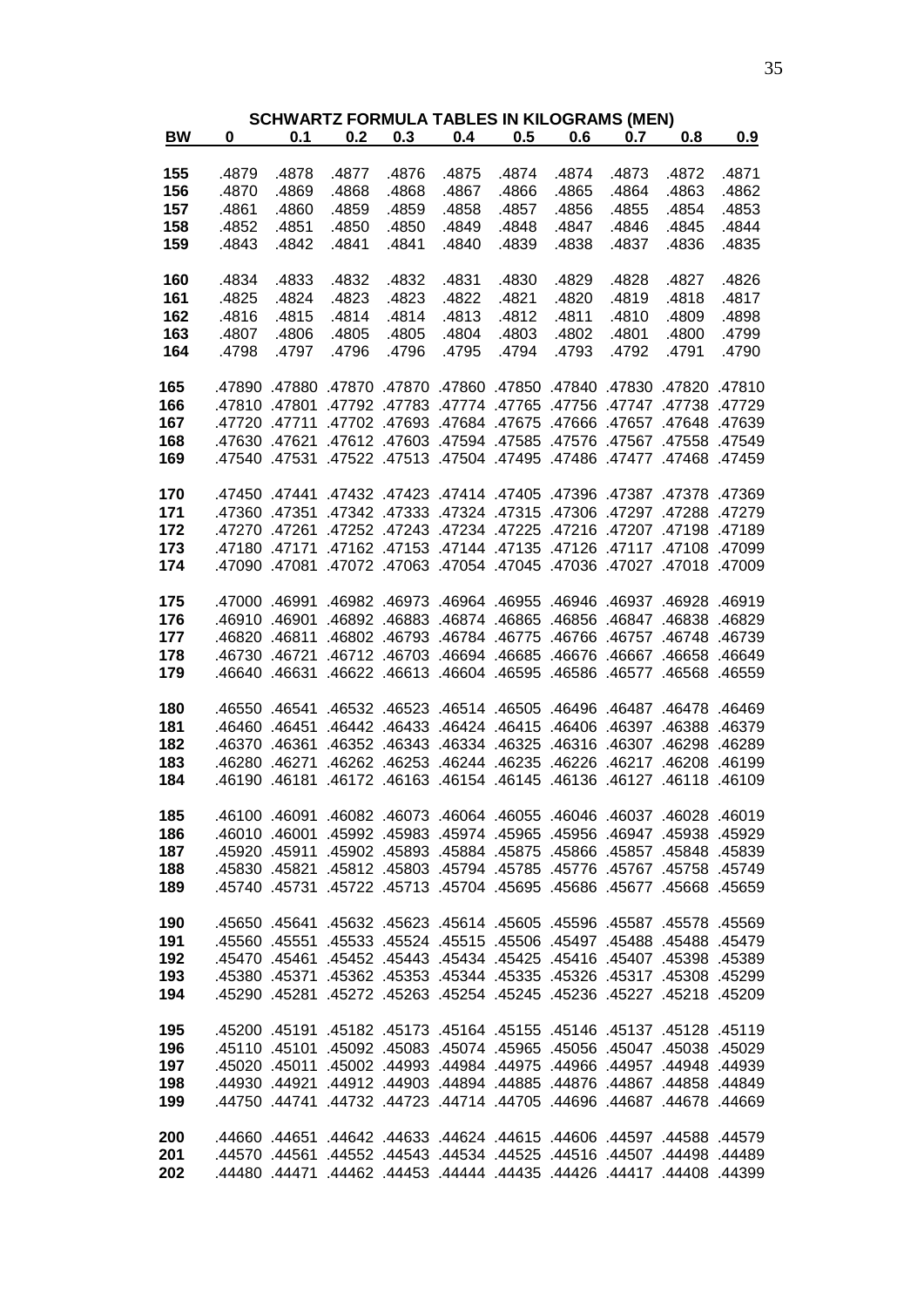## SCHWARTZ FORMULA TABLES IN KILOGRAMS (MEN)

| BW | 0 | 0.1 | 0.2 | 0.3 | 0.4 | 0.5 | 0.6 | 0.7 | 0.8 | 0.9 |
|---|---|---|---|---|---|---|---|---|---|---|
| 155 | .4879 | .4878 | .4877 | .4876 | .4875 | .4874 | .4874 | .4873 | .4872 | .4871 |
| 156 | .4870 | .4869 | .4868 | .4868 | .4867 | .4866 | .4865 | .4864 | .4863 | .4862 |
| 157 | .4861 | .4860 | .4859 | .4859 | .4858 | .4857 | .4856 | .4855 | .4854 | .4853 |
| 158 | .4852 | .4851 | .4850 | .4850 | .4849 | .4848 | .4847 | .4846 | .4845 | .4844 |
| 159 | .4843 | .4842 | .4841 | .4841 | .4840 | .4839 | .4838 | .4837 | .4836 | .4835 |
| 160 | .4834 | .4833 | .4832 | .4832 | .4831 | .4830 | .4829 | .4828 | .4827 | .4826 |
| 161 | .4825 | .4824 | .4823 | .4823 | .4822 | .4821 | .4820 | .4819 | .4818 | .4817 |
| 162 | .4816 | .4815 | .4814 | .4814 | .4813 | .4812 | .4811 | .4810 | .4809 | .4898 |
| 163 | .4807 | .4806 | .4805 | .4805 | .4804 | .4803 | .4802 | .4801 | .4800 | .4799 |
| 164 | .4798 | .4797 | .4796 | .4796 | .4795 | .4794 | .4793 | .4792 | .4791 | .4790 |
| 165 | .47890 | .47880 | .47870 | .47870 | .47860 | .47850 | .47840 | .47830 | .47820 | .47810 |
| 166 | .47810 | .47801 | .47792 | .47783 | .47774 | .47765 | .47756 | .47747 | .47738 | .47729 |
| 167 | .47720 | .47711 | .47702 | .47693 | .47684 | .47675 | .47666 | .47657 | .47648 | .47639 |
| 168 | .47630 | .47621 | .47612 | .47603 | .47594 | .47585 | .47576 | .47567 | .47558 | .47549 |
| 169 | .47540 | .47531 | .47522 | .47513 | .47504 | .47495 | .47486 | .47477 | .47468 | .47459 |
| 170 | .47450 | .47441 | .47432 | .47423 | .47414 | .47405 | .47396 | .47387 | .47378 | .47369 |
| 171 | .47360 | .47351 | .47342 | .47333 | .47324 | .47315 | .47306 | .47297 | .47288 | .47279 |
| 172 | .47270 | .47261 | .47252 | .47243 | .47234 | .47225 | .47216 | .47207 | .47198 | .47189 |
| 173 | .47180 | .47171 | .47162 | .47153 | .47144 | .47135 | .47126 | .47117 | .47108 | .47099 |
| 174 | .47090 | .47081 | .47072 | .47063 | .47054 | .47045 | .47036 | .47027 | .47018 | .47009 |
| 175 | .47000 | .46991 | .46982 | .46973 | .46964 | .46955 | .46946 | .46937 | .46928 | .46919 |
| 176 | .46910 | .46901 | .46892 | .46883 | .46874 | .46865 | .46856 | .46847 | .46838 | .46829 |
| 177 | .46820 | .46811 | .46802 | .46793 | .46784 | .46775 | .46766 | .46757 | .46748 | .46739 |
| 178 | .46730 | .46721 | .46712 | .46703 | .46694 | .46685 | .46676 | .46667 | .46658 | .46649 |
| 179 | .46640 | .46631 | .46622 | .46613 | .46604 | .46595 | .46586 | .46577 | .46568 | .46559 |
| 180 | .46550 | .46541 | .46532 | .46523 | .46514 | .46505 | .46496 | .46487 | .46478 | .46469 |
| 181 | .46460 | .46451 | .46442 | .46433 | .46424 | .46415 | .46406 | .46397 | .46388 | .46379 |
| 182 | .46370 | .46361 | .46352 | .46343 | .46334 | .46325 | .46316 | .46307 | .46298 | .46289 |
| 183 | .46280 | .46271 | .46262 | .46253 | .46244 | .46235 | .46226 | .46217 | .46208 | .46199 |
| 184 | .46190 | .46181 | .46172 | .46163 | .46154 | .46145 | .46136 | .46127 | .46118 | .46109 |
| 185 | .46100 | .46091 | .46082 | .46073 | .46064 | .46055 | .46046 | .46037 | .46028 | .46019 |
| 186 | .46010 | .46001 | .45992 | .45983 | .45974 | .45965 | .45956 | .46947 | .45938 | .45929 |
| 187 | .45920 | .45911 | .45902 | .45893 | .45884 | .45875 | .45866 | .45857 | .45848 | .45839 |
| 188 | .45830 | .45821 | .45812 | .45803 | .45794 | .45785 | .45776 | .45767 | .45758 | .45749 |
| 189 | .45740 | .45731 | .45722 | .45713 | .45704 | .45695 | .45686 | .45677 | .45668 | .45659 |
| 190 | .45650 | .45641 | .45632 | .45623 | .45614 | .45605 | .45596 | .45587 | .45578 | .45569 |
| 191 | .45560 | .45551 | .45533 | .45524 | .45515 | .45506 | .45497 | .45488 | .45488 | .45479 |
| 192 | .45470 | .45461 | .45452 | .45443 | .45434 | .45425 | .45416 | .45407 | .45398 | .45389 |
| 193 | .45380 | .45371 | .45362 | .45353 | .45344 | .45335 | .45326 | .45317 | .45308 | .45299 |
| 194 | .45290 | .45281 | .45272 | .45263 | .45254 | .45245 | .45236 | .45227 | .45218 | .45209 |
| 195 | .45200 | .45191 | .45182 | .45173 | .45164 | .45155 | .45146 | .45137 | .45128 | .45119 |
| 196 | .45110 | .45101 | .45092 | .45083 | .45074 | .45965 | .45056 | .45047 | .45038 | .45029 |
| 197 | .45020 | .45011 | .45002 | .44993 | .44984 | .44975 | .44966 | .44957 | .44948 | .44939 |
| 198 | .44930 | .44921 | .44912 | .44903 | .44894 | .44885 | .44876 | .44867 | .44858 | .44849 |
| 199 | .44750 | .44741 | .44732 | .44723 | .44714 | .44705 | .44696 | .44687 | .44678 | .44669 |
| 200 | .44660 | .44651 | .44642 | .44633 | .44624 | .44615 | .44606 | .44597 | .44588 | .44579 |
| 201 | .44570 | .44561 | .44552 | .44543 | .44534 | .44525 | .44516 | .44507 | .44498 | .44489 |
| 202 | .44480 | .44471 | .44462 | .44453 | .44444 | .44435 | .44426 | .44417 | .44408 | .44399 |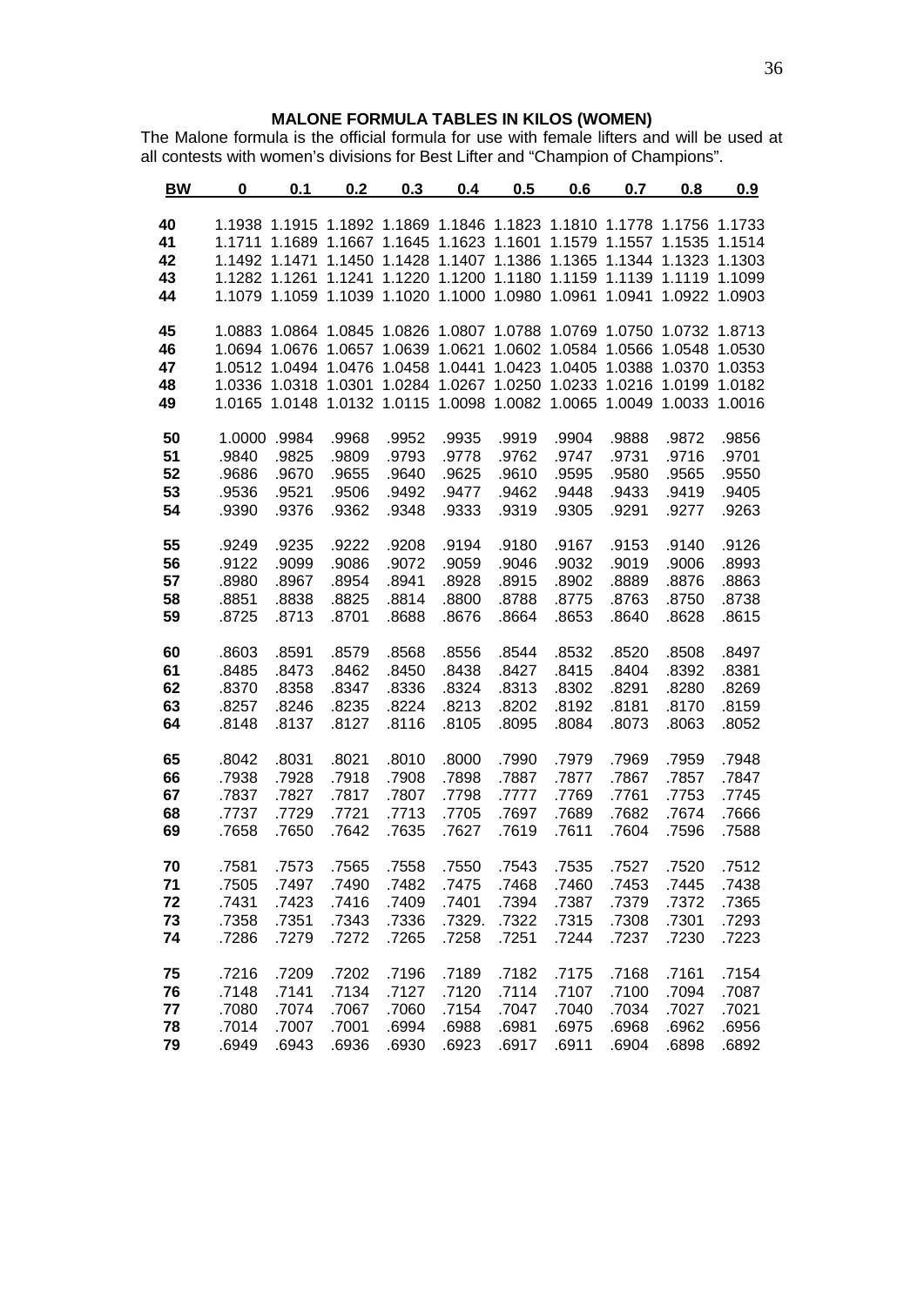## MALONE FORMULA TABLES IN KILOS (WOMEN)

The Malone formula is the official formula for use with female lifters and will be used at all contests with women's divisions for Best Lifter and "Champion of Champions".

| BW | 0 | 0.1 | 0.2 | 0.3 | 0.4 | 0.5 | 0.6 | 0.7 | 0.8 | 0.9 |
|---|---|---|---|---|---|---|---|---|---|---|
| 40 | 1.1938 | 1.1915 | 1.1892 | 1.1869 | 1.1846 | 1.1823 | 1.1810 | 1.1778 | 1.1756 | 1.1733 |
| 41 | 1.1711 | 1.1689 | 1.1667 | 1.1645 | 1.1623 | 1.1601 | 1.1579 | 1.1557 | 1.1535 | 1.1514 |
| 42 | 1.1492 | 1.1471 | 1.1450 | 1.1428 | 1.1407 | 1.1386 | 1.1365 | 1.1344 | 1.1323 | 1.1303 |
| 43 | 1.1282 | 1.1261 | 1.1241 | 1.1220 | 1.1200 | 1.1180 | 1.1159 | 1.1139 | 1.1119 | 1.1099 |
| 44 | 1.1079 | 1.1059 | 1.1039 | 1.1020 | 1.1000 | 1.0980 | 1.0961 | 1.0941 | 1.0922 | 1.0903 |
| 45 | 1.0883 | 1.0864 | 1.0845 | 1.0826 | 1.0807 | 1.0788 | 1.0769 | 1.0750 | 1.0732 | 1.8713 |
| 46 | 1.0694 | 1.0676 | 1.0657 | 1.0639 | 1.0621 | 1.0602 | 1.0584 | 1.0566 | 1.0548 | 1.0530 |
| 47 | 1.0512 | 1.0494 | 1.0476 | 1.0458 | 1.0441 | 1.0423 | 1.0405 | 1.0388 | 1.0370 | 1.0353 |
| 48 | 1.0336 | 1.0318 | 1.0301 | 1.0284 | 1.0267 | 1.0250 | 1.0233 | 1.0216 | 1.0199 | 1.0182 |
| 49 | 1.0165 | 1.0148 | 1.0132 | 1.0115 | 1.0098 | 1.0082 | 1.0065 | 1.0049 | 1.0033 | 1.0016 |
| 50 | 1.0000 | .9984 | .9968 | .9952 | .9935 | .9919 | .9904 | .9888 | .9872 | .9856 |
| 51 | .9840 | .9825 | .9809 | .9793 | .9778 | .9762 | .9747 | .9731 | .9716 | .9701 |
| 52 | .9686 | .9670 | .9655 | .9640 | .9625 | .9610 | .9595 | .9580 | .9565 | .9550 |
| 53 | .9536 | .9521 | .9506 | .9492 | .9477 | .9462 | .9448 | .9433 | .9419 | .9405 |
| 54 | .9390 | .9376 | .9362 | .9348 | .9333 | .9319 | .9305 | .9291 | .9277 | .9263 |
| 55 | .9249 | .9235 | .9222 | .9208 | .9194 | .9180 | .9167 | .9153 | .9140 | .9126 |
| 56 | .9122 | .9099 | .9086 | .9072 | .9059 | .9046 | .9032 | .9019 | .9006 | .8993 |
| 57 | .8980 | .8967 | .8954 | .8941 | .8928 | .8915 | .8902 | .8889 | .8876 | .8863 |
| 58 | .8851 | .8838 | .8825 | .8814 | .8800 | .8788 | .8775 | .8763 | .8750 | .8738 |
| 59 | .8725 | .8713 | .8701 | .8688 | .8676 | .8664 | .8653 | .8640 | .8628 | .8615 |
| 60 | .8603 | .8591 | .8579 | .8568 | .8556 | .8544 | .8532 | .8520 | .8508 | .8497 |
| 61 | .8485 | .8473 | .8462 | .8450 | .8438 | .8427 | .8415 | .8404 | .8392 | .8381 |
| 62 | .8370 | .8358 | .8347 | .8336 | .8324 | .8313 | .8302 | .8291 | .8280 | .8269 |
| 63 | .8257 | .8246 | .8235 | .8224 | .8213 | .8202 | .8192 | .8181 | .8170 | .8159 |
| 64 | .8148 | .8137 | .8127 | .8116 | .8105 | .8095 | .8084 | .8073 | .8063 | .8052 |
| 65 | .8042 | .8031 | .8021 | .8010 | .8000 | .7990 | .7979 | .7969 | .7959 | .7948 |
| 66 | .7938 | .7928 | .7918 | .7908 | .7898 | .7887 | .7877 | .7867 | .7857 | .7847 |
| 67 | .7837 | .7827 | .7817 | .7807 | .7798 | .7777 | .7769 | .7761 | .7753 | .7745 |
| 68 | .7737 | .7729 | .7721 | .7713 | .7705 | .7697 | .7689 | .7682 | .7674 | .7666 |
| 69 | .7658 | .7650 | .7642 | .7635 | .7627 | .7619 | .7611 | .7604 | .7596 | .7588 |
| 70 | .7581 | .7573 | .7565 | .7558 | .7550 | .7543 | .7535 | .7527 | .7520 | .7512 |
| 71 | .7505 | .7497 | .7490 | .7482 | .7475 | .7468 | .7460 | .7453 | .7445 | .7438 |
| 72 | .7431 | .7423 | .7416 | .7409 | .7401 | .7394 | .7387 | .7379 | .7372 | .7365 |
| 73 | .7358 | .7351 | .7343 | .7336 | .7329. | .7322 | .7315 | .7308 | .7301 | .7293 |
| 74 | .7286 | .7279 | .7272 | .7265 | .7258 | .7251 | .7244 | .7237 | .7230 | .7223 |
| 75 | .7216 | .7209 | .7202 | .7196 | .7189 | .7182 | .7175 | .7168 | .7161 | .7154 |
| 76 | .7148 | .7141 | .7134 | .7127 | .7120 | .7114 | .7107 | .7100 | .7094 | .7087 |
| 77 | .7080 | .7074 | .7067 | .7060 | .7154 | .7047 | .7040 | .7034 | .7027 | .7021 |
| 78 | .7014 | .7007 | .7001 | .6994 | .6988 | .6981 | .6975 | .6968 | .6962 | .6956 |
| 79 | .6949 | .6943 | .6936 | .6930 | .6923 | .6917 | .6911 | .6904 | .6898 | .6892 |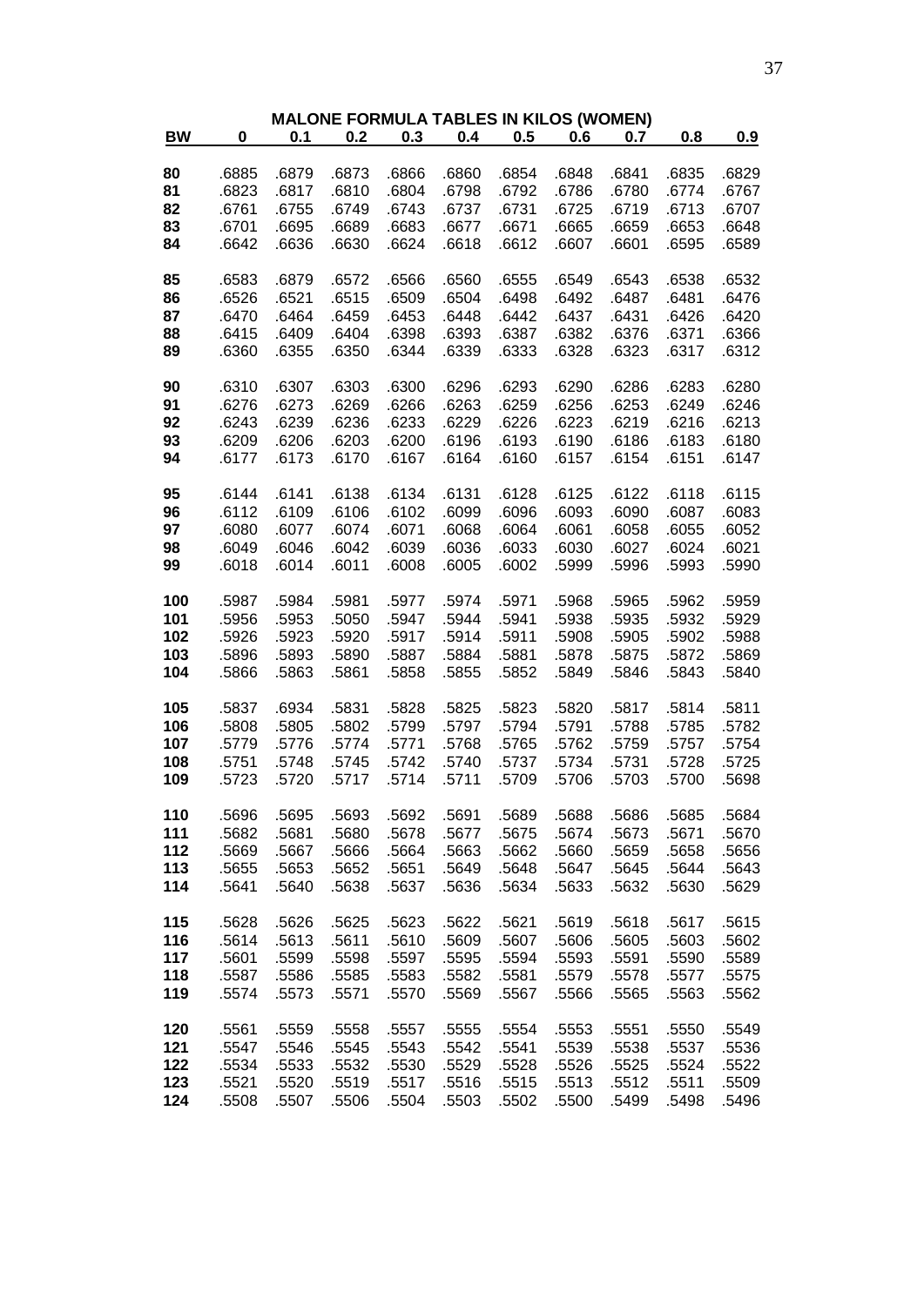# MALONE FORMULA TABLES IN KILOS (WOMEN)

| BW | 0 | 0.1 | 0.2 | 0.3 | 0.4 | 0.5 | 0.6 | 0.7 | 0.8 | 0.9 |
|---|---|---|---|---|---|---|---|---|---|---|
| 80 | .6885 | .6879 | .6873 | .6866 | .6860 | .6854 | .6848 | .6841 | .6835 | .6829 |
| 81 | .6823 | .6817 | .6810 | .6804 | .6798 | .6792 | .6786 | .6780 | .6774 | .6767 |
| 82 | .6761 | .6755 | .6749 | .6743 | .6737 | .6731 | .6725 | .6719 | .6713 | .6707 |
| 83 | .6701 | .6695 | .6689 | .6683 | .6677 | .6671 | .6665 | .6659 | .6653 | .6648 |
| 84 | .6642 | .6636 | .6630 | .6624 | .6618 | .6612 | .6607 | .6601 | .6595 | .6589 |
| 85 | .6583 | .6879 | .6572 | .6566 | .6560 | .6555 | .6549 | .6543 | .6538 | .6532 |
| 86 | .6526 | .6521 | .6515 | .6509 | .6504 | .6498 | .6492 | .6487 | .6481 | .6476 |
| 87 | .6470 | .6464 | .6459 | .6453 | .6448 | .6442 | .6437 | .6431 | .6426 | .6420 |
| 88 | .6415 | .6409 | .6404 | .6398 | .6393 | .6387 | .6382 | .6376 | .6371 | .6366 |
| 89 | .6360 | .6355 | .6350 | .6344 | .6339 | .6333 | .6328 | .6323 | .6317 | .6312 |
| 90 | .6310 | .6307 | .6303 | .6300 | .6296 | .6293 | .6290 | .6286 | .6283 | .6280 |
| 91 | .6276 | .6273 | .6269 | .6266 | .6263 | .6259 | .6256 | .6253 | .6249 | .6246 |
| 92 | .6243 | .6239 | .6236 | .6233 | .6229 | .6226 | .6223 | .6219 | .6216 | .6213 |
| 93 | .6209 | .6206 | .6203 | .6200 | .6196 | .6193 | .6190 | .6186 | .6183 | .6180 |
| 94 | .6177 | .6173 | .6170 | .6167 | .6164 | .6160 | .6157 | .6154 | .6151 | .6147 |
| 95 | .6144 | .6141 | .6138 | .6134 | .6131 | .6128 | .6125 | .6122 | .6118 | .6115 |
| 96 | .6112 | .6109 | .6106 | .6102 | .6099 | .6096 | .6093 | .6090 | .6087 | .6083 |
| 97 | .6080 | .6077 | .6074 | .6071 | .6068 | .6064 | .6061 | .6058 | .6055 | .6052 |
| 98 | .6049 | .6046 | .6042 | .6039 | .6036 | .6033 | .6030 | .6027 | .6024 | .6021 |
| 99 | .6018 | .6014 | .6011 | .6008 | .6005 | .6002 | .5999 | .5996 | .5993 | .5990 |
| 100 | .5987 | .5984 | .5981 | .5977 | .5974 | .5971 | .5968 | .5965 | .5962 | .5959 |
| 101 | .5956 | .5953 | .5050 | .5947 | .5944 | .5941 | .5938 | .5935 | .5932 | .5929 |
| 102 | .5926 | .5923 | .5920 | .5917 | .5914 | .5911 | .5908 | .5905 | .5902 | .5988 |
| 103 | .5896 | .5893 | .5890 | .5887 | .5884 | .5881 | .5878 | .5875 | .5872 | .5869 |
| 104 | .5866 | .5863 | .5861 | .5858 | .5855 | .5852 | .5849 | .5846 | .5843 | .5840 |
| 105 | .5837 | .6934 | .5831 | .5828 | .5825 | .5823 | .5820 | .5817 | .5814 | .5811 |
| 106 | .5808 | .5805 | .5802 | .5799 | .5797 | .5794 | .5791 | .5788 | .5785 | .5782 |
| 107 | .5779 | .5776 | .5774 | .5771 | .5768 | .5765 | .5762 | .5759 | .5757 | .5754 |
| 108 | .5751 | .5748 | .5745 | .5742 | .5740 | .5737 | .5734 | .5731 | .5728 | .5725 |
| 109 | .5723 | .5720 | .5717 | .5714 | .5711 | .5709 | .5706 | .5703 | .5700 | .5698 |
| 110 | .5696 | .5695 | .5693 | .5692 | .5691 | .5689 | .5688 | .5686 | .5685 | .5684 |
| 111 | .5682 | .5681 | .5680 | .5678 | .5677 | .5675 | .5674 | .5673 | .5671 | .5670 |
| 112 | .5669 | .5667 | .5666 | .5664 | .5663 | .5662 | .5660 | .5659 | .5658 | .5656 |
| 113 | .5655 | .5653 | .5652 | .5651 | .5649 | .5648 | .5647 | .5645 | .5644 | .5643 |
| 114 | .5641 | .5640 | .5638 | .5637 | .5636 | .5634 | .5633 | .5632 | .5630 | .5629 |
| 115 | .5628 | .5626 | .5625 | .5623 | .5622 | .5621 | .5619 | .5618 | .5617 | .5615 |
| 116 | .5614 | .5613 | .5611 | .5610 | .5609 | .5607 | .5606 | .5605 | .5603 | .5602 |
| 117 | .5601 | .5599 | .5598 | .5597 | .5595 | .5594 | .5593 | .5591 | .5590 | .5589 |
| 118 | .5587 | .5586 | .5585 | .5583 | .5582 | .5581 | .5579 | .5578 | .5577 | .5575 |
| 119 | .5574 | .5573 | .5571 | .5570 | .5569 | .5567 | .5566 | .5565 | .5563 | .5562 |
| 120 | .5561 | .5559 | .5558 | .5557 | .5555 | .5554 | .5553 | .5551 | .5550 | .5549 |
| 121 | .5547 | .5546 | .5545 | .5543 | .5542 | .5541 | .5539 | .5538 | .5537 | .5536 |
| 122 | .5534 | .5533 | .5532 | .5530 | .5529 | .5528 | .5526 | .5525 | .5524 | .5522 |
| 123 | .5521 | .5520 | .5519 | .5517 | .5516 | .5515 | .5513 | .5512 | .5511 | .5509 |
| 124 | .5508 | .5507 | .5506 | .5504 | .5503 | .5502 | .5500 | .5499 | .5498 | .5496 |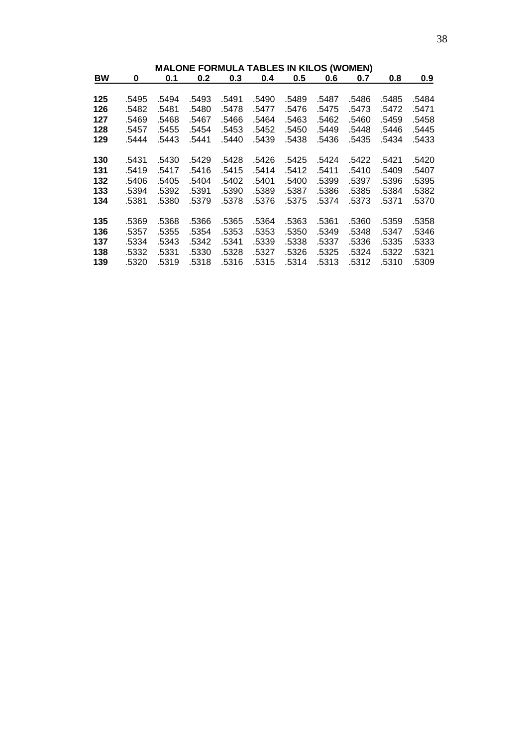## MALONE FORMULA TABLES IN KILOS (WOMEN)

| BW | 0 | 0.1 | 0.2 | 0.3 | 0.4 | 0.5 | 0.6 | 0.7 | 0.8 | 0.9 |
|---|---|---|---|---|---|---|---|---|---|---|
| 125 | .5495 | .5494 | .5493 | .5491 | .5490 | .5489 | .5487 | .5486 | .5485 | .5484 |
| 126 | .5482 | .5481 | .5480 | .5478 | .5477 | .5476 | .5475 | .5473 | .5472 | .5471 |
| 127 | .5469 | .5468 | .5467 | .5466 | .5464 | .5463 | .5462 | .5460 | .5459 | .5458 |
| 128 | .5457 | .5455 | .5454 | .5453 | .5452 | .5450 | .5449 | .5448 | .5446 | .5445 |
| 129 | .5444 | .5443 | .5441 | .5440 | .5439 | .5438 | .5436 | .5435 | .5434 | .5433 |
| 130 | .5431 | .5430 | .5429 | .5428 | .5426 | .5425 | .5424 | .5422 | .5421 | .5420 |
| 131 | .5419 | .5417 | .5416 | .5415 | .5414 | .5412 | .5411 | .5410 | .5409 | .5407 |
| 132 | .5406 | .5405 | .5404 | .5402 | .5401 | .5400 | .5399 | .5397 | .5396 | .5395 |
| 133 | .5394 | .5392 | .5391 | .5390 | .5389 | .5387 | .5386 | .5385 | .5384 | .5382 |
| 134 | .5381 | .5380 | .5379 | .5378 | .5376 | .5375 | .5374 | .5373 | .5371 | .5370 |
| 135 | .5369 | .5368 | .5366 | .5365 | .5364 | .5363 | .5361 | .5360 | .5359 | .5358 |
| 136 | .5357 | .5355 | .5354 | .5353 | .5353 | .5350 | .5349 | .5348 | .5347 | .5346 |
| 137 | .5334 | .5343 | .5342 | .5341 | .5339 | .5338 | .5337 | .5336 | .5335 | .5333 |
| 138 | .5332 | .5331 | .5330 | .5328 | .5327 | .5326 | .5325 | .5324 | .5322 | .5321 |
| 139 | .5320 | .5319 | .5318 | .5316 | .5315 | .5314 | .5313 | .5312 | .5310 | .5309 |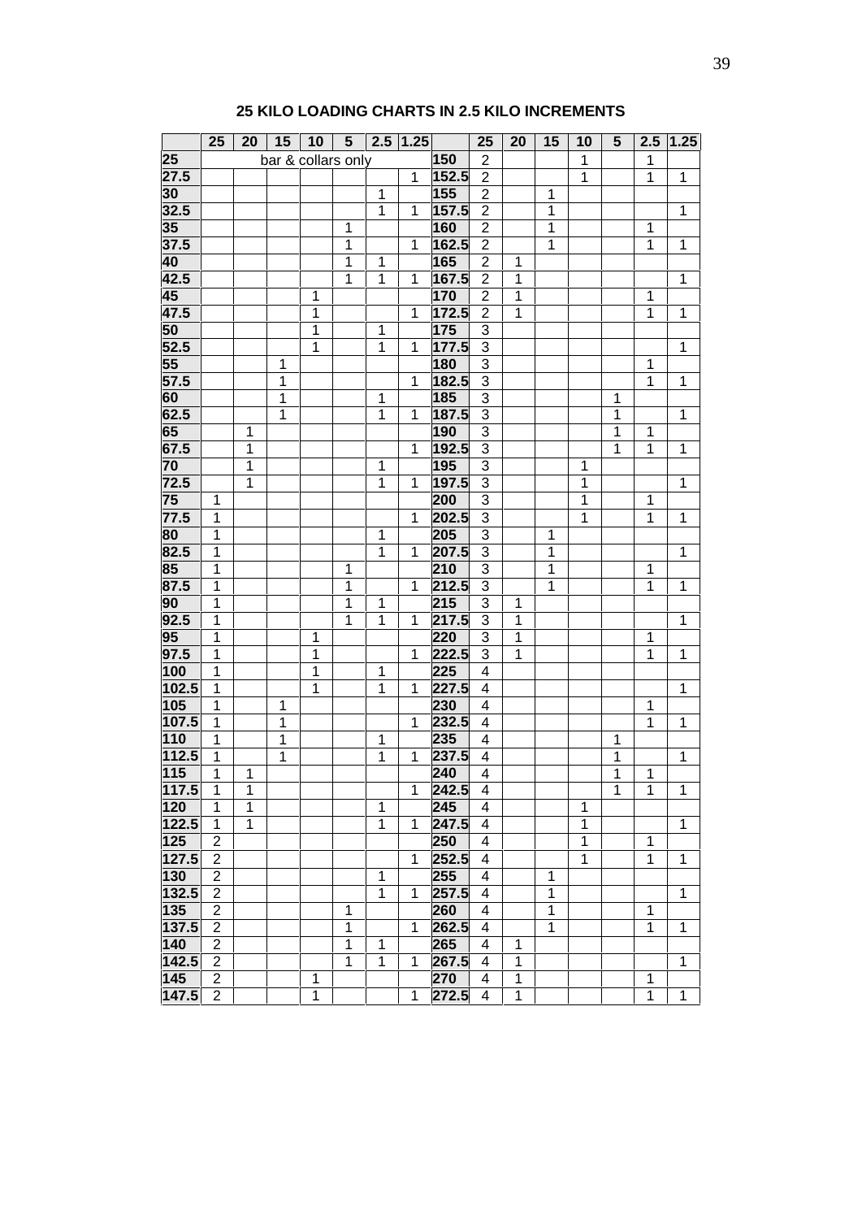## 25 KILO LOADING CHARTS IN 2.5 KILO INCREMENTS

| | 25 | 20 | 15 | 10 | 5 | 2.5 | 1.25 | | 25 | 20 | 15 | 10 | 5 | 2.5 | 1.25 |
|---|---|---|---|---|---|---|---|---|---|---|---|---|---|---|---|
| **25** | bar & collars only | | | | | | | **150** | 2 | | | 1 | | 1 | |
| **27.5** | | | | | | | 1 | **152.5** | 2 | | | 1 | | 1 | 1 |
| **30** | | | | | | 1 | | **155** | 2 | | 1 | | | | |
| **32.5** | | | | | | 1 | 1 | **157.5** | 2 | | 1 | | | | 1 |
| **35** | | | | | 1 | | | **160** | 2 | | 1 | | | 1 | |
| **37.5** | | | | | 1 | | 1 | **162.5** | 2 | | 1 | | | 1 | 1 |
| **40** | | | | | 1 | 1 | | **165** | 2 | 1 | | | | | |
| **42.5** | | | | | 1 | 1 | 1 | **167.5** | 2 | 1 | | | | | 1 |
| **45** | | | | 1 | | | | **170** | 2 | 1 | | | | 1 | |
| **47.5** | | | | 1 | | | 1 | **172.5** | 2 | 1 | | | | 1 | 1 |
| **50** | | | | 1 | | 1 | | **175** | 3 | | | | | | |
| **52.5** | | | | 1 | | 1 | 1 | **177.5** | 3 | | | | | | 1 |
| **55** | | | 1 | | | | | **180** | 3 | | | | | 1 | |
| **57.5** | | | 1 | | | | 1 | **182.5** | 3 | | | | | 1 | 1 |
| **60** | | | 1 | | | 1 | | **185** | 3 | | | | 1 | | |
| **62.5** | | | 1 | | | 1 | 1 | **187.5** | 3 | | | | 1 | | 1 |
| **65** | | 1 | | | | | | **190** | 3 | | | | 1 | 1 | |
| **67.5** | | 1 | | | | | 1 | **192.5** | 3 | | | | 1 | 1 | 1 |
| **70** | | 1 | | | | 1 | | **195** | 3 | | | 1 | | | |
| **72.5** | | 1 | | | | 1 | 1 | **197.5** | 3 | | | 1 | | | 1 |
| **75** | 1 | | | | | | | **200** | 3 | | | 1 | | 1 | |
| **77.5** | 1 | | | | | | 1 | **202.5** | 3 | | | 1 | | 1 | 1 |
| **80** | 1 | | | | | 1 | | **205** | 3 | | 1 | | | | |
| **82.5** | 1 | | | | | 1 | 1 | **207.5** | 3 | | 1 | | | | 1 |
| **85** | 1 | | | | 1 | | | **210** | 3 | | 1 | | | 1 | |
| **87.5** | 1 | | | | 1 | | 1 | **212.5** | 3 | | 1 | | | 1 | 1 |
| **90** | 1 | | | | 1 | 1 | | **215** | 3 | 1 | | | | | |
| **92.5** | 1 | | | | 1 | 1 | 1 | **217.5** | 3 | 1 | | | | | 1 |
| **95** | 1 | | | 1 | | | | **220** | 3 | 1 | | | | 1 | |
| **97.5** | 1 | | | 1 | | | 1 | **222.5** | 3 | 1 | | | | 1 | 1 |
| **100** | 1 | | | 1 | | 1 | | **225** | 4 | | | | | | |
| **102.5** | 1 | | | 1 | | 1 | 1 | **227.5** | 4 | | | | | | 1 |
| **105** | 1 | | 1 | | | | | **230** | 4 | | | | | 1 | |
| **107.5** | 1 | | 1 | | | | 1 | **232.5** | 4 | | | | | 1 | 1 |
| **110** | 1 | | 1 | | | 1 | | **235** | 4 | | | | 1 | | |
| **112.5** | 1 | | 1 | | | 1 | 1 | **237.5** | 4 | | | | 1 | | 1 |
| **115** | 1 | 1 | | | | | | **240** | 4 | | | | 1 | 1 | |
| **117.5** | 1 | 1 | | | | | 1 | **242.5** | 4 | | | | 1 | 1 | 1 |
| **120** | 1 | 1 | | | | 1 | | **245** | 4 | | | 1 | | | |
| **122.5** | 1 | 1 | | | | 1 | 1 | **247.5** | 4 | | | 1 | | | 1 |
| **125** | 2 | | | | | | | **250** | 4 | | | 1 | | 1 | |
| **127.5** | 2 | | | | | | 1 | **252.5** | 4 | | | 1 | | 1 | 1 |
| **130** | 2 | | | | | 1 | | **255** | 4 | | 1 | | | | |
| **132.5** | 2 | | | | | 1 | 1 | **257.5** | 4 | | 1 | | | | 1 |
| **135** | 2 | | | | 1 | | | **260** | 4 | | 1 | | | 1 | |
| **137.5** | 2 | | | | 1 | | 1 | **262.5** | 4 | | 1 | | | 1 | 1 |
| **140** | 2 | | | | 1 | 1 | | **265** | 4 | 1 | | | | | |
| **142.5** | 2 | | | | 1 | 1 | 1 | **267.5** | 4 | 1 | | | | | 1 |
| **145** | 2 | | | 1 | | | | **270** | 4 | 1 | | | | 1 | |
| **147.5** | 2 | | | 1 | | | 1 | **272.5** | 4 | 1 | | | | 1 | 1 |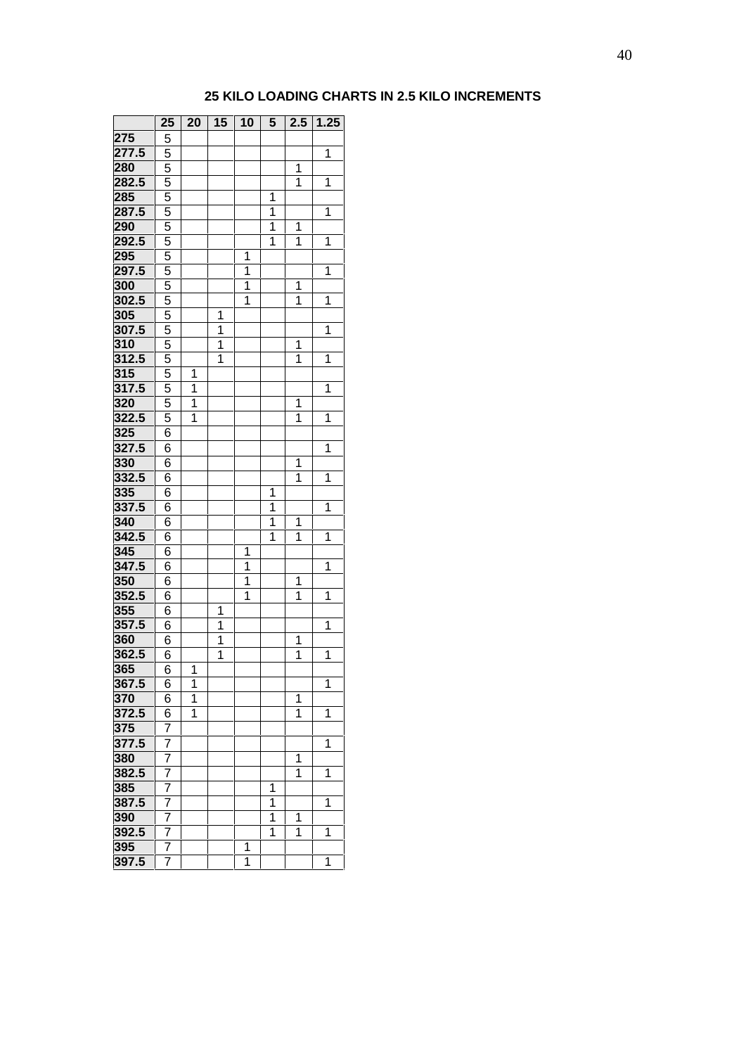## 25 KILO LOADING CHARTS IN 2.5 KILO INCREMENTS

| | 25 | 20 | 15 | 10 | 5 | 2.5 | 1.25 |
|---|---|---|---|---|---|---|---|
| **275** | 5 | | | | | | |
| **277.5** | 5 | | | | | | 1 |
| **280** | 5 | | | | | 1 | |
| **282.5** | 5 | | | | | 1 | 1 |
| **285** | 5 | | | | 1 | | |
| **287.5** | 5 | | | | 1 | | 1 |
| **290** | 5 | | | | 1 | 1 | |
| **292.5** | 5 | | | | 1 | 1 | 1 |
| **295** | 5 | | | 1 | | | |
| **297.5** | 5 | | | 1 | | | 1 |
| **300** | 5 | | | 1 | | 1 | |
| **302.5** | 5 | | | 1 | | 1 | 1 |
| **305** | 5 | | 1 | | | | |
| **307.5** | 5 | | 1 | | | | 1 |
| **310** | 5 | | 1 | | | 1 | |
| **312.5** | 5 | | 1 | | | 1 | 1 |
| **315** | 5 | 1 | | | | | |
| **317.5** | 5 | 1 | | | | | 1 |
| **320** | 5 | 1 | | | | 1 | |
| **322.5** | 5 | 1 | | | | 1 | 1 |
| **325** | 6 | | | | | | |
| **327.5** | 6 | | | | | | 1 |
| **330** | 6 | | | | | 1 | |
| **332.5** | 6 | | | | | 1 | 1 |
| **335** | 6 | | | | 1 | | |
| **337.5** | 6 | | | | 1 | | 1 |
| **340** | 6 | | | | 1 | 1 | |
| **342.5** | 6 | | | | 1 | 1 | 1 |
| **345** | 6 | | | 1 | | | |
| **347.5** | 6 | | | 1 | | | 1 |
| **350** | 6 | | | 1 | | 1 | |
| **352.5** | 6 | | | 1 | | 1 | 1 |
| **355** | 6 | | 1 | | | | |
| **357.5** | 6 | | 1 | | | | 1 |
| **360** | 6 | | 1 | | | 1 | |
| **362.5** | 6 | | 1 | | | 1 | 1 |
| **365** | 6 | 1 | | | | | |
| **367.5** | 6 | 1 | | | | | 1 |
| **370** | 6 | 1 | | | | 1 | |
| **372.5** | 6 | 1 | | | | 1 | 1 |
| **375** | 7 | | | | | | |
| **377.5** | 7 | | | | | | 1 |
| **380** | 7 | | | | | 1 | |
| **382.5** | 7 | | | | | 1 | 1 |
| **385** | 7 | | | | 1 | | |
| **387.5** | 7 | | | | 1 | | 1 |
| **390** | 7 | | | | 1 | 1 | |
| **392.5** | 7 | | | | 1 | 1 | 1 |
| **395** | 7 | | | 1 | | | |
| **397.5** | 7 | | | 1 | | | 1 |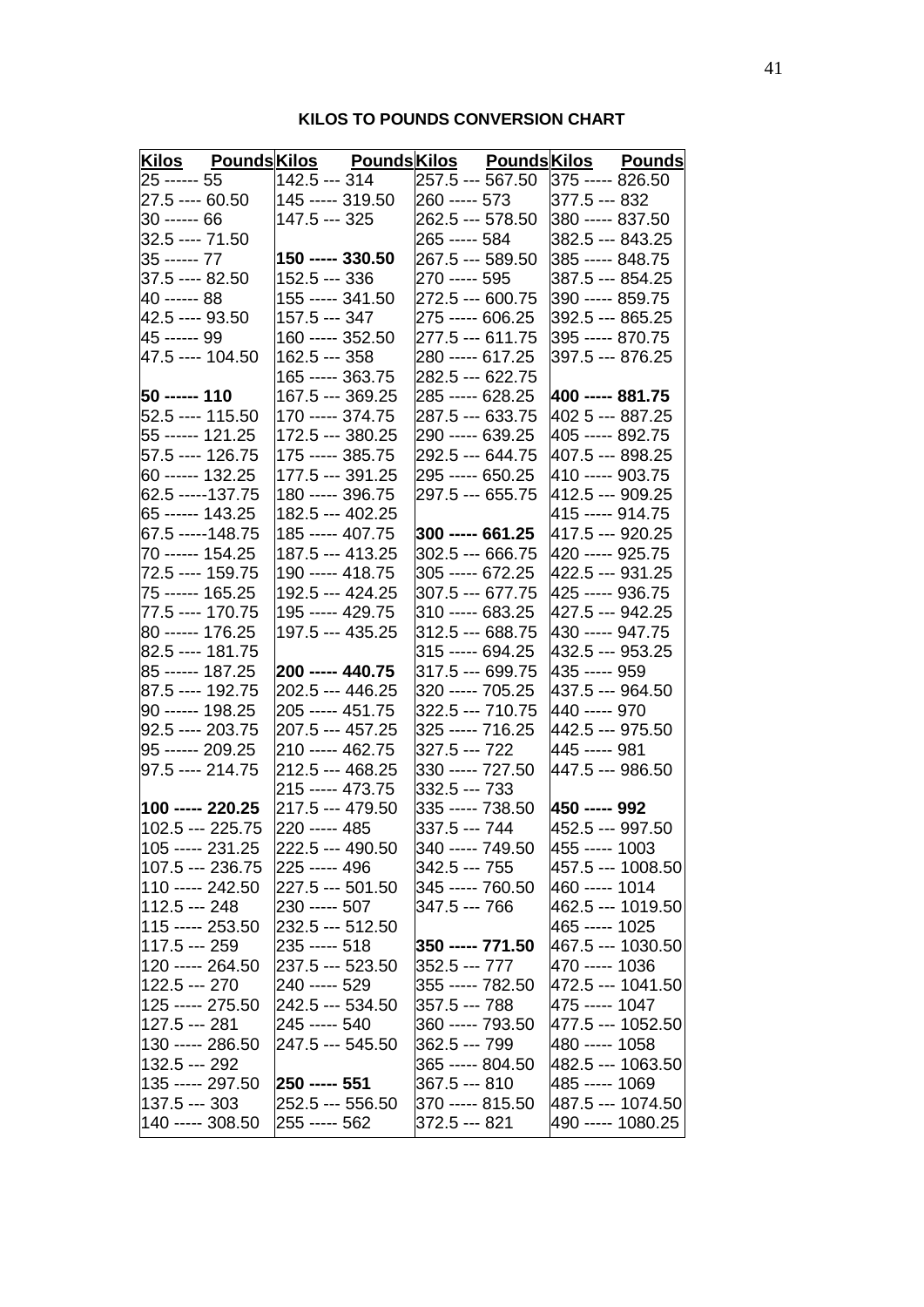**KILOS TO POUNDS CONVERSION CHART**

| Kilos Pounds | Kilos Pounds | Kilos Pounds | Kilos Pounds |
|---|---|---|---|
| 25 ------ 55 | 142.5 --- 314 | 257.5 --- 567.50 | 375 ----- 826.50 |
| 27.5 ---- 60.50 | 145 ----- 319.50 | 260 ----- 573 | 377.5 --- 832 |
| 30 ------ 66 | 147.5 --- 325 | 262.5 --- 578.50 | 380 ----- 837.50 |
| 32.5 ---- 71.50 | | 265 ----- 584 | 382.5 --- 843.25 |
| 35 ------ 77 | **150 ----- 330.50** | 267.5 --- 589.50 | 385 ----- 848.75 |
| 37.5 ---- 82.50 | 152.5 --- 336 | 270 ----- 595 | 387.5 --- 854.25 |
| 40 ------ 88 | 155 ----- 341.50 | 272.5 --- 600.75 | 390 ----- 859.75 |
| 42.5 ---- 93.50 | 157.5 --- 347 | 275 ----- 606.25 | 392.5 --- 865.25 |
| 45 ------ 99 | 160 ----- 352.50 | 277.5 --- 611.75 | 395 ----- 870.75 |
| 47.5 ---- 104.50 | 162.5 --- 358 | 280 ----- 617.25 | 397.5 --- 876.25 |
| | 165 ----- 363.75 | 282.5 --- 622.75 | |
| **50 ------ 110** | 167.5 --- 369.25 | 285 ----- 628.25 | **400 ----- 881.75** |
| 52.5 ---- 115.50 | 170 ----- 374.75 | 287.5 --- 633.75 | 402 5 --- 887.25 |
| 55 ------ 121.25 | 172.5 --- 380.25 | 290 ----- 639.25 | 405 ----- 892.75 |
| 57.5 ---- 126.75 | 175 ----- 385.75 | 292.5 --- 644.75 | 407.5 --- 898.25 |
| 60 ------ 132.25 | 177.5 --- 391.25 | 295 ----- 650.25 | 410 ----- 903.75 |
| 62.5 -----137.75 | 180 ----- 396.75 | 297.5 --- 655.75 | 412.5 --- 909.25 |
| 65 ------ 143.25 | 182.5 --- 402.25 | | 415 ----- 914.75 |
| 67.5 -----148.75 | 185 ----- 407.75 | **300 ----- 661.25** | 417.5 --- 920.25 |
| 70 ------ 154.25 | 187.5 --- 413.25 | 302.5 --- 666.75 | 420 ----- 925.75 |
| 72.5 ---- 159.75 | 190 ----- 418.75 | 305 ----- 672.25 | 422.5 --- 931.25 |
| 75 ------ 165.25 | 192.5 --- 424.25 | 307.5 --- 677.75 | 425 ----- 936.75 |
| 77.5 ---- 170.75 | 195 ----- 429.75 | 310 ----- 683.25 | 427.5 --- 942.25 |
| 80 ------ 176.25 | 197.5 --- 435.25 | 312.5 --- 688.75 | 430 ----- 947.75 |
| 82.5 ---- 181.75 | | 315 ----- 694.25 | 432.5 --- 953.25 |
| 85 ------ 187.25 | **200 ----- 440.75** | 317.5 --- 699.75 | 435 ----- 959 |
| 87.5 ---- 192.75 | 202.5 --- 446.25 | 320 ----- 705.25 | 437.5 --- 964.50 |
| 90 ------ 198.25 | 205 ----- 451.75 | 322.5 --- 710.75 | 440 ----- 970 |
| 92.5 ---- 203.75 | 207.5 --- 457.25 | 325 ----- 716.25 | 442.5 --- 975.50 |
| 95 ------ 209.25 | 210 ----- 462.75 | 327.5 --- 722 | 445 ----- 981 |
| 97.5 ---- 214.75 | 212.5 --- 468.25 | 330 ----- 727.50 | 447.5 --- 986.50 |
| | 215 ----- 473.75 | 332.5 --- 733 | |
| **100 ----- 220.25** | 217.5 --- 479.50 | 335 ----- 738.50 | **450 ----- 992** |
| 102.5 --- 225.75 | 220 ----- 485 | 337.5 --- 744 | 452.5 --- 997.50 |
| 105 ----- 231.25 | 222.5 --- 490.50 | 340 ----- 749.50 | 455 ----- 1003 |
| 107.5 --- 236.75 | 225 ----- 496 | 342.5 --- 755 | 457.5 --- 1008.50 |
| 110 ----- 242.50 | 227.5 --- 501.50 | 345 ----- 760.50 | 460 ----- 1014 |
| 112.5 --- 248 | 230 ----- 507 | 347.5 --- 766 | 462.5 --- 1019.50 |
| 115 ----- 253.50 | 232.5 --- 512.50 | | 465 ----- 1025 |
| 117.5 --- 259 | 235 ----- 518 | **350 ----- 771.50** | 467.5 --- 1030.50 |
| 120 ----- 264.50 | 237.5 --- 523.50 | 352.5 --- 777 | 470 ----- 1036 |
| 122.5 --- 270 | 240 ----- 529 | 355 ----- 782.50 | 472.5 --- 1041.50 |
| 125 ----- 275.50 | 242.5 --- 534.50 | 357.5 --- 788 | 475 ----- 1047 |
| 127.5 --- 281 | 245 ----- 540 | 360 ----- 793.50 | 477.5 --- 1052.50 |
| 130 ----- 286.50 | 247.5 --- 545.50 | 362.5 --- 799 | 480 ----- 1058 |
| 132.5 --- 292 | | 365 ----- 804.50 | 482.5 --- 1063.50 |
| 135 ----- 297.50 | **250 ----- 551** | 367.5 --- 810 | 485 ----- 1069 |
| 137.5 --- 303 | 252.5 --- 556.50 | 370 ----- 815.50 | 487.5 --- 1074.50 |
| 140 ----- 308.50 | 255 ----- 562 | 372.5 --- 821 | 490 ----- 1080.25 |